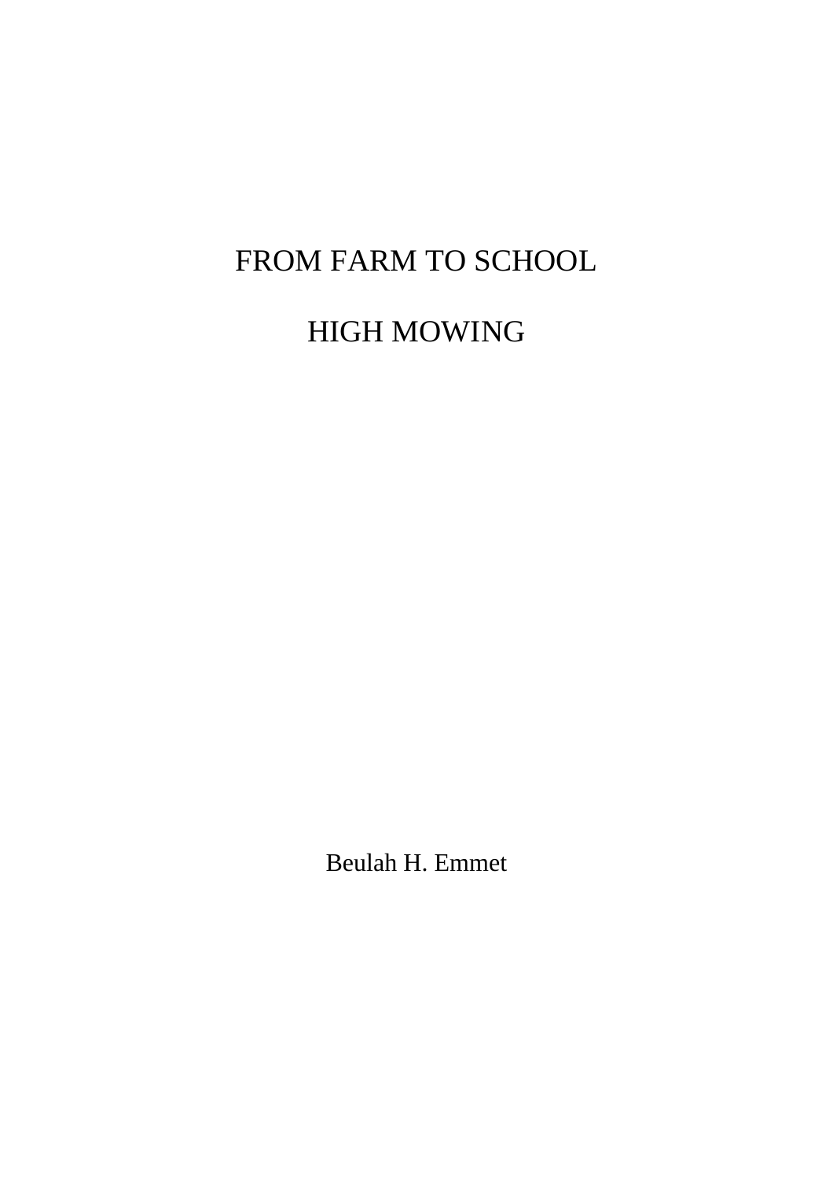# FROM FARM TO SCHOOL

# HIGH MOWING

Beulah H. Emmet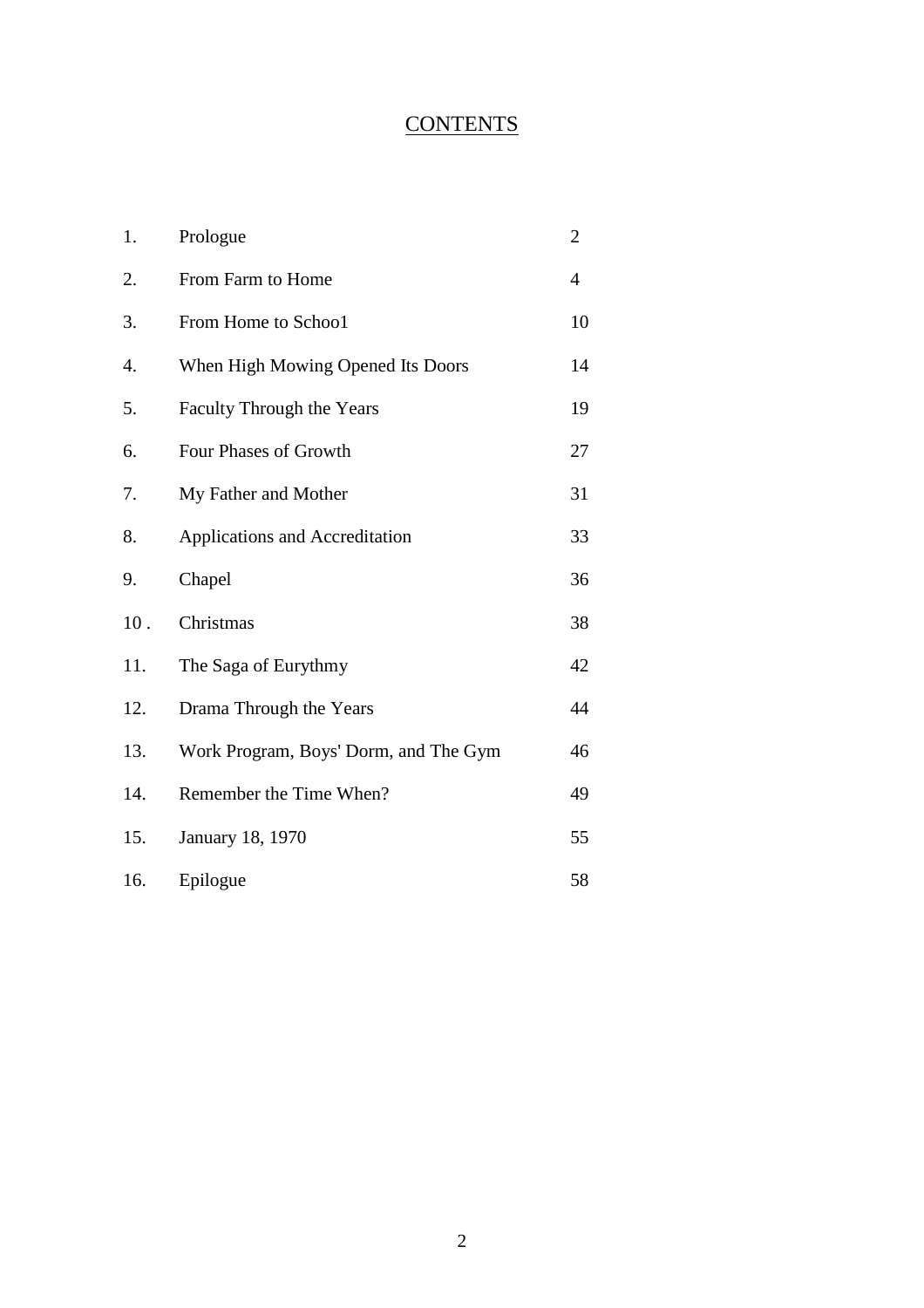# CONTENTS

| | | |
|---|---|---|
| 1. | Prologue | 2 |
| 2. | From Farm to Home | 4 |
| 3. | From Home to Schoo1 | 10 |
| 4. | When High Mowing Opened Its Doors | 14 |
| 5. | Faculty Through the Years | 19 |
| 6. | Four Phases of Growth | 27 |
| 7. | My Father and Mother | 31 |
| 8. | Applications and Accreditation | 33 |
| 9. | Chapel | 36 |
| 10 . | Christmas | 38 |
| 11. | The Saga of Eurythmy | 42 |
| 12. | Drama Through the Years | 44 |
| 13. | Work Program, Boys' Dorm, and The Gym | 46 |
| 14. | Remember the Time When? | 49 |
| 15. | January 18, 1970 | 55 |
| 16. | Epilogue | 58 |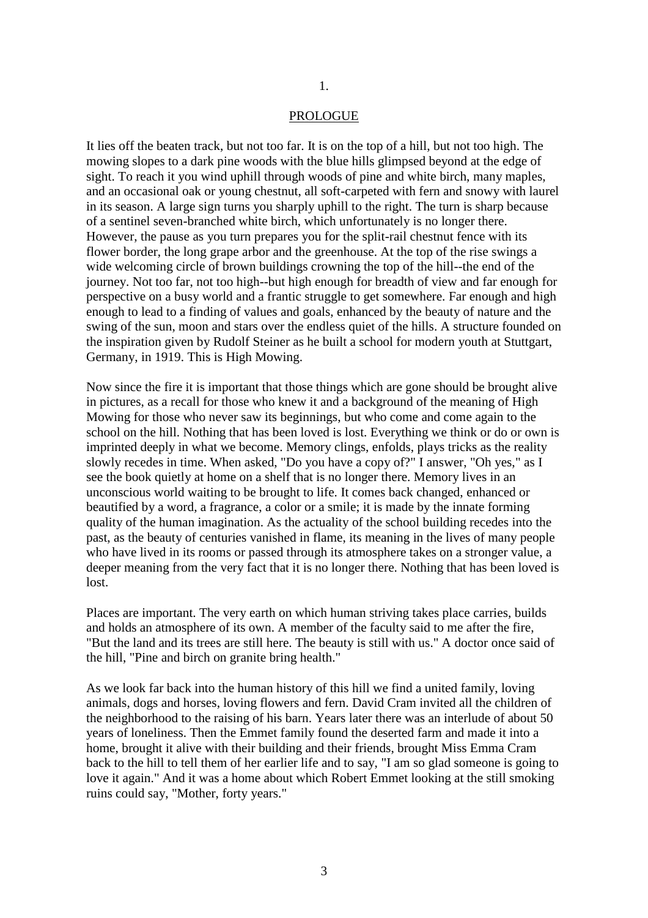1.

## PROLOGUE

It lies off the beaten track, but not too far. It is on the top of a hill, but not too high. The mowing slopes to a dark pine woods with the blue hills glimpsed beyond at the edge of sight. To reach it you wind uphill through woods of pine and white birch, many maples, and an occasional oak or young chestnut, all soft-carpeted with fern and snowy with laurel in its season. A large sign turns you sharply uphill to the right. The turn is sharp because of a sentinel seven-branched white birch, which unfortunately is no longer there. However, the pause as you turn prepares you for the split-rail chestnut fence with its flower border, the long grape arbor and the greenhouse. At the top of the rise swings a wide welcoming circle of brown buildings crowning the top of the hill--the end of the journey. Not too far, not too high--but high enough for breadth of view and far enough for perspective on a busy world and a frantic struggle to get somewhere. Far enough and high enough to lead to a finding of values and goals, enhanced by the beauty of nature and the swing of the sun, moon and stars over the endless quiet of the hills. A structure founded on the inspiration given by Rudolf Steiner as he built a school for modern youth at Stuttgart, Germany, in 1919. This is High Mowing.

Now since the fire it is important that those things which are gone should be brought alive in pictures, as a recall for those who knew it and a background of the meaning of High Mowing for those who never saw its beginnings, but who come and come again to the school on the hill. Nothing that has been loved is lost. Everything we think or do or own is imprinted deeply in what we become. Memory clings, enfolds, plays tricks as the reality slowly recedes in time. When asked, "Do you have a copy of?" I answer, "Oh yes," as I see the book quietly at home on a shelf that is no longer there. Memory lives in an unconscious world waiting to be brought to life. It comes back changed, enhanced or beautified by a word, a fragrance, a color or a smile; it is made by the innate forming quality of the human imagination. As the actuality of the school building recedes into the past, as the beauty of centuries vanished in flame, its meaning in the lives of many people who have lived in its rooms or passed through its atmosphere takes on a stronger value, a deeper meaning from the very fact that it is no longer there. Nothing that has been loved is lost.

Places are important. The very earth on which human striving takes place carries, builds and holds an atmosphere of its own. A member of the faculty said to me after the fire, "But the land and its trees are still here. The beauty is still with us." A doctor once said of the hill, "Pine and birch on granite bring health."

As we look far back into the human history of this hill we find a united family, loving animals, dogs and horses, loving flowers and fern. David Cram invited all the children of the neighborhood to the raising of his barn. Years later there was an interlude of about 50 years of loneliness. Then the Emmet family found the deserted farm and made it into a home, brought it alive with their building and their friends, brought Miss Emma Cram back to the hill to tell them of her earlier life and to say, "I am so glad someone is going to love it again." And it was a home about which Robert Emmet looking at the still smoking ruins could say, "Mother, forty years."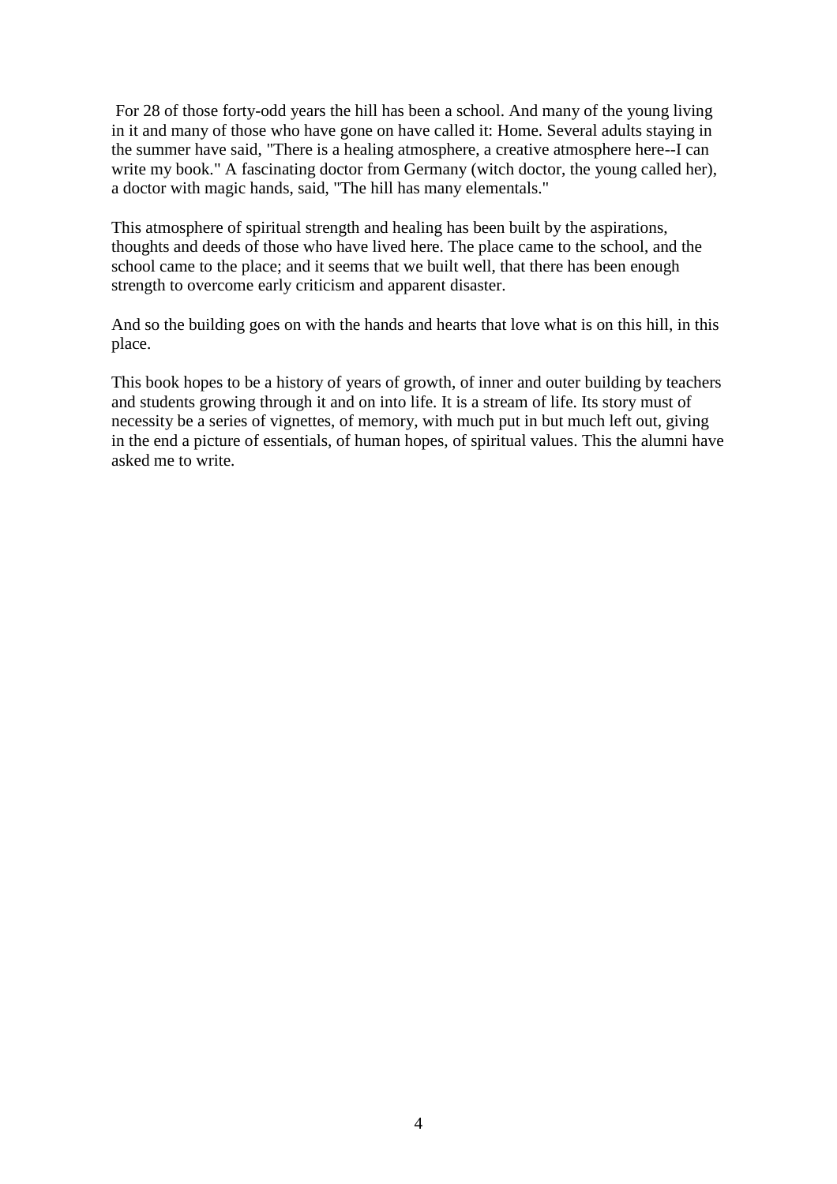For 28 of those forty-odd years the hill has been a school. And many of the young living in it and many of those who have gone on have called it: Home. Several adults staying in the summer have said, "There is a healing atmosphere, a creative atmosphere here--I can write my book." A fascinating doctor from Germany (witch doctor, the young called her), a doctor with magic hands, said, "The hill has many elementals."

This atmosphere of spiritual strength and healing has been built by the aspirations, thoughts and deeds of those who have lived here. The place came to the school, and the school came to the place; and it seems that we built well, that there has been enough strength to overcome early criticism and apparent disaster.

And so the building goes on with the hands and hearts that love what is on this hill, in this place.

This book hopes to be a history of years of growth, of inner and outer building by teachers and students growing through it and on into life. It is a stream of life. Its story must of necessity be a series of vignettes, of memory, with much put in but much left out, giving in the end a picture of essentials, of human hopes, of spiritual values. This the alumni have asked me to write.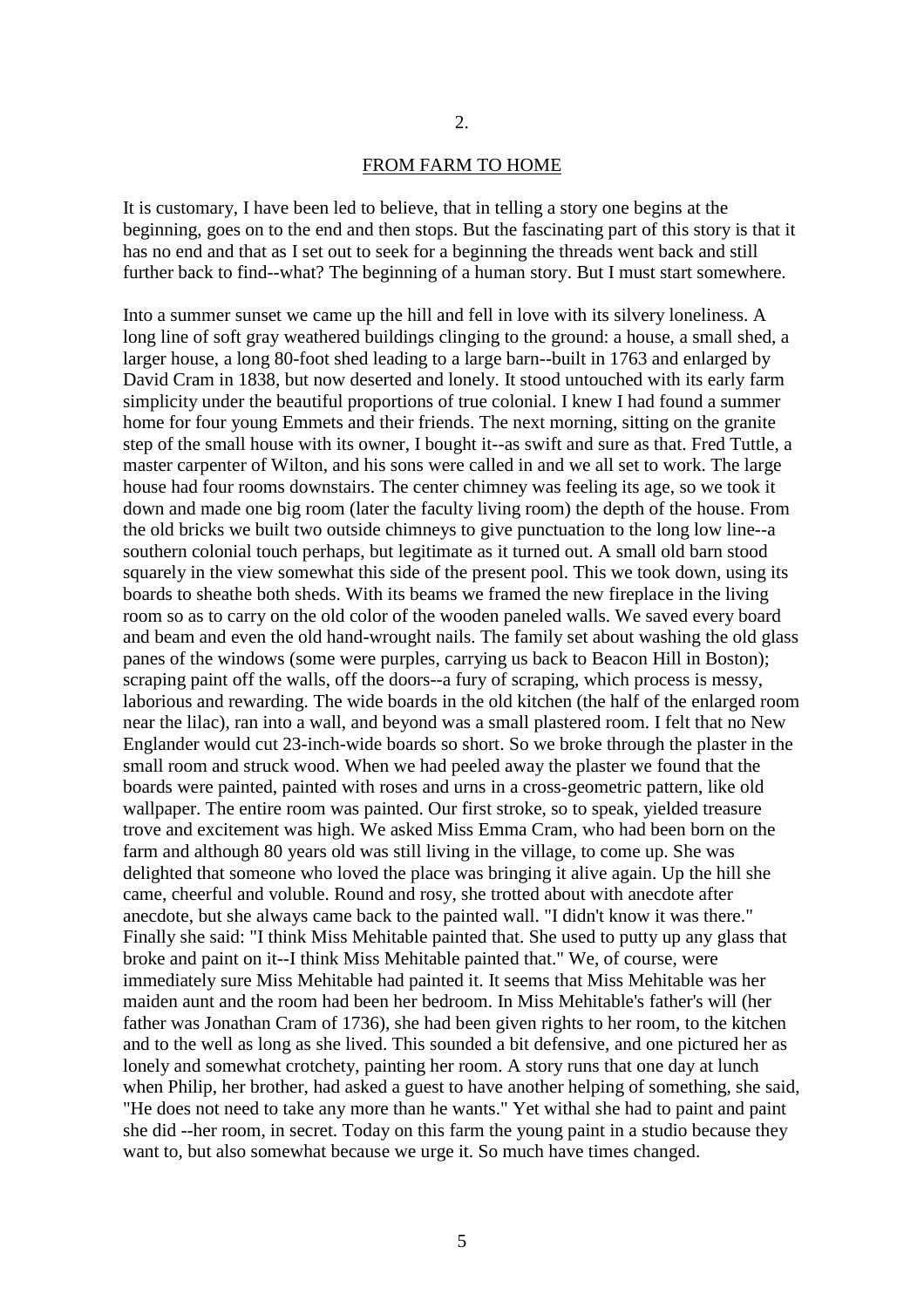2.

## FROM FARM TO HOME

It is customary, I have been led to believe, that in telling a story one begins at the beginning, goes on to the end and then stops. But the fascinating part of this story is that it has no end and that as I set out to seek for a beginning the threads went back and still further back to find--what? The beginning of a human story. But I must start somewhere.

Into a summer sunset we came up the hill and fell in love with its silvery loneliness. A long line of soft gray weathered buildings clinging to the ground: a house, a small shed, a larger house, a long 80-foot shed leading to a large barn--built in 1763 and enlarged by David Cram in 1838, but now deserted and lonely. It stood untouched with its early farm simplicity under the beautiful proportions of true colonial. I knew I had found a summer home for four young Emmets and their friends. The next morning, sitting on the granite step of the small house with its owner, I bought it--as swift and sure as that. Fred Tuttle, a master carpenter of Wilton, and his sons were called in and we all set to work. The large house had four rooms downstairs. The center chimney was feeling its age, so we took it down and made one big room (later the faculty living room) the depth of the house. From the old bricks we built two outside chimneys to give punctuation to the long low line--a southern colonial touch perhaps, but legitimate as it turned out. A small old barn stood squarely in the view somewhat this side of the present pool. This we took down, using its boards to sheathe both sheds. With its beams we framed the new fireplace in the living room so as to carry on the old color of the wooden paneled walls. We saved every board and beam and even the old hand-wrought nails. The family set about washing the old glass panes of the windows (some were purples, carrying us back to Beacon Hill in Boston); scraping paint off the walls, off the doors--a fury of scraping, which process is messy, laborious and rewarding. The wide boards in the old kitchen (the half of the enlarged room near the lilac), ran into a wall, and beyond was a small plastered room. I felt that no New Englander would cut 23-inch-wide boards so short. So we broke through the plaster in the small room and struck wood. When we had peeled away the plaster we found that the boards were painted, painted with roses and urns in a cross-geometric pattern, like old wallpaper. The entire room was painted. Our first stroke, so to speak, yielded treasure trove and excitement was high. We asked Miss Emma Cram, who had been born on the farm and although 80 years old was still living in the village, to come up. She was delighted that someone who loved the place was bringing it alive again. Up the hill she came, cheerful and voluble. Round and rosy, she trotted about with anecdote after anecdote, but she always came back to the painted wall. "I didn't know it was there." Finally she said: "I think Miss Mehitable painted that. She used to putty up any glass that broke and paint on it--I think Miss Mehitable painted that." We, of course, were immediately sure Miss Mehitable had painted it. It seems that Miss Mehitable was her maiden aunt and the room had been her bedroom. In Miss Mehitable's father's will (her father was Jonathan Cram of 1736), she had been given rights to her room, to the kitchen and to the well as long as she lived. This sounded a bit defensive, and one pictured her as lonely and somewhat crotchety, painting her room. A story runs that one day at lunch when Philip, her brother, had asked a guest to have another helping of something, she said, "He does not need to take any more than he wants." Yet withal she had to paint and paint she did --her room, in secret. Today on this farm the young paint in a studio because they want to, but also somewhat because we urge it. So much have times changed.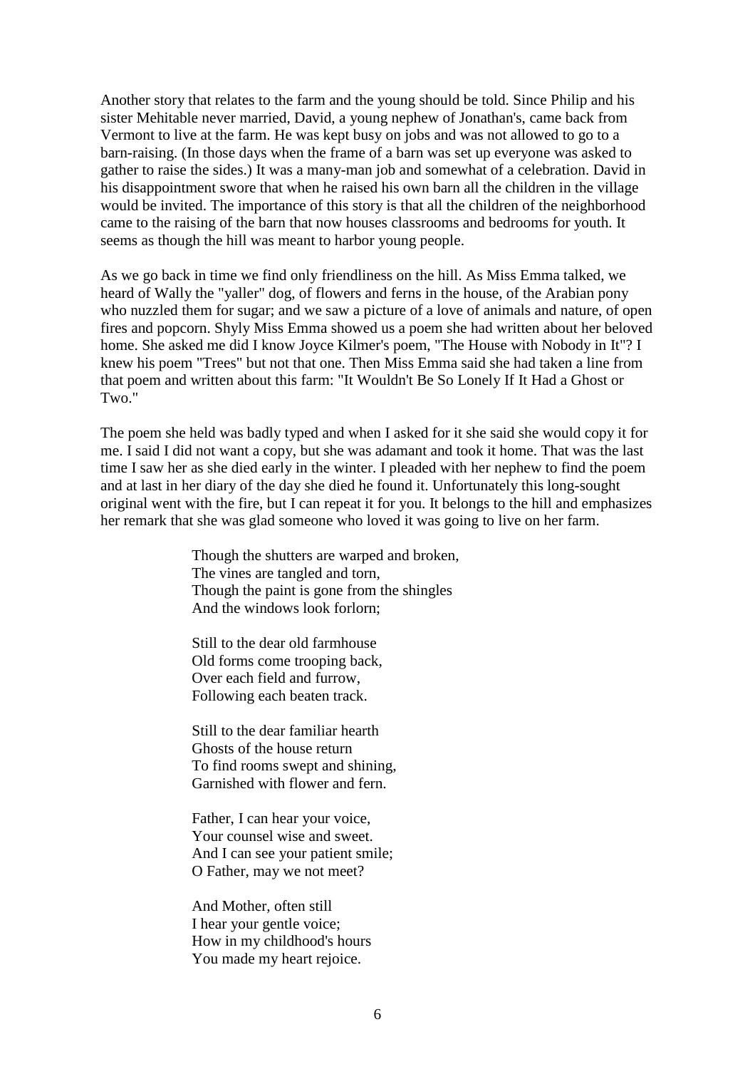Another story that relates to the farm and the young should be told. Since Philip and his sister Mehitable never married, David, a young nephew of Jonathan's, came back from Vermont to live at the farm. He was kept busy on jobs and was not allowed to go to a barn-raising. (In those days when the frame of a barn was set up everyone was asked to gather to raise the sides.) It was a many-man job and somewhat of a celebration. David in his disappointment swore that when he raised his own barn all the children in the village would be invited. The importance of this story is that all the children of the neighborhood came to the raising of the barn that now houses classrooms and bedrooms for youth. It seems as though the hill was meant to harbor young people.

As we go back in time we find only friendliness on the hill. As Miss Emma talked, we heard of Wally the "yaller" dog, of flowers and ferns in the house, of the Arabian pony who nuzzled them for sugar; and we saw a picture of a love of animals and nature, of open fires and popcorn. Shyly Miss Emma showed us a poem she had written about her beloved home. She asked me did I know Joyce Kilmer's poem, "The House with Nobody in It"? I knew his poem "Trees" but not that one. Then Miss Emma said she had taken a line from that poem and written about this farm: "It Wouldn't Be So Lonely If It Had a Ghost or Two."

The poem she held was badly typed and when I asked for it she said she would copy it for me. I said I did not want a copy, but she was adamant and took it home. That was the last time I saw her as she died early in the winter. I pleaded with her nephew to find the poem and at last in her diary of the day she died he found it. Unfortunately this long-sought original went with the fire, but I can repeat it for you. It belongs to the hill and emphasizes her remark that she was glad someone who loved it was going to live on her farm.

> Though the shutters are warped and broken,
> The vines are tangled and torn,
> Though the paint is gone from the shingles
> And the windows look forlorn;
>
> Still to the dear old farmhouse
> Old forms come trooping back,
> Over each field and furrow,
> Following each beaten track.
>
> Still to the dear familiar hearth
> Ghosts of the house return
> To find rooms swept and shining,
> Garnished with flower and fern.
>
> Father, I can hear your voice,
> Your counsel wise and sweet.
> And I can see your patient smile;
> O Father, may we not meet?
>
> And Mother, often still
> I hear your gentle voice;
> How in my childhood's hours
> You made my heart rejoice.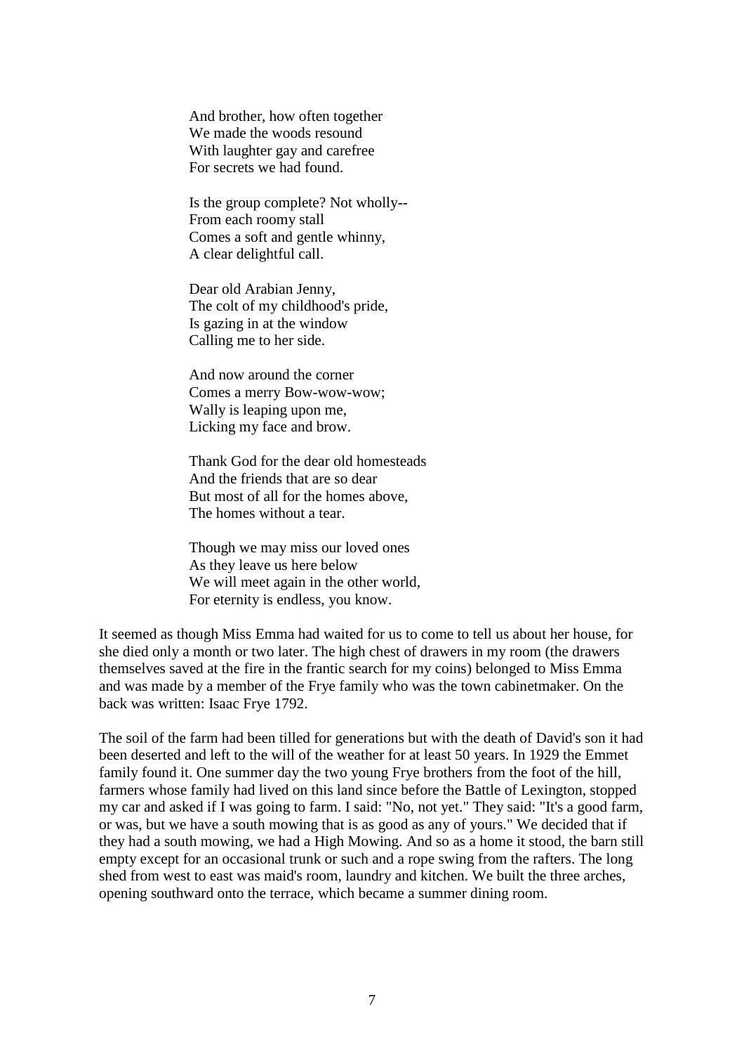And brother, how often together
We made the woods resound
With laughter gay and carefree
For secrets we had found.

Is the group complete? Not wholly--
From each roomy stall
Comes a soft and gentle whinny,
A clear delightful call.

Dear old Arabian Jenny,
The colt of my childhood's pride,
Is gazing in at the window
Calling me to her side.

And now around the corner
Comes a merry Bow-wow-wow;
Wally is leaping upon me,
Licking my face and brow.

Thank God for the dear old homesteads
And the friends that are so dear
But most of all for the homes above,
The homes without a tear.

Though we may miss our loved ones
As they leave us here below
We will meet again in the other world,
For eternity is endless, you know.

It seemed as though Miss Emma had waited for us to come to tell us about her house, for she died only a month or two later. The high chest of drawers in my room (the drawers themselves saved at the fire in the frantic search for my coins) belonged to Miss Emma and was made by a member of the Frye family who was the town cabinetmaker. On the back was written: Isaac Frye 1792.

The soil of the farm had been tilled for generations but with the death of David's son it had been deserted and left to the will of the weather for at least 50 years. In 1929 the Emmet family found it. One summer day the two young Frye brothers from the foot of the hill, farmers whose family had lived on this land since before the Battle of Lexington, stopped my car and asked if I was going to farm. I said: "No, not yet." They said: "It's a good farm, or was, but we have a south mowing that is as good as any of yours." We decided that if they had a south mowing, we had a High Mowing. And so as a home it stood, the barn still empty except for an occasional trunk or such and a rope swing from the rafters. The long shed from west to east was maid's room, laundry and kitchen. We built the three arches, opening southward onto the terrace, which became a summer dining room.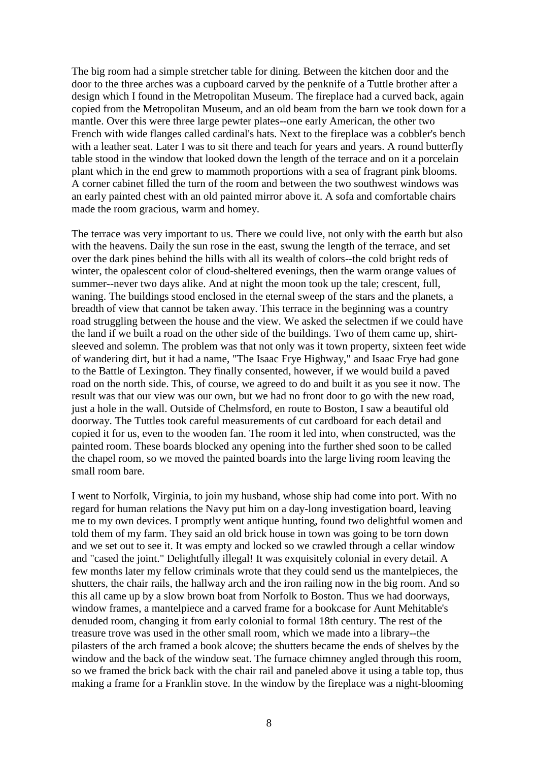The big room had a simple stretcher table for dining. Between the kitchen door and the door to the three arches was a cupboard carved by the penknife of a Tuttle brother after a design which I found in the Metropolitan Museum. The fireplace had a curved back, again copied from the Metropolitan Museum, and an old beam from the barn we took down for a mantle. Over this were three large pewter plates--one early American, the other two French with wide flanges called cardinal's hats. Next to the fireplace was a cobbler's bench with a leather seat. Later I was to sit there and teach for years and years. A round butterfly table stood in the window that looked down the length of the terrace and on it a porcelain plant which in the end grew to mammoth proportions with a sea of fragrant pink blooms. A corner cabinet filled the turn of the room and between the two southwest windows was an early painted chest with an old painted mirror above it. A sofa and comfortable chairs made the room gracious, warm and homey.

The terrace was very important to us. There we could live, not only with the earth but also with the heavens. Daily the sun rose in the east, swung the length of the terrace, and set over the dark pines behind the hills with all its wealth of colors--the cold bright reds of winter, the opalescent color of cloud-sheltered evenings, then the warm orange values of summer--never two days alike. And at night the moon took up the tale; crescent, full, waning. The buildings stood enclosed in the eternal sweep of the stars and the planets, a breadth of view that cannot be taken away. This terrace in the beginning was a country road struggling between the house and the view. We asked the selectmen if we could have the land if we built a road on the other side of the buildings. Two of them came up, shirt-sleeved and solemn. The problem was that not only was it town property, sixteen feet wide of wandering dirt, but it had a name, "The Isaac Frye Highway," and Isaac Frye had gone to the Battle of Lexington. They finally consented, however, if we would build a paved road on the north side. This, of course, we agreed to do and built it as you see it now. The result was that our view was our own, but we had no front door to go with the new road, just a hole in the wall. Outside of Chelmsford, en route to Boston, I saw a beautiful old doorway. The Tuttles took careful measurements of cut cardboard for each detail and copied it for us, even to the wooden fan. The room it led into, when constructed, was the painted room. These boards blocked any opening into the further shed soon to be called the chapel room, so we moved the painted boards into the large living room leaving the small room bare.

I went to Norfolk, Virginia, to join my husband, whose ship had come into port. With no regard for human relations the Navy put him on a day-long investigation board, leaving me to my own devices. I promptly went antique hunting, found two delightful women and told them of my farm. They said an old brick house in town was going to be torn down and we set out to see it. It was empty and locked so we crawled through a cellar window and "cased the joint." Delightfully illegal! It was exquisitely colonial in every detail. A few months later my fellow criminals wrote that they could send us the mantelpieces, the shutters, the chair rails, the hallway arch and the iron railing now in the big room. And so this all came up by a slow brown boat from Norfolk to Boston. Thus we had doorways, window frames, a mantelpiece and a carved frame for a bookcase for Aunt Mehitable's denuded room, changing it from early colonial to formal 18th century. The rest of the treasure trove was used in the other small room, which we made into a library--the pilasters of the arch framed a book alcove; the shutters became the ends of shelves by the window and the back of the window seat. The furnace chimney angled through this room, so we framed the brick back with the chair rail and paneled above it using a table top, thus making a frame for a Franklin stove. In the window by the fireplace was a night-blooming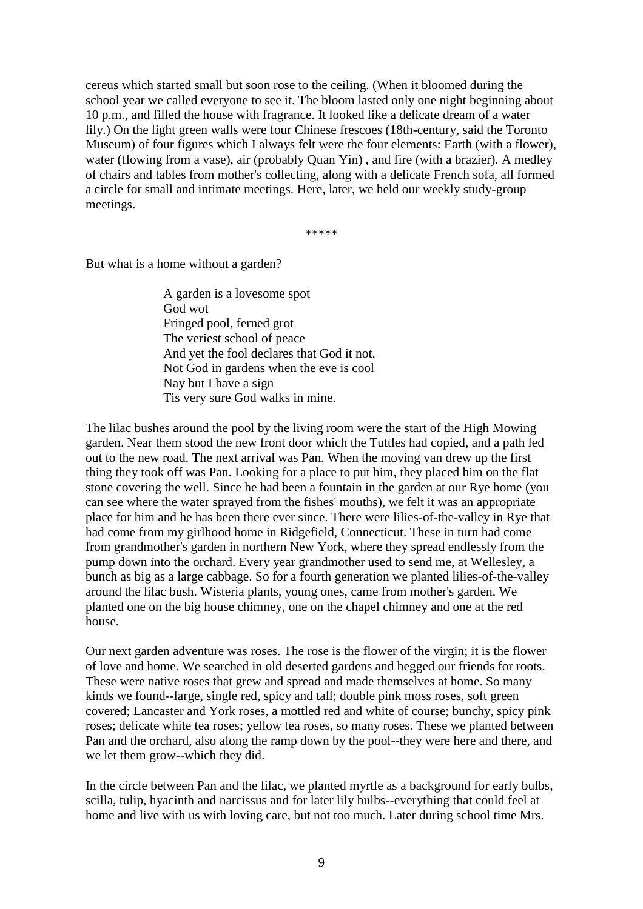cereus which started small but soon rose to the ceiling. (When it bloomed during the school year we called everyone to see it. The bloom lasted only one night beginning about 10 p.m., and filled the house with fragrance. It looked like a delicate dream of a water lily.) On the light green walls were four Chinese frescoes (18th-century, said the Toronto Museum) of four figures which I always felt were the four elements: Earth (with a flower), water (flowing from a vase), air (probably Quan Yin) , and fire (with a brazier). A medley of chairs and tables from mother's collecting, along with a delicate French sofa, all formed a circle for small and intimate meetings. Here, later, we held our weekly study-group meetings.

*****

But what is a home without a garden?

> A garden is a lovesome spot  
> God wot  
> Fringed pool, ferned grot  
> The veriest school of peace  
> And yet the fool declares that God it not.  
> Not God in gardens when the eve is cool  
> Nay but I have a sign  
> Tis very sure God walks in mine.

The lilac bushes around the pool by the living room were the start of the High Mowing garden. Near them stood the new front door which the Tuttles had copied, and a path led out to the new road. The next arrival was Pan. When the moving van drew up the first thing they took off was Pan. Looking for a place to put him, they placed him on the flat stone covering the well. Since he had been a fountain in the garden at our Rye home (you can see where the water sprayed from the fishes' mouths), we felt it was an appropriate place for him and he has been there ever since. There were lilies-of-the-valley in Rye that had come from my girlhood home in Ridgefield, Connecticut. These in turn had come from grandmother's garden in northern New York, where they spread endlessly from the pump down into the orchard. Every year grandmother used to send me, at Wellesley, a bunch as big as a large cabbage. So for a fourth generation we planted lilies-of-the-valley around the lilac bush. Wisteria plants, young ones, came from mother's garden. We planted one on the big house chimney, one on the chapel chimney and one at the red house.

Our next garden adventure was roses. The rose is the flower of the virgin; it is the flower of love and home. We searched in old deserted gardens and begged our friends for roots. These were native roses that grew and spread and made themselves at home. So many kinds we found--large, single red, spicy and tall; double pink moss roses, soft green covered; Lancaster and York roses, a mottled red and white of course; bunchy, spicy pink roses; delicate white tea roses; yellow tea roses, so many roses. These we planted between Pan and the orchard, also along the ramp down by the pool--they were here and there, and we let them grow--which they did.

In the circle between Pan and the lilac, we planted myrtle as a background for early bulbs, scilla, tulip, hyacinth and narcissus and for later lily bulbs--everything that could feel at home and live with us with loving care, but not too much. Later during school time Mrs.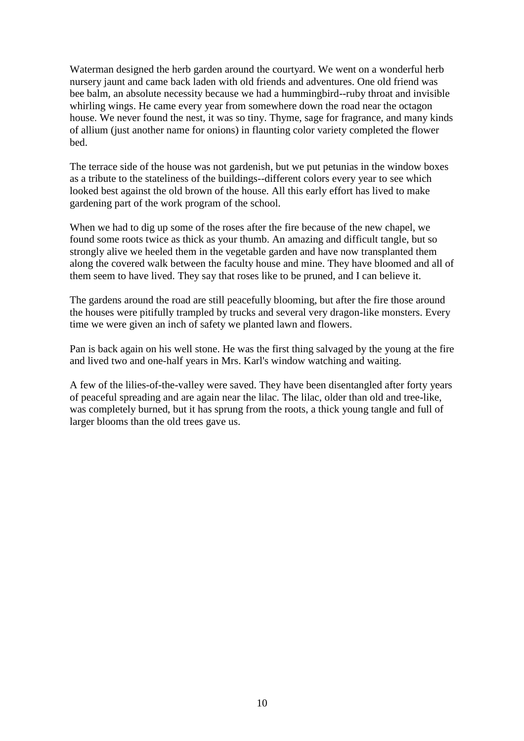Waterman designed the herb garden around the courtyard. We went on a wonderful herb nursery jaunt and came back laden with old friends and adventures. One old friend was bee balm, an absolute necessity because we had a hummingbird--ruby throat and invisible whirling wings. He came every year from somewhere down the road near the octagon house. We never found the nest, it was so tiny. Thyme, sage for fragrance, and many kinds of allium (just another name for onions) in flaunting color variety completed the flower bed.

The terrace side of the house was not gardenish, but we put petunias in the window boxes as a tribute to the stateliness of the buildings--different colors every year to see which looked best against the old brown of the house. All this early effort has lived to make gardening part of the work program of the school.

When we had to dig up some of the roses after the fire because of the new chapel, we found some roots twice as thick as your thumb. An amazing and difficult tangle, but so strongly alive we heeled them in the vegetable garden and have now transplanted them along the covered walk between the faculty house and mine. They have bloomed and all of them seem to have lived. They say that roses like to be pruned, and I can believe it.

The gardens around the road are still peacefully blooming, but after the fire those around the houses were pitifully trampled by trucks and several very dragon-like monsters. Every time we were given an inch of safety we planted lawn and flowers.

Pan is back again on his well stone. He was the first thing salvaged by the young at the fire and lived two and one-half years in Mrs. Karl's window watching and waiting.

A few of the lilies-of-the-valley were saved. They have been disentangled after forty years of peaceful spreading and are again near the lilac. The lilac, older than old and tree-like, was completely burned, but it has sprung from the roots, a thick young tangle and full of larger blooms than the old trees gave us.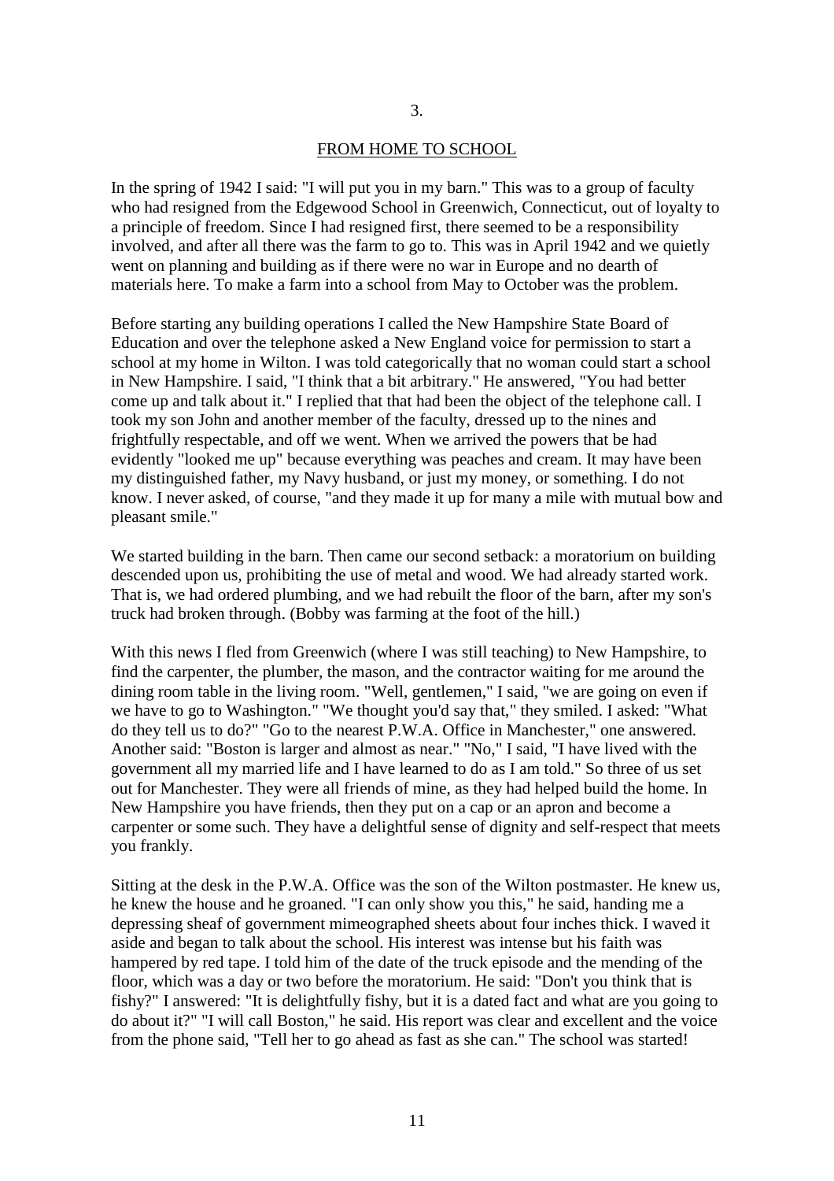## 3.

## FROM HOME TO SCHOOL

In the spring of 1942 I said: "I will put you in my barn." This was to a group of faculty who had resigned from the Edgewood School in Greenwich, Connecticut, out of loyalty to a principle of freedom. Since I had resigned first, there seemed to be a responsibility involved, and after all there was the farm to go to. This was in April 1942 and we quietly went on planning and building as if there were no war in Europe and no dearth of materials here. To make a farm into a school from May to October was the problem.

Before starting any building operations I called the New Hampshire State Board of Education and over the telephone asked a New England voice for permission to start a school at my home in Wilton. I was told categorically that no woman could start a school in New Hampshire. I said, "I think that a bit arbitrary." He answered, "You had better come up and talk about it." I replied that that had been the object of the telephone call. I took my son John and another member of the faculty, dressed up to the nines and frightfully respectable, and off we went. When we arrived the powers that be had evidently "looked me up" because everything was peaches and cream. It may have been my distinguished father, my Navy husband, or just my money, or something. I do not know. I never asked, of course, "and they made it up for many a mile with mutual bow and pleasant smile."

We started building in the barn. Then came our second setback: a moratorium on building descended upon us, prohibiting the use of metal and wood. We had already started work. That is, we had ordered plumbing, and we had rebuilt the floor of the barn, after my son's truck had broken through. (Bobby was farming at the foot of the hill.)

With this news I fled from Greenwich (where I was still teaching) to New Hampshire, to find the carpenter, the plumber, the mason, and the contractor waiting for me around the dining room table in the living room. "Well, gentlemen," I said, "we are going on even if we have to go to Washington." "We thought you'd say that," they smiled. I asked: "What do they tell us to do?" "Go to the nearest P.W.A. Office in Manchester," one answered. Another said: "Boston is larger and almost as near." "No," I said, "I have lived with the government all my married life and I have learned to do as I am told." So three of us set out for Manchester. They were all friends of mine, as they had helped build the home. In New Hampshire you have friends, then they put on a cap or an apron and become a carpenter or some such. They have a delightful sense of dignity and self-respect that meets you frankly.

Sitting at the desk in the P.W.A. Office was the son of the Wilton postmaster. He knew us, he knew the house and he groaned. "I can only show you this," he said, handing me a depressing sheaf of government mimeographed sheets about four inches thick. I waved it aside and began to talk about the school. His interest was intense but his faith was hampered by red tape. I told him of the date of the truck episode and the mending of the floor, which was a day or two before the moratorium. He said: "Don't you think that is fishy?" I answered: "It is delightfully fishy, but it is a dated fact and what are you going to do about it?" "I will call Boston," he said. His report was clear and excellent and the voice from the phone said, "Tell her to go ahead as fast as she can." The school was started!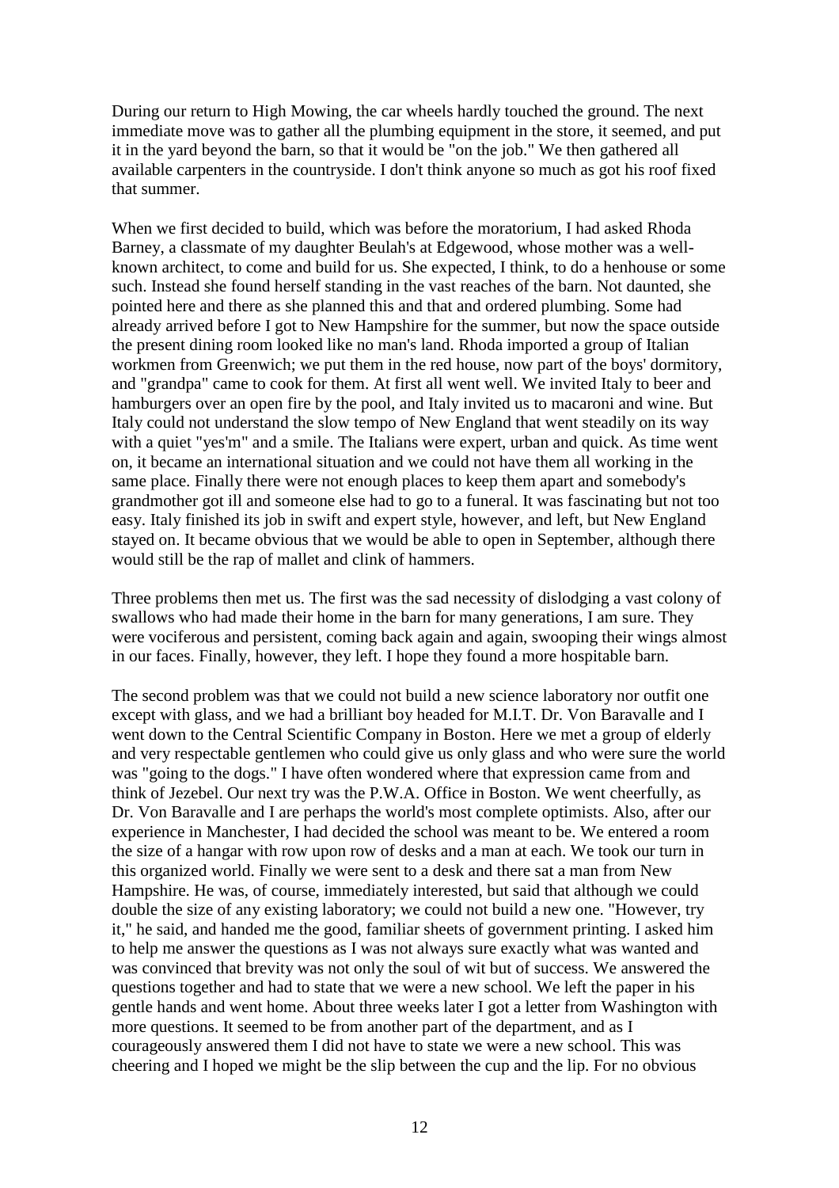During our return to High Mowing, the car wheels hardly touched the ground. The next immediate move was to gather all the plumbing equipment in the store, it seemed, and put it in the yard beyond the barn, so that it would be "on the job." We then gathered all available carpenters in the countryside. I don't think anyone so much as got his roof fixed that summer.

When we first decided to build, which was before the moratorium, I had asked Rhoda Barney, a classmate of my daughter Beulah's at Edgewood, whose mother was a well-known architect, to come and build for us. She expected, I think, to do a henhouse or some such. Instead she found herself standing in the vast reaches of the barn. Not daunted, she pointed here and there as she planned this and that and ordered plumbing. Some had already arrived before I got to New Hampshire for the summer, but now the space outside the present dining room looked like no man's land. Rhoda imported a group of Italian workmen from Greenwich; we put them in the red house, now part of the boys' dormitory, and "grandpa" came to cook for them. At first all went well. We invited Italy to beer and hamburgers over an open fire by the pool, and Italy invited us to macaroni and wine. But Italy could not understand the slow tempo of New England that went steadily on its way with a quiet "yes'm" and a smile. The Italians were expert, urban and quick. As time went on, it became an international situation and we could not have them all working in the same place. Finally there were not enough places to keep them apart and somebody's grandmother got ill and someone else had to go to a funeral. It was fascinating but not too easy. Italy finished its job in swift and expert style, however, and left, but New England stayed on. It became obvious that we would be able to open in September, although there would still be the rap of mallet and clink of hammers.

Three problems then met us. The first was the sad necessity of dislodging a vast colony of swallows who had made their home in the barn for many generations, I am sure. They were vociferous and persistent, coming back again and again, swooping their wings almost in our faces. Finally, however, they left. I hope they found a more hospitable barn.

The second problem was that we could not build a new science laboratory nor outfit one except with glass, and we had a brilliant boy headed for M.I.T. Dr. Von Baravalle and I went down to the Central Scientific Company in Boston. Here we met a group of elderly and very respectable gentlemen who could give us only glass and who were sure the world was "going to the dogs." I have often wondered where that expression came from and think of Jezebel. Our next try was the P.W.A. Office in Boston. We went cheerfully, as Dr. Von Baravalle and I are perhaps the world's most complete optimists. Also, after our experience in Manchester, I had decided the school was meant to be. We entered a room the size of a hangar with row upon row of desks and a man at each. We took our turn in this organized world. Finally we were sent to a desk and there sat a man from New Hampshire. He was, of course, immediately interested, but said that although we could double the size of any existing laboratory; we could not build a new one. "However, try it," he said, and handed me the good, familiar sheets of government printing. I asked him to help me answer the questions as I was not always sure exactly what was wanted and was convinced that brevity was not only the soul of wit but of success. We answered the questions together and had to state that we were a new school. We left the paper in his gentle hands and went home. About three weeks later I got a letter from Washington with more questions. It seemed to be from another part of the department, and as I courageously answered them I did not have to state we were a new school. This was cheering and I hoped we might be the slip between the cup and the lip. For no obvious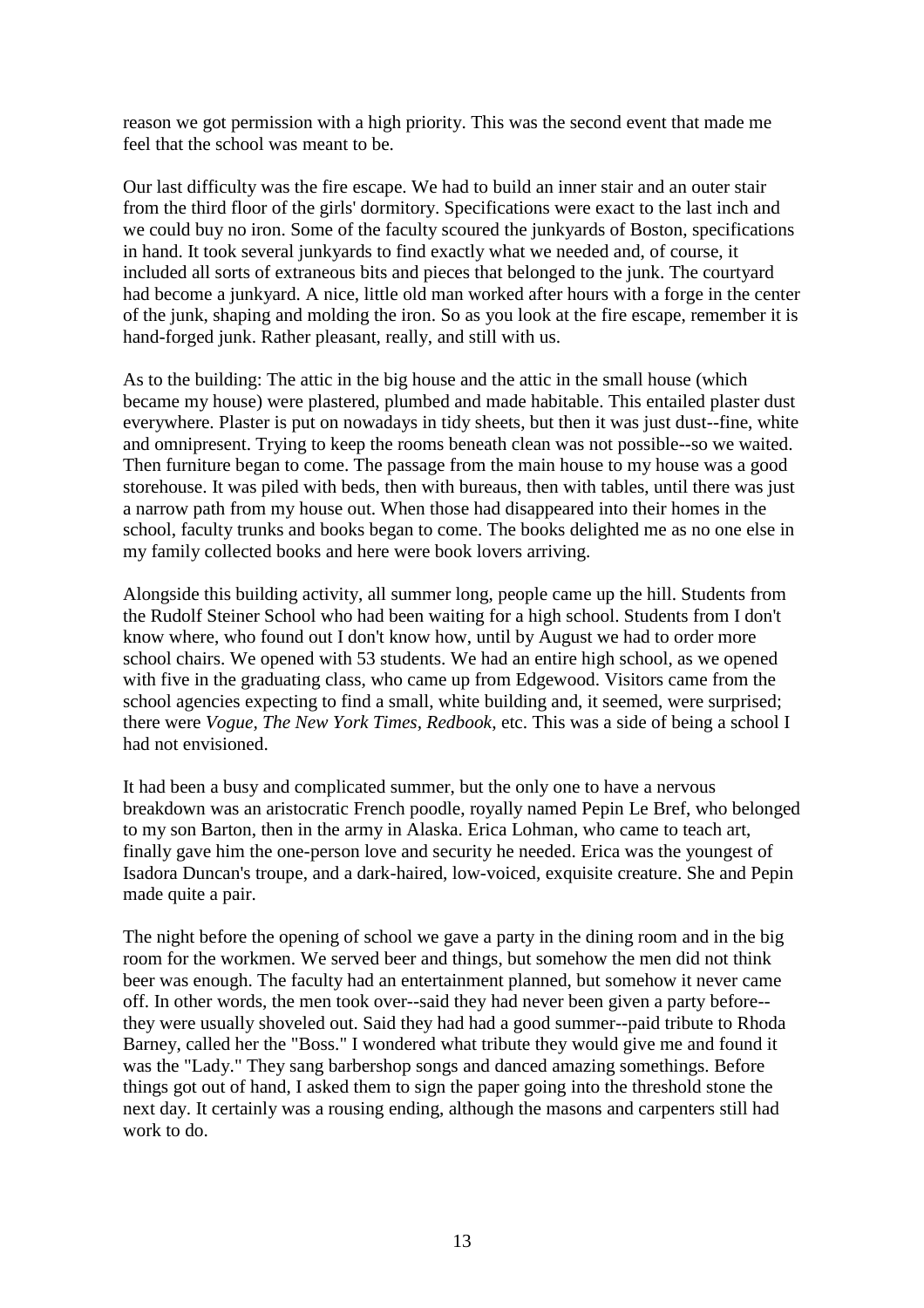reason we got permission with a high priority. This was the second event that made me feel that the school was meant to be.

Our last difficulty was the fire escape. We had to build an inner stair and an outer stair from the third floor of the girls' dormitory. Specifications were exact to the last inch and we could buy no iron. Some of the faculty scoured the junkyards of Boston, specifications in hand. It took several junkyards to find exactly what we needed and, of course, it included all sorts of extraneous bits and pieces that belonged to the junk. The courtyard had become a junkyard. A nice, little old man worked after hours with a forge in the center of the junk, shaping and molding the iron. So as you look at the fire escape, remember it is hand-forged junk. Rather pleasant, really, and still with us.

As to the building: The attic in the big house and the attic in the small house (which became my house) were plastered, plumbed and made habitable. This entailed plaster dust everywhere. Plaster is put on nowadays in tidy sheets, but then it was just dust--fine, white and omnipresent. Trying to keep the rooms beneath clean was not possible--so we waited. Then furniture began to come. The passage from the main house to my house was a good storehouse. It was piled with beds, then with bureaus, then with tables, until there was just a narrow path from my house out. When those had disappeared into their homes in the school, faculty trunks and books began to come. The books delighted me as no one else in my family collected books and here were book lovers arriving.

Alongside this building activity, all summer long, people came up the hill. Students from the Rudolf Steiner School who had been waiting for a high school. Students from I don't know where, who found out I don't know how, until by August we had to order more school chairs. We opened with 53 students. We had an entire high school, as we opened with five in the graduating class, who came up from Edgewood. Visitors came from the school agencies expecting to find a small, white building and, it seemed, were surprised; there were *Vogue*, *The New York Times*, *Redbook*, etc. This was a side of being a school I had not envisioned.

It had been a busy and complicated summer, but the only one to have a nervous breakdown was an aristocratic French poodle, royally named Pepin Le Bref, who belonged to my son Barton, then in the army in Alaska. Erica Lohman, who came to teach art, finally gave him the one-person love and security he needed. Erica was the youngest of Isadora Duncan's troupe, and a dark-haired, low-voiced, exquisite creature. She and Pepin made quite a pair.

The night before the opening of school we gave a party in the dining room and in the big room for the workmen. We served beer and things, but somehow the men did not think beer was enough. The faculty had an entertainment planned, but somehow it never came off. In other words, the men took over--said they had never been given a party before--they were usually shoveled out. Said they had had a good summer--paid tribute to Rhoda Barney, called her the "Boss." I wondered what tribute they would give me and found it was the "Lady." They sang barbershop songs and danced amazing somethings. Before things got out of hand, I asked them to sign the paper going into the threshold stone the next day. It certainly was a rousing ending, although the masons and carpenters still had work to do.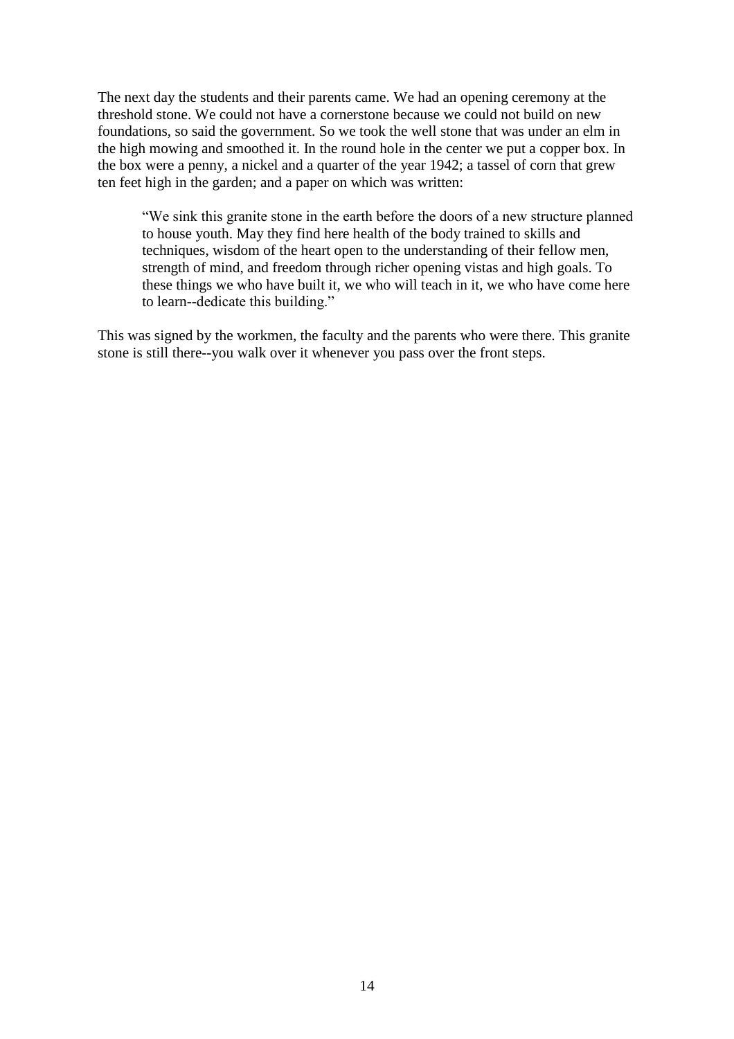The next day the students and their parents came. We had an opening ceremony at the threshold stone. We could not have a cornerstone because we could not build on new foundations, so said the government. So we took the well stone that was under an elm in the high mowing and smoothed it. In the round hole in the center we put a copper box. In the box were a penny, a nickel and a quarter of the year 1942; a tassel of corn that grew ten feet high in the garden; and a paper on which was written:

> "We sink this granite stone in the earth before the doors of a new structure planned to house youth. May they find here health of the body trained to skills and techniques, wisdom of the heart open to the understanding of their fellow men, strength of mind, and freedom through richer opening vistas and high goals. To these things we who have built it, we who will teach in it, we who have come here to learn--dedicate this building."

This was signed by the workmen, the faculty and the parents who were there. This granite stone is still there--you walk over it whenever you pass over the front steps.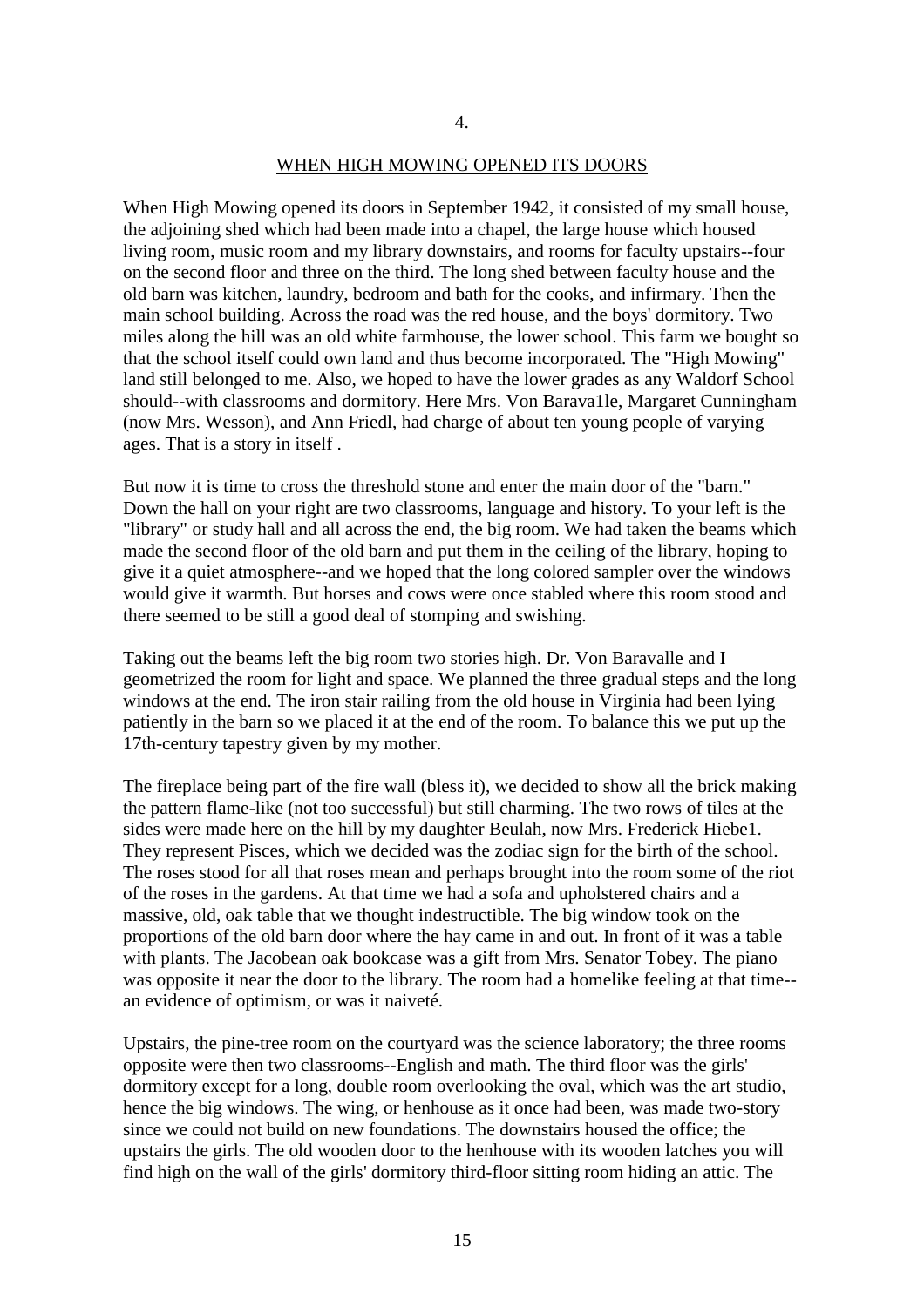4.

## WHEN HIGH MOWING OPENED ITS DOORS

When High Mowing opened its doors in September 1942, it consisted of my small house, the adjoining shed which had been made into a chapel, the large house which housed living room, music room and my library downstairs, and rooms for faculty upstairs--four on the second floor and three on the third. The long shed between faculty house and the old barn was kitchen, laundry, bedroom and bath for the cooks, and infirmary. Then the main school building. Across the road was the red house, and the boys' dormitory. Two miles along the hill was an old white farmhouse, the lower school. This farm we bought so that the school itself could own land and thus become incorporated. The "High Mowing" land still belonged to me. Also, we hoped to have the lower grades as any Waldorf School should--with classrooms and dormitory. Here Mrs. Von Barava1le, Margaret Cunningham (now Mrs. Wesson), and Ann Friedl, had charge of about ten young people of varying ages. That is a story in itself .

But now it is time to cross the threshold stone and enter the main door of the "barn." Down the hall on your right are two classrooms, language and history. To your left is the "library" or study hall and all across the end, the big room. We had taken the beams which made the second floor of the old barn and put them in the ceiling of the library, hoping to give it a quiet atmosphere--and we hoped that the long colored sampler over the windows would give it warmth. But horses and cows were once stabled where this room stood and there seemed to be still a good deal of stomping and swishing.

Taking out the beams left the big room two stories high. Dr. Von Baravalle and I geometrized the room for light and space. We planned the three gradual steps and the long windows at the end. The iron stair railing from the old house in Virginia had been lying patiently in the barn so we placed it at the end of the room. To balance this we put up the 17th-century tapestry given by my mother.

The fireplace being part of the fire wall (bless it), we decided to show all the brick making the pattern flame-like (not too successful) but still charming. The two rows of tiles at the sides were made here on the hill by my daughter Beulah, now Mrs. Frederick Hiebe1. They represent Pisces, which we decided was the zodiac sign for the birth of the school. The roses stood for all that roses mean and perhaps brought into the room some of the riot of the roses in the gardens. At that time we had a sofa and upholstered chairs and a massive, old, oak table that we thought indestructible. The big window took on the proportions of the old barn door where the hay came in and out. In front of it was a table with plants. The Jacobean oak bookcase was a gift from Mrs. Senator Tobey. The piano was opposite it near the door to the library. The room had a homelike feeling at that time--an evidence of optimism, or was it naiveté.

Upstairs, the pine-tree room on the courtyard was the science laboratory; the three rooms opposite were then two classrooms--English and math. The third floor was the girls' dormitory except for a long, double room overlooking the oval, which was the art studio, hence the big windows. The wing, or henhouse as it once had been, was made two-story since we could not build on new foundations. The downstairs housed the office; the upstairs the girls. The old wooden door to the henhouse with its wooden latches you will find high on the wall of the girls' dormitory third-floor sitting room hiding an attic. The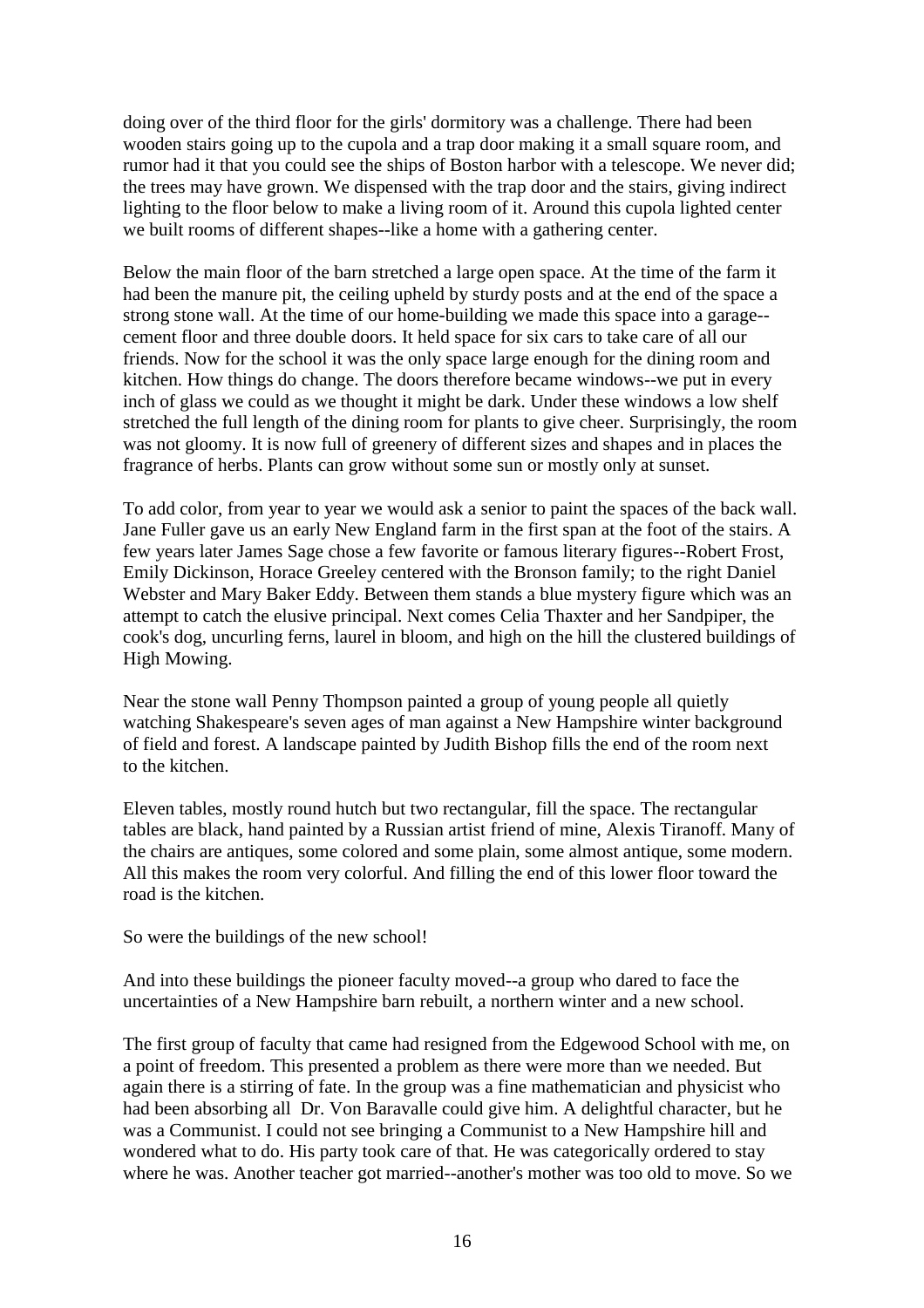doing over of the third floor for the girls' dormitory was a challenge. There had been wooden stairs going up to the cupola and a trap door making it a small square room, and rumor had it that you could see the ships of Boston harbor with a telescope. We never did; the trees may have grown. We dispensed with the trap door and the stairs, giving indirect lighting to the floor below to make a living room of it. Around this cupola lighted center we built rooms of different shapes--like a home with a gathering center.

Below the main floor of the barn stretched a large open space. At the time of the farm it had been the manure pit, the ceiling upheld by sturdy posts and at the end of the space a strong stone wall. At the time of our home-building we made this space into a garage--cement floor and three double doors. It held space for six cars to take care of all our friends. Now for the school it was the only space large enough for the dining room and kitchen. How things do change. The doors therefore became windows--we put in every inch of glass we could as we thought it might be dark. Under these windows a low shelf stretched the full length of the dining room for plants to give cheer. Surprisingly, the room was not gloomy. It is now full of greenery of different sizes and shapes and in places the fragrance of herbs. Plants can grow without some sun or mostly only at sunset.

To add color, from year to year we would ask a senior to paint the spaces of the back wall. Jane Fuller gave us an early New England farm in the first span at the foot of the stairs. A few years later James Sage chose a few favorite or famous literary figures--Robert Frost, Emily Dickinson, Horace Greeley centered with the Bronson family; to the right Daniel Webster and Mary Baker Eddy. Between them stands a blue mystery figure which was an attempt to catch the elusive principal. Next comes Celia Thaxter and her Sandpiper, the cook's dog, uncurling ferns, laurel in bloom, and high on the hill the clustered buildings of High Mowing.

Near the stone wall Penny Thompson painted a group of young people all quietly watching Shakespeare's seven ages of man against a New Hampshire winter background of field and forest. A landscape painted by Judith Bishop fills the end of the room next to the kitchen.

Eleven tables, mostly round hutch but two rectangular, fill the space. The rectangular tables are black, hand painted by a Russian artist friend of mine, Alexis Tiranoff. Many of the chairs are antiques, some colored and some plain, some almost antique, some modern. All this makes the room very colorful. And filling the end of this lower floor toward the road is the kitchen.

So were the buildings of the new school!

And into these buildings the pioneer faculty moved--a group who dared to face the uncertainties of a New Hampshire barn rebuilt, a northern winter and a new school.

The first group of faculty that came had resigned from the Edgewood School with me, on a point of freedom. This presented a problem as there were more than we needed. But again there is a stirring of fate. In the group was a fine mathematician and physicist who had been absorbing all Dr. Von Baravalle could give him. A delightful character, but he was a Communist. I could not see bringing a Communist to a New Hampshire hill and wondered what to do. His party took care of that. He was categorically ordered to stay where he was. Another teacher got married--another's mother was too old to move. So we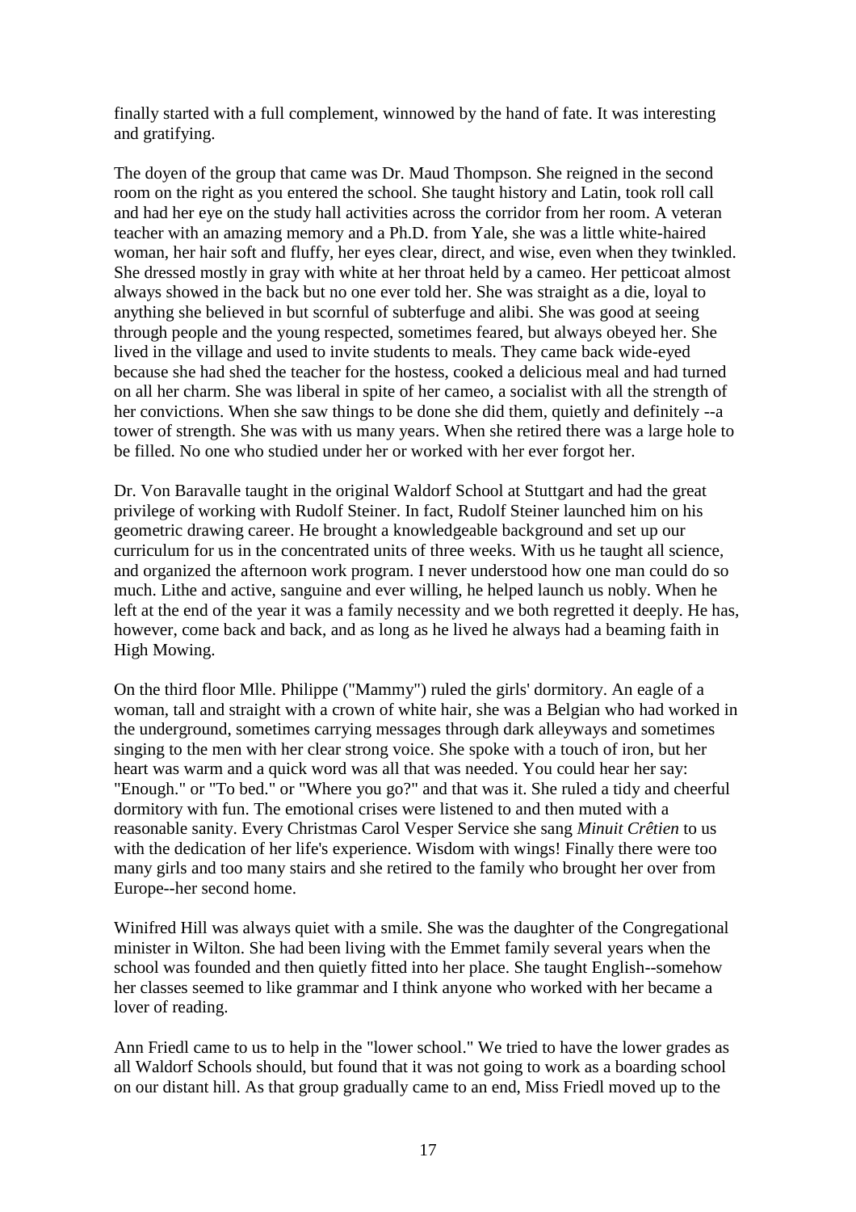finally started with a full complement, winnowed by the hand of fate. It was interesting and gratifying.

The doyen of the group that came was Dr. Maud Thompson. She reigned in the second room on the right as you entered the school. She taught history and Latin, took roll call and had her eye on the study hall activities across the corridor from her room. A veteran teacher with an amazing memory and a Ph.D. from Yale, she was a little white-haired woman, her hair soft and fluffy, her eyes clear, direct, and wise, even when they twinkled. She dressed mostly in gray with white at her throat held by a cameo. Her petticoat almost always showed in the back but no one ever told her. She was straight as a die, loyal to anything she believed in but scornful of subterfuge and alibi. She was good at seeing through people and the young respected, sometimes feared, but always obeyed her. She lived in the village and used to invite students to meals. They came back wide-eyed because she had shed the teacher for the hostess, cooked a delicious meal and had turned on all her charm. She was liberal in spite of her cameo, a socialist with all the strength of her convictions. When she saw things to be done she did them, quietly and definitely --a tower of strength. She was with us many years. When she retired there was a large hole to be filled. No one who studied under her or worked with her ever forgot her.

Dr. Von Baravalle taught in the original Waldorf School at Stuttgart and had the great privilege of working with Rudolf Steiner. In fact, Rudolf Steiner launched him on his geometric drawing career. He brought a knowledgeable background and set up our curriculum for us in the concentrated units of three weeks. With us he taught all science, and organized the afternoon work program. I never understood how one man could do so much. Lithe and active, sanguine and ever willing, he helped launch us nobly. When he left at the end of the year it was a family necessity and we both regretted it deeply. He has, however, come back and back, and as long as he lived he always had a beaming faith in High Mowing.

On the third floor Mlle. Philippe ("Mammy") ruled the girls' dormitory. An eagle of a woman, tall and straight with a crown of white hair, she was a Belgian who had worked in the underground, sometimes carrying messages through dark alleyways and sometimes singing to the men with her clear strong voice. She spoke with a touch of iron, but her heart was warm and a quick word was all that was needed. You could hear her say: "Enough." or "To bed." or "Where you go?" and that was it. She ruled a tidy and cheerful dormitory with fun. The emotional crises were listened to and then muted with a reasonable sanity. Every Christmas Carol Vesper Service she sang *Minuit Crêtien* to us with the dedication of her life's experience. Wisdom with wings! Finally there were too many girls and too many stairs and she retired to the family who brought her over from Europe--her second home.

Winifred Hill was always quiet with a smile. She was the daughter of the Congregational minister in Wilton. She had been living with the Emmet family several years when the school was founded and then quietly fitted into her place. She taught English--somehow her classes seemed to like grammar and I think anyone who worked with her became a lover of reading.

Ann Friedl came to us to help in the "lower school." We tried to have the lower grades as all Waldorf Schools should, but found that it was not going to work as a boarding school on our distant hill. As that group gradually came to an end, Miss Friedl moved up to the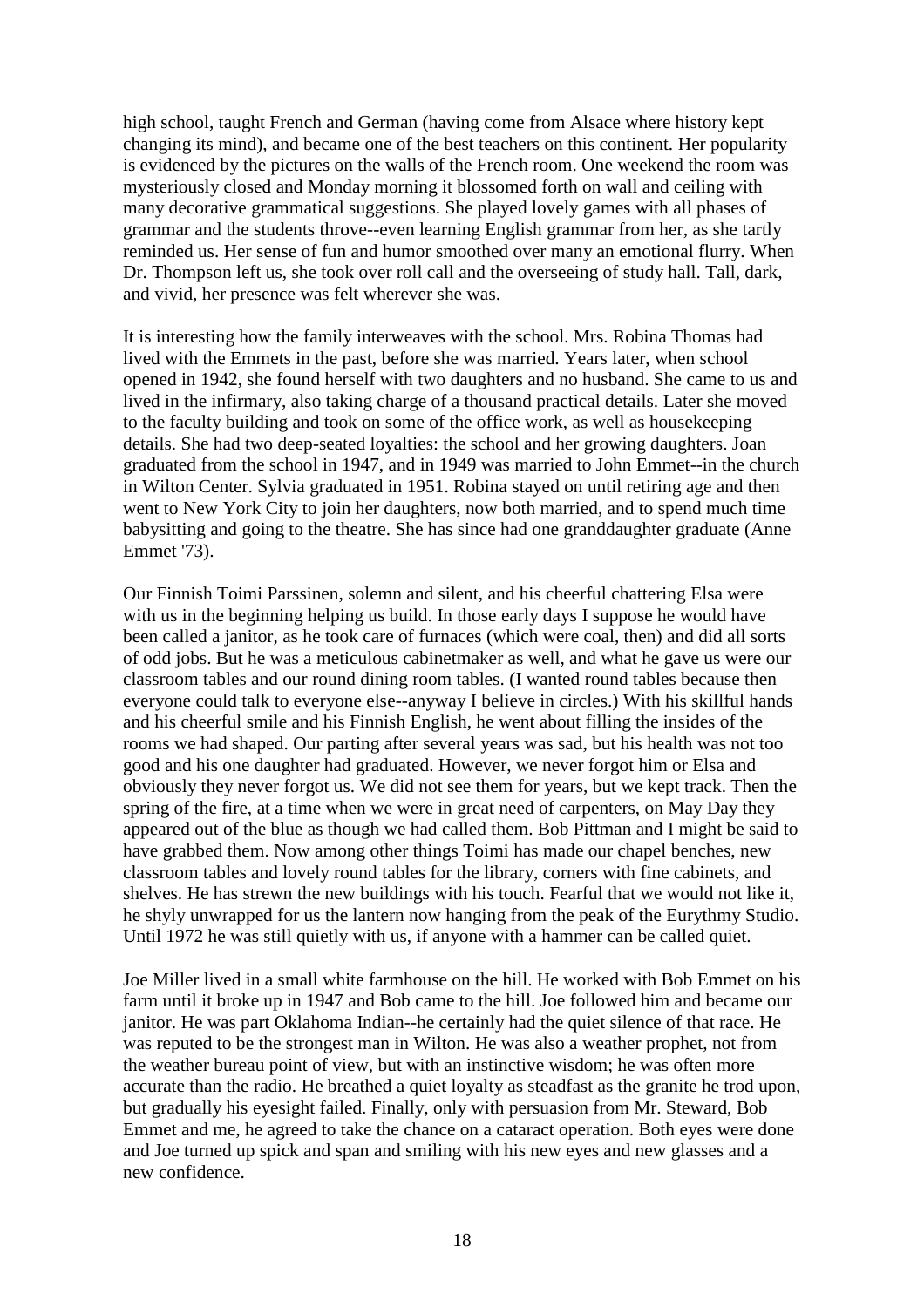high school, taught French and German (having come from Alsace where history kept changing its mind), and became one of the best teachers on this continent. Her popularity is evidenced by the pictures on the walls of the French room. One weekend the room was mysteriously closed and Monday morning it blossomed forth on wall and ceiling with many decorative grammatical suggestions. She played lovely games with all phases of grammar and the students throve--even learning English grammar from her, as she tartly reminded us. Her sense of fun and humor smoothed over many an emotional flurry. When Dr. Thompson left us, she took over roll call and the overseeing of study hall. Tall, dark, and vivid, her presence was felt wherever she was.

It is interesting how the family interweaves with the school. Mrs. Robina Thomas had lived with the Emmets in the past, before she was married. Years later, when school opened in 1942, she found herself with two daughters and no husband. She came to us and lived in the infirmary, also taking charge of a thousand practical details. Later she moved to the faculty building and took on some of the office work, as well as housekeeping details. She had two deep-seated loyalties: the school and her growing daughters. Joan graduated from the school in 1947, and in 1949 was married to John Emmet--in the church in Wilton Center. Sylvia graduated in 1951. Robina stayed on until retiring age and then went to New York City to join her daughters, now both married, and to spend much time babysitting and going to the theatre. She has since had one granddaughter graduate (Anne Emmet '73).

Our Finnish Toimi Parssinen, solemn and silent, and his cheerful chattering Elsa were with us in the beginning helping us build. In those early days I suppose he would have been called a janitor, as he took care of furnaces (which were coal, then) and did all sorts of odd jobs. But he was a meticulous cabinetmaker as well, and what he gave us were our classroom tables and our round dining room tables. (I wanted round tables because then everyone could talk to everyone else--anyway I believe in circles.) With his skillful hands and his cheerful smile and his Finnish English, he went about filling the insides of the rooms we had shaped. Our parting after several years was sad, but his health was not too good and his one daughter had graduated. However, we never forgot him or Elsa and obviously they never forgot us. We did not see them for years, but we kept track. Then the spring of the fire, at a time when we were in great need of carpenters, on May Day they appeared out of the blue as though we had called them. Bob Pittman and I might be said to have grabbed them. Now among other things Toimi has made our chapel benches, new classroom tables and lovely round tables for the library, corners with fine cabinets, and shelves. He has strewn the new buildings with his touch. Fearful that we would not like it, he shyly unwrapped for us the lantern now hanging from the peak of the Eurythmy Studio. Until 1972 he was still quietly with us, if anyone with a hammer can be called quiet.

Joe Miller lived in a small white farmhouse on the hill. He worked with Bob Emmet on his farm until it broke up in 1947 and Bob came to the hill. Joe followed him and became our janitor. He was part Oklahoma Indian--he certainly had the quiet silence of that race. He was reputed to be the strongest man in Wilton. He was also a weather prophet, not from the weather bureau point of view, but with an instinctive wisdom; he was often more accurate than the radio. He breathed a quiet loyalty as steadfast as the granite he trod upon, but gradually his eyesight failed. Finally, only with persuasion from Mr. Steward, Bob Emmet and me, he agreed to take the chance on a cataract operation. Both eyes were done and Joe turned up spick and span and smiling with his new eyes and new glasses and a new confidence.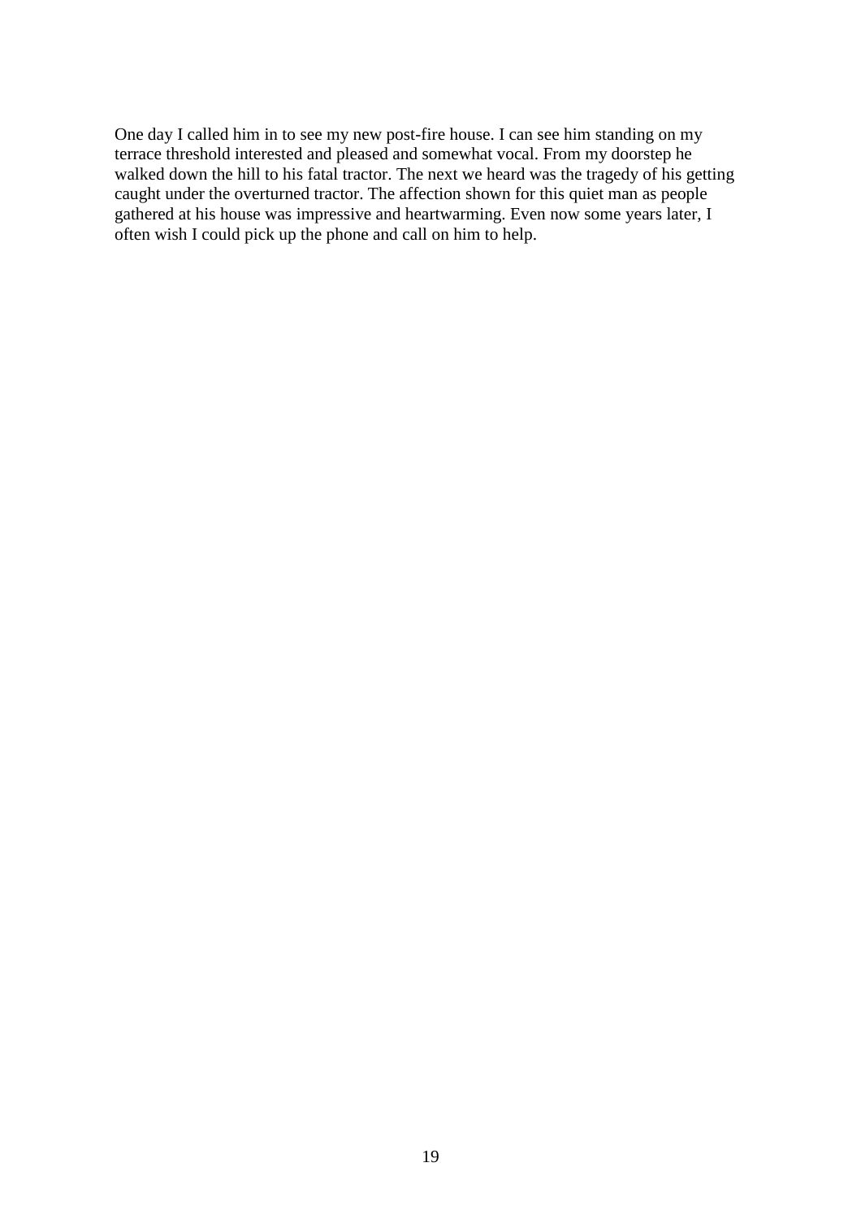One day I called him in to see my new post-fire house. I can see him standing on my terrace threshold interested and pleased and somewhat vocal. From my doorstep he walked down the hill to his fatal tractor. The next we heard was the tragedy of his getting caught under the overturned tractor. The affection shown for this quiet man as people gathered at his house was impressive and heartwarming. Even now some years later, I often wish I could pick up the phone and call on him to help.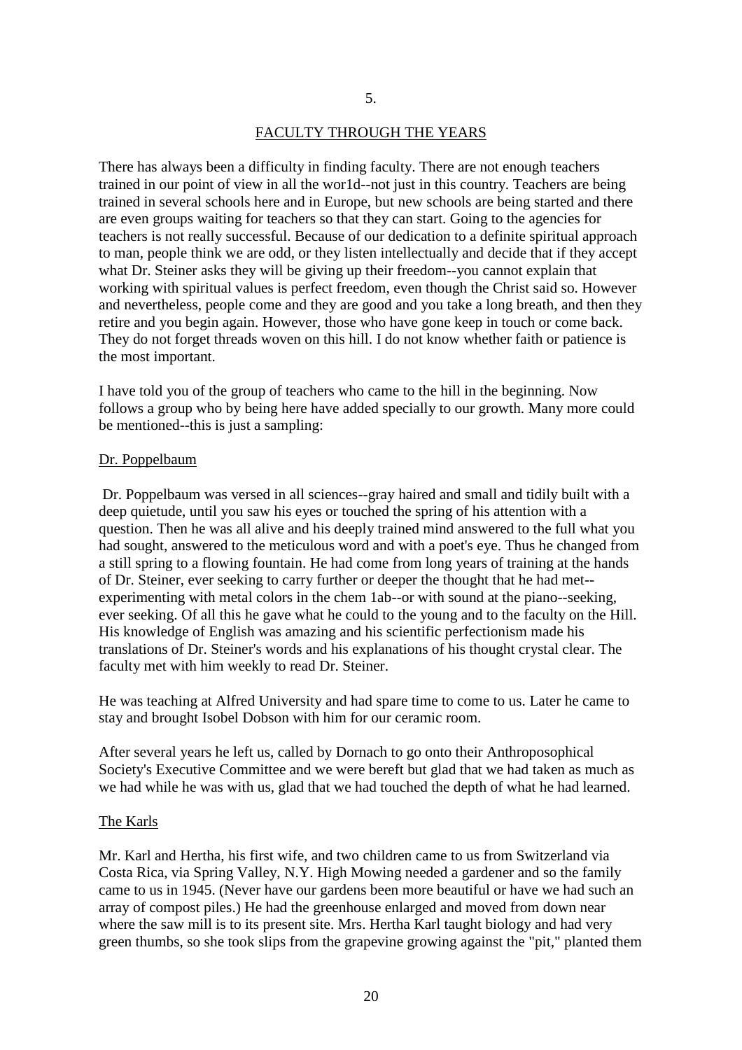5.

## FACULTY THROUGH THE YEARS

There has always been a difficulty in finding faculty. There are not enough teachers trained in our point of view in all the wor1d--not just in this country. Teachers are being trained in several schools here and in Europe, but new schools are being started and there are even groups waiting for teachers so that they can start. Going to the agencies for teachers is not really successful. Because of our dedication to a definite spiritual approach to man, people think we are odd, or they listen intellectually and decide that if they accept what Dr. Steiner asks they will be giving up their freedom--you cannot explain that working with spiritual values is perfect freedom, even though the Christ said so. However and nevertheless, people come and they are good and you take a long breath, and then they retire and you begin again. However, those who have gone keep in touch or come back. They do not forget threads woven on this hill. I do not know whether faith or patience is the most important.

I have told you of the group of teachers who came to the hill in the beginning. Now follows a group who by being here have added specially to our growth. Many more could be mentioned--this is just a sampling:

### Dr. Poppelbaum

Dr. Poppelbaum was versed in all sciences--gray haired and small and tidily built with a deep quietude, until you saw his eyes or touched the spring of his attention with a question. Then he was all alive and his deeply trained mind answered to the full what you had sought, answered to the meticulous word and with a poet's eye. Thus he changed from a still spring to a flowing fountain. He had come from long years of training at the hands of Dr. Steiner, ever seeking to carry further or deeper the thought that he had met--experimenting with metal colors in the chem 1ab--or with sound at the piano--seeking, ever seeking. Of all this he gave what he could to the young and to the faculty on the Hill. His knowledge of English was amazing and his scientific perfectionism made his translations of Dr. Steiner's words and his explanations of his thought crystal clear. The faculty met with him weekly to read Dr. Steiner.

He was teaching at Alfred University and had spare time to come to us. Later he came to stay and brought Isobel Dobson with him for our ceramic room.

After several years he left us, called by Dornach to go onto their Anthroposophical Society's Executive Committee and we were bereft but glad that we had taken as much as we had while he was with us, glad that we had touched the depth of what he had learned.

### The Karls

Mr. Karl and Hertha, his first wife, and two children came to us from Switzerland via Costa Rica, via Spring Valley, N.Y. High Mowing needed a gardener and so the family came to us in 1945. (Never have our gardens been more beautiful or have we had such an array of compost piles.) He had the greenhouse enlarged and moved from down near where the saw mill is to its present site. Mrs. Hertha Karl taught biology and had very green thumbs, so she took slips from the grapevine growing against the "pit," planted them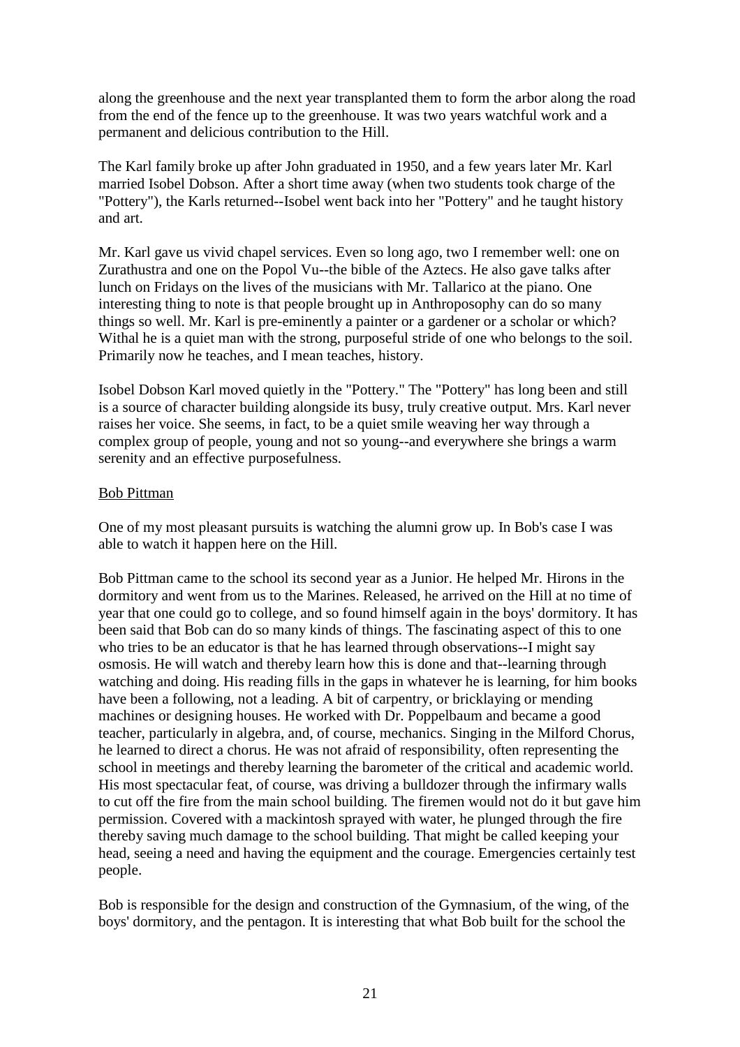along the greenhouse and the next year transplanted them to form the arbor along the road from the end of the fence up to the greenhouse. It was two years watchful work and a permanent and delicious contribution to the Hill.

The Karl family broke up after John graduated in 1950, and a few years later Mr. Karl married Isobel Dobson. After a short time away (when two students took charge of the "Pottery"), the Karls returned--Isobel went back into her "Pottery" and he taught history and art.

Mr. Karl gave us vivid chapel services. Even so long ago, two I remember well: one on Zurathustra and one on the Popol Vu--the bible of the Aztecs. He also gave talks after lunch on Fridays on the lives of the musicians with Mr. Tallarico at the piano. One interesting thing to note is that people brought up in Anthroposophy can do so many things so well. Mr. Karl is pre-eminently a painter or a gardener or a scholar or which? Withal he is a quiet man with the strong, purposeful stride of one who belongs to the soil. Primarily now he teaches, and I mean teaches, history.

Isobel Dobson Karl moved quietly in the "Pottery." The "Pottery" has long been and still is a source of character building alongside its busy, truly creative output. Mrs. Karl never raises her voice. She seems, in fact, to be a quiet smile weaving her way through a complex group of people, young and not so young--and everywhere she brings a warm serenity and an effective purposefulness.

<u>Bob Pittman</u>

One of my most pleasant pursuits is watching the alumni grow up. In Bob's case I was able to watch it happen here on the Hill.

Bob Pittman came to the school its second year as a Junior. He helped Mr. Hirons in the dormitory and went from us to the Marines. Released, he arrived on the Hill at no time of year that one could go to college, and so found himself again in the boys' dormitory. It has been said that Bob can do so many kinds of things. The fascinating aspect of this to one who tries to be an educator is that he has learned through observations--I might say osmosis. He will watch and thereby learn how this is done and that--learning through watching and doing. His reading fills in the gaps in whatever he is learning, for him books have been a following, not a leading. A bit of carpentry, or bricklaying or mending machines or designing houses. He worked with Dr. Poppelbaum and became a good teacher, particularly in algebra, and, of course, mechanics. Singing in the Milford Chorus, he learned to direct a chorus. He was not afraid of responsibility, often representing the school in meetings and thereby learning the barometer of the critical and academic world. His most spectacular feat, of course, was driving a bulldozer through the infirmary walls to cut off the fire from the main school building. The firemen would not do it but gave him permission. Covered with a mackintosh sprayed with water, he plunged through the fire thereby saving much damage to the school building. That might be called keeping your head, seeing a need and having the equipment and the courage. Emergencies certainly test people.

Bob is responsible for the design and construction of the Gymnasium, of the wing, of the boys' dormitory, and the pentagon. It is interesting that what Bob built for the school the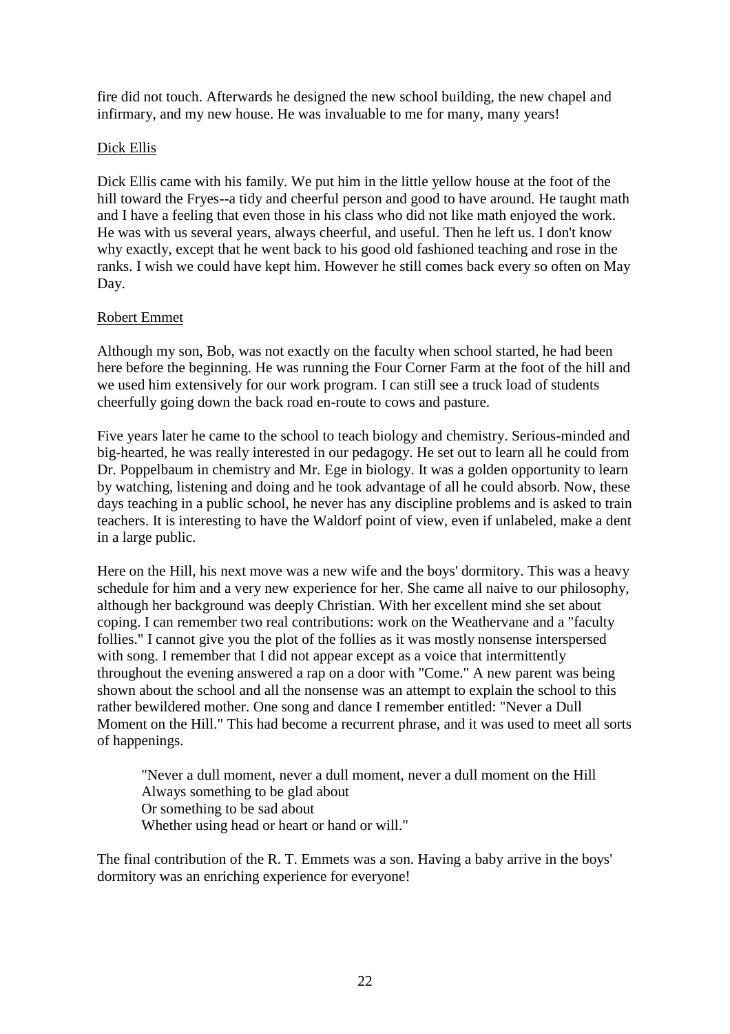fire did not touch. Afterwards he designed the new school building, the new chapel and infirmary, and my new house. He was invaluable to me for many, many years!

<u>Dick Ellis</u>

Dick Ellis came with his family. We put him in the little yellow house at the foot of the hill toward the Fryes--a tidy and cheerful person and good to have around. He taught math and I have a feeling that even those in his class who did not like math enjoyed the work. He was with us several years, always cheerful, and useful. Then he left us. I don't know why exactly, except that he went back to his good old fashioned teaching and rose in the ranks. I wish we could have kept him. However he still comes back every so often on May Day.

<u>Robert Emmet</u>

Although my son, Bob, was not exactly on the faculty when school started, he had been here before the beginning. He was running the Four Corner Farm at the foot of the hill and we used him extensively for our work program. I can still see a truck load of students cheerfully going down the back road en-route to cows and pasture.

Five years later he came to the school to teach biology and chemistry. Serious-minded and big-hearted, he was really interested in our pedagogy. He set out to learn all he could from Dr. Poppelbaum in chemistry and Mr. Ege in biology. It was a golden opportunity to learn by watching, listening and doing and he took advantage of all he could absorb. Now, these days teaching in a public school, he never has any discipline problems and is asked to train teachers. It is interesting to have the Waldorf point of view, even if unlabeled, make a dent in a large public.

Here on the Hill, his next move was a new wife and the boys' dormitory. This was a heavy schedule for him and a very new experience for her. She came all naive to our philosophy, although her background was deeply Christian. With her excellent mind she set about coping. I can remember two real contributions: work on the Weathervane and a "faculty follies." I cannot give you the plot of the follies as it was mostly nonsense interspersed with song. I remember that I did not appear except as a voice that intermittently throughout the evening answered a rap on a door with "Come." A new parent was being shown about the school and all the nonsense was an attempt to explain the school to this rather bewildered mother. One song and dance I remember entitled: "Never a Dull Moment on the Hill." This had become a recurrent phrase, and it was used to meet all sorts of happenings.

> "Never a dull moment, never a dull moment, never a dull moment on the Hill
> Always something to be glad about
> Or something to be sad about
> Whether using head or heart or hand or will."

The final contribution of the R. T. Emmets was a son. Having a baby arrive in the boys' dormitory was an enriching experience for everyone!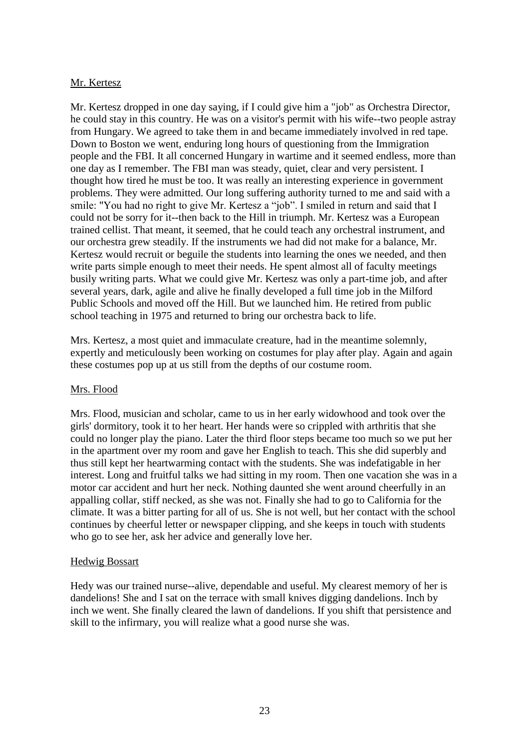<u>Mr. Kertesz</u>

Mr. Kertesz dropped in one day saying, if I could give him a "job" as Orchestra Director, he could stay in this country. He was on a visitor's permit with his wife--two people astray from Hungary. We agreed to take them in and became immediately involved in red tape. Down to Boston we went, enduring long hours of questioning from the Immigration people and the FBI. It all concerned Hungary in wartime and it seemed endless, more than one day as I remember. The FBI man was steady, quiet, clear and very persistent. I thought how tired he must be too. It was really an interesting experience in government problems. They were admitted. Our long suffering authority turned to me and said with a smile: "You had no right to give Mr. Kertesz a "job". I smiled in return and said that I could not be sorry for it--then back to the Hill in triumph. Mr. Kertesz was a European trained cellist. That meant, it seemed, that he could teach any orchestral instrument, and our orchestra grew steadily. If the instruments we had did not make for a balance, Mr. Kertesz would recruit or beguile the students into learning the ones we needed, and then write parts simple enough to meet their needs. He spent almost all of faculty meetings busily writing parts. What we could give Mr. Kertesz was only a part-time job, and after several years, dark, agile and alive he finally developed a full time job in the Milford Public Schools and moved off the Hill. But we launched him. He retired from public school teaching in 1975 and returned to bring our orchestra back to life.

Mrs. Kertesz, a most quiet and immaculate creature, had in the meantime solemnly, expertly and meticulously been working on costumes for play after play. Again and again these costumes pop up at us still from the depths of our costume room.

<u>Mrs. Flood</u>

Mrs. Flood, musician and scholar, came to us in her early widowhood and took over the girls' dormitory, took it to her heart. Her hands were so crippled with arthritis that she could no longer play the piano. Later the third floor steps became too much so we put her in the apartment over my room and gave her English to teach. This she did superbly and thus still kept her heartwarming contact with the students. She was indefatigable in her interest. Long and fruitful talks we had sitting in my room. Then one vacation she was in a motor car accident and hurt her neck. Nothing daunted she went around cheerfully in an appalling collar, stiff necked, as she was not. Finally she had to go to California for the climate. It was a bitter parting for all of us. She is not well, but her contact with the school continues by cheerful letter or newspaper clipping, and she keeps in touch with students who go to see her, ask her advice and generally love her.

<u>Hedwig Bossart</u>

Hedy was our trained nurse--alive, dependable and useful. My clearest memory of her is dandelions! She and I sat on the terrace with small knives digging dandelions. Inch by inch we went. She finally cleared the lawn of dandelions. If you shift that persistence and skill to the infirmary, you will realize what a good nurse she was.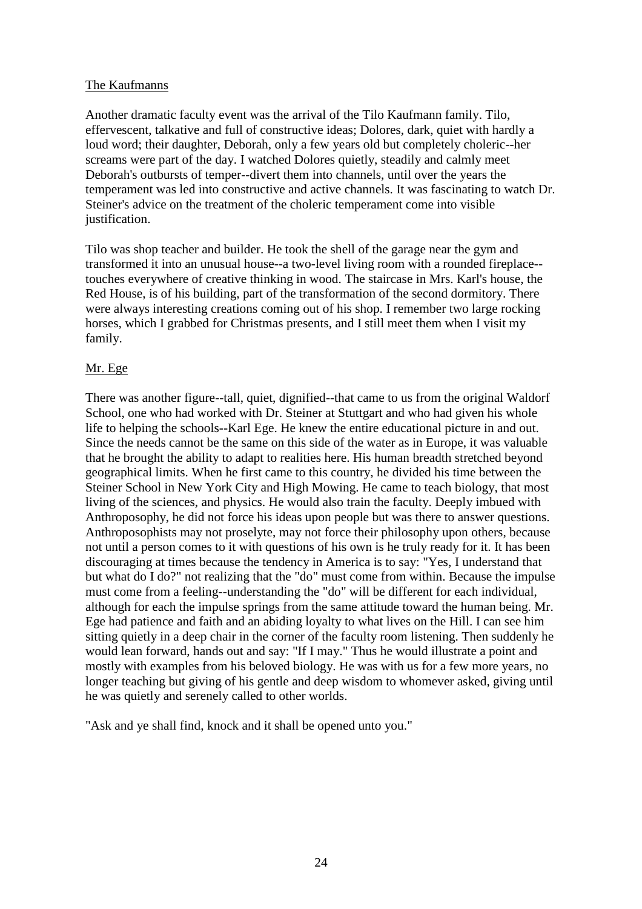<u>The Kaufmanns</u>

Another dramatic faculty event was the arrival of the Tilo Kaufmann family. Tilo, effervescent, talkative and full of constructive ideas; Dolores, dark, quiet with hardly a loud word; their daughter, Deborah, only a few years old but completely choleric--her screams were part of the day. I watched Dolores quietly, steadily and calmly meet Deborah's outbursts of temper--divert them into channels, until over the years the temperament was led into constructive and active channels. It was fascinating to watch Dr. Steiner's advice on the treatment of the choleric temperament come into visible justification.

Tilo was shop teacher and builder. He took the shell of the garage near the gym and transformed it into an unusual house--a two-level living room with a rounded fireplace--touches everywhere of creative thinking in wood. The staircase in Mrs. Karl's house, the Red House, is of his building, part of the transformation of the second dormitory. There were always interesting creations coming out of his shop. I remember two large rocking horses, which I grabbed for Christmas presents, and I still meet them when I visit my family.

<u>Mr. Ege</u>

There was another figure--tall, quiet, dignified--that came to us from the original Waldorf School, one who had worked with Dr. Steiner at Stuttgart and who had given his whole life to helping the schools--Karl Ege. He knew the entire educational picture in and out. Since the needs cannot be the same on this side of the water as in Europe, it was valuable that he brought the ability to adapt to realities here. His human breadth stretched beyond geographical limits. When he first came to this country, he divided his time between the Steiner School in New York City and High Mowing. He came to teach biology, that most living of the sciences, and physics. He would also train the faculty. Deeply imbued with Anthroposophy, he did not force his ideas upon people but was there to answer questions. Anthroposophists may not proselyte, may not force their philosophy upon others, because not until a person comes to it with questions of his own is he truly ready for it. It has been discouraging at times because the tendency in America is to say: "Yes, I understand that but what do I do?" not realizing that the "do" must come from within. Because the impulse must come from a feeling--understanding the "do" will be different for each individual, although for each the impulse springs from the same attitude toward the human being. Mr. Ege had patience and faith and an abiding loyalty to what lives on the Hill. I can see him sitting quietly in a deep chair in the corner of the faculty room listening. Then suddenly he would lean forward, hands out and say: "If I may." Thus he would illustrate a point and mostly with examples from his beloved biology. He was with us for a few more years, no longer teaching but giving of his gentle and deep wisdom to whomever asked, giving until he was quietly and serenely called to other worlds.

"Ask and ye shall find, knock and it shall be opened unto you."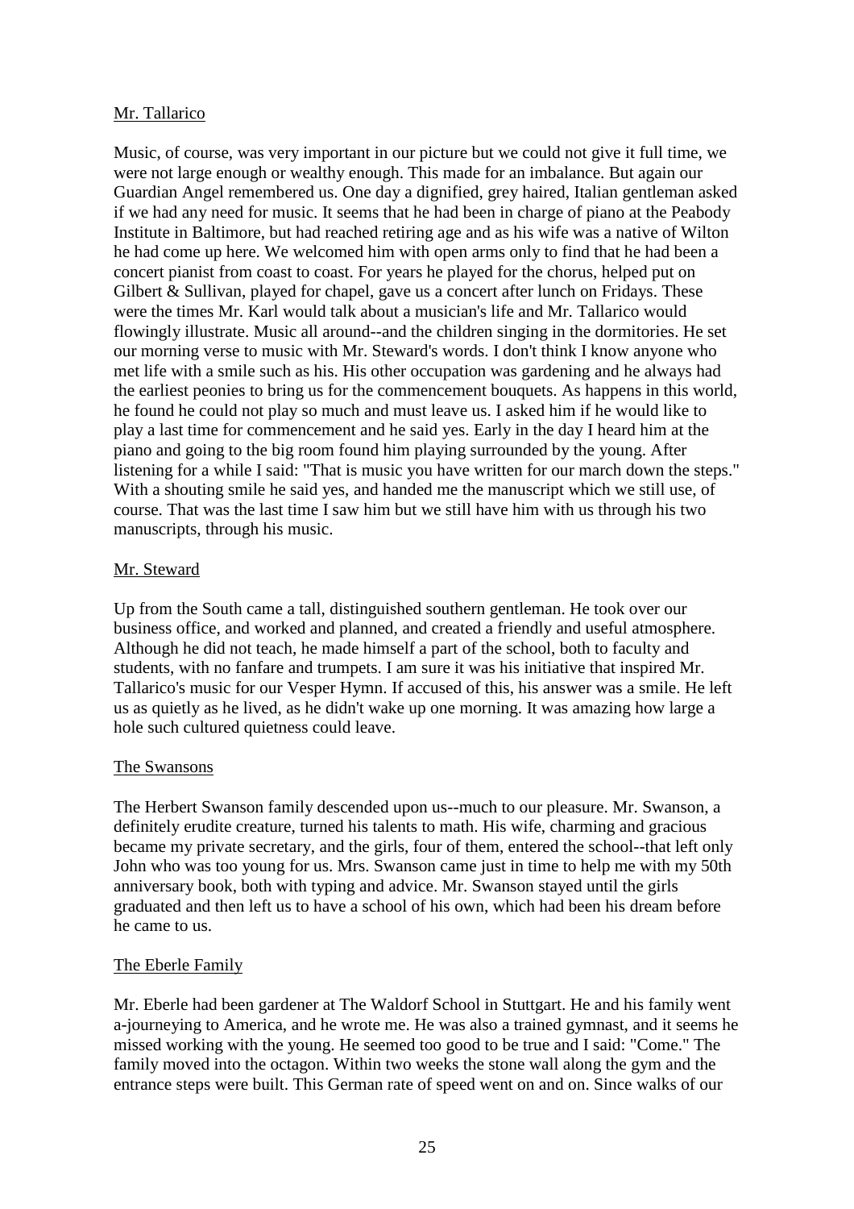Mr. Tallarico

Music, of course, was very important in our picture but we could not give it full time, we were not large enough or wealthy enough. This made for an imbalance. But again our Guardian Angel remembered us. One day a dignified, grey haired, Italian gentleman asked if we had any need for music. It seems that he had been in charge of piano at the Peabody Institute in Baltimore, but had reached retiring age and as his wife was a native of Wilton he had come up here. We welcomed him with open arms only to find that he had been a concert pianist from coast to coast. For years he played for the chorus, helped put on Gilbert & Sullivan, played for chapel, gave us a concert after lunch on Fridays. These were the times Mr. Karl would talk about a musician's life and Mr. Tallarico would flowingly illustrate. Music all around--and the children singing in the dormitories. He set our morning verse to music with Mr. Steward's words. I don't think I know anyone who met life with a smile such as his. His other occupation was gardening and he always had the earliest peonies to bring us for the commencement bouquets. As happens in this world, he found he could not play so much and must leave us. I asked him if he would like to play a last time for commencement and he said yes. Early in the day I heard him at the piano and going to the big room found him playing surrounded by the young. After listening for a while I said: "That is music you have written for our march down the steps." With a shouting smile he said yes, and handed me the manuscript which we still use, of course. That was the last time I saw him but we still have him with us through his two manuscripts, through his music.

Mr. Steward

Up from the South came a tall, distinguished southern gentleman. He took over our business office, and worked and planned, and created a friendly and useful atmosphere. Although he did not teach, he made himself a part of the school, both to faculty and students, with no fanfare and trumpets. I am sure it was his initiative that inspired Mr. Tallarico's music for our Vesper Hymn. If accused of this, his answer was a smile. He left us as quietly as he lived, as he didn't wake up one morning. It was amazing how large a hole such cultured quietness could leave.

The Swansons

The Herbert Swanson family descended upon us--much to our pleasure. Mr. Swanson, a definitely erudite creature, turned his talents to math. His wife, charming and gracious became my private secretary, and the girls, four of them, entered the school--that left only John who was too young for us. Mrs. Swanson came just in time to help me with my 50th anniversary book, both with typing and advice. Mr. Swanson stayed until the girls graduated and then left us to have a school of his own, which had been his dream before he came to us.

The Eberle Family

Mr. Eberle had been gardener at The Waldorf School in Stuttgart. He and his family went a-journeying to America, and he wrote me. He was also a trained gymnast, and it seems he missed working with the young. He seemed too good to be true and I said: "Come." The family moved into the octagon. Within two weeks the stone wall along the gym and the entrance steps were built. This German rate of speed went on and on. Since walks of our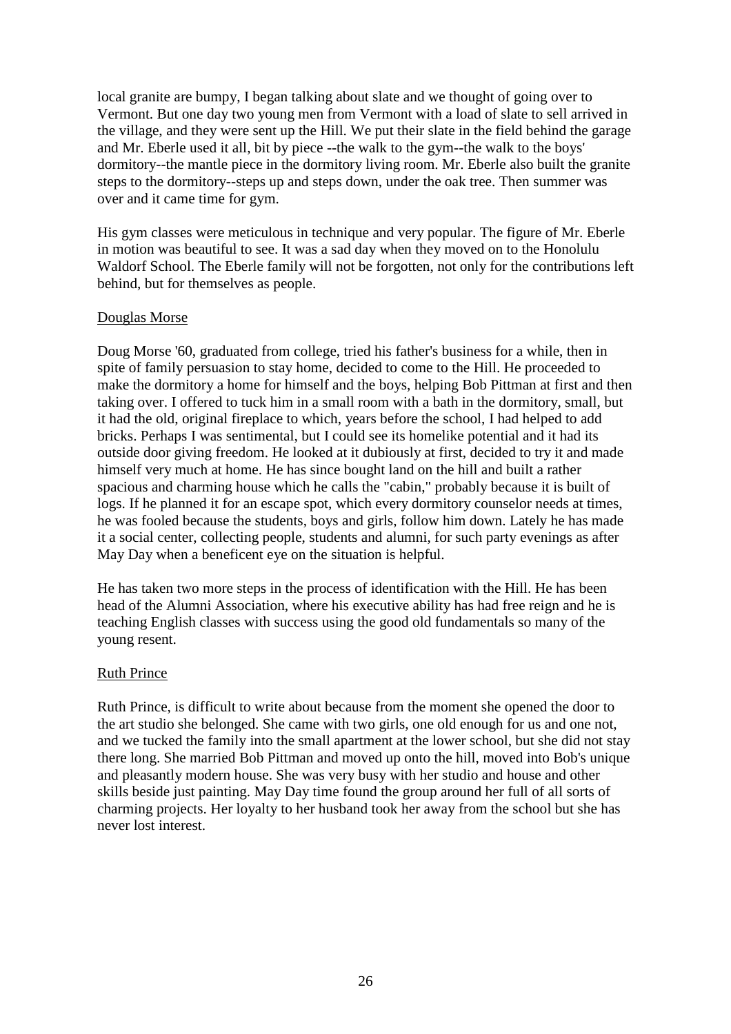local granite are bumpy, I began talking about slate and we thought of going over to Vermont. But one day two young men from Vermont with a load of slate to sell arrived in the village, and they were sent up the Hill. We put their slate in the field behind the garage and Mr. Eberle used it all, bit by piece --the walk to the gym--the walk to the boys' dormitory--the mantle piece in the dormitory living room. Mr. Eberle also built the granite steps to the dormitory--steps up and steps down, under the oak tree. Then summer was over and it came time for gym.

His gym classes were meticulous in technique and very popular. The figure of Mr. Eberle in motion was beautiful to see. It was a sad day when they moved on to the Honolulu Waldorf School. The Eberle family will not be forgotten, not only for the contributions left behind, but for themselves as people.

<u>Douglas Morse</u>

Doug Morse '60, graduated from college, tried his father's business for a while, then in spite of family persuasion to stay home, decided to come to the Hill. He proceeded to make the dormitory a home for himself and the boys, helping Bob Pittman at first and then taking over. I offered to tuck him in a small room with a bath in the dormitory, small, but it had the old, original fireplace to which, years before the school, I had helped to add bricks. Perhaps I was sentimental, but I could see its homelike potential and it had its outside door giving freedom. He looked at it dubiously at first, decided to try it and made himself very much at home. He has since bought land on the hill and built a rather spacious and charming house which he calls the "cabin," probably because it is built of logs. If he planned it for an escape spot, which every dormitory counselor needs at times, he was fooled because the students, boys and girls, follow him down. Lately he has made it a social center, collecting people, students and alumni, for such party evenings as after May Day when a beneficent eye on the situation is helpful.

He has taken two more steps in the process of identification with the Hill. He has been head of the Alumni Association, where his executive ability has had free reign and he is teaching English classes with success using the good old fundamentals so many of the young resent.

<u>Ruth Prince</u>

Ruth Prince, is difficult to write about because from the moment she opened the door to the art studio she belonged. She came with two girls, one old enough for us and one not, and we tucked the family into the small apartment at the lower school, but she did not stay there long. She married Bob Pittman and moved up onto the hill, moved into Bob's unique and pleasantly modern house. She was very busy with her studio and house and other skills beside just painting. May Day time found the group around her full of all sorts of charming projects. Her loyalty to her husband took her away from the school but she has never lost interest.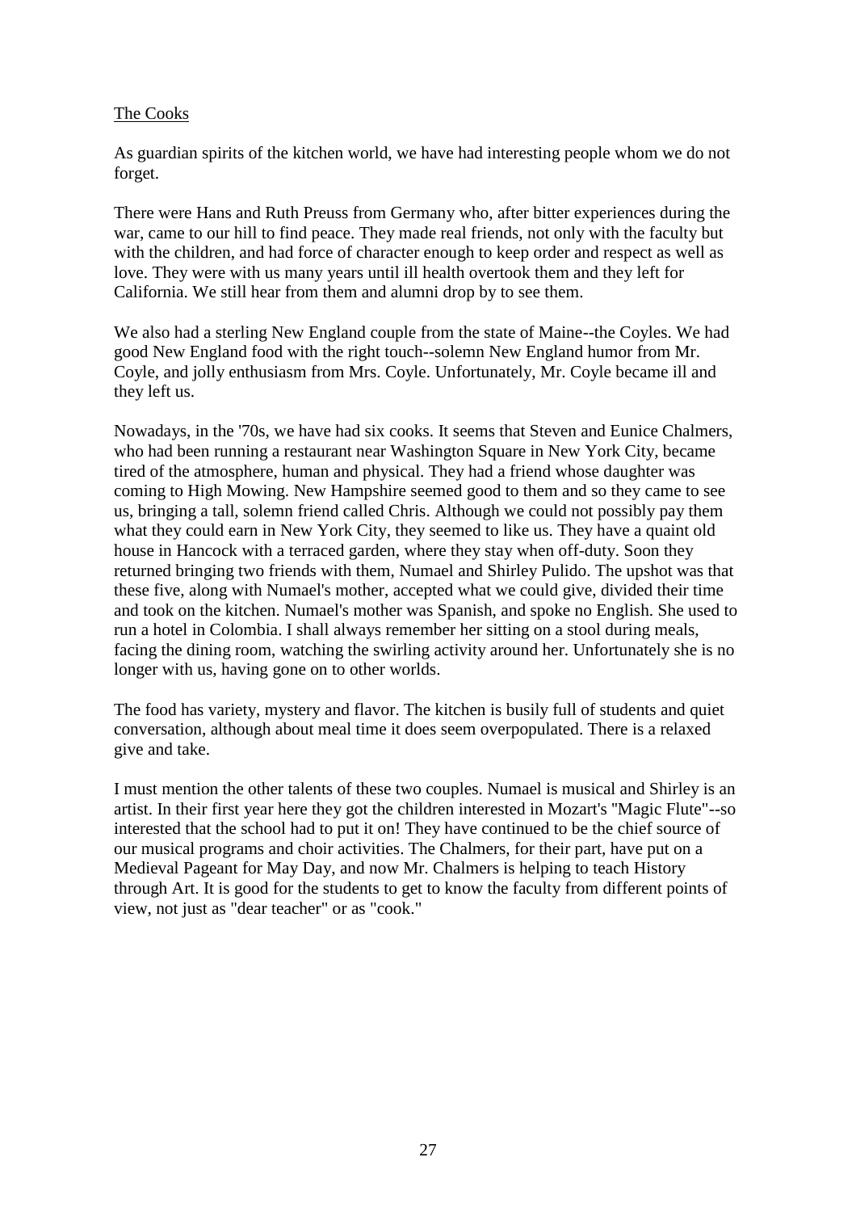## The Cooks

As guardian spirits of the kitchen world, we have had interesting people whom we do not forget.

There were Hans and Ruth Preuss from Germany who, after bitter experiences during the war, came to our hill to find peace. They made real friends, not only with the faculty but with the children, and had force of character enough to keep order and respect as well as love. They were with us many years until ill health overtook them and they left for California. We still hear from them and alumni drop by to see them.

We also had a sterling New England couple from the state of Maine--the Coyles. We had good New England food with the right touch--solemn New England humor from Mr. Coyle, and jolly enthusiasm from Mrs. Coyle. Unfortunately, Mr. Coyle became ill and they left us.

Nowadays, in the '70s, we have had six cooks. It seems that Steven and Eunice Chalmers, who had been running a restaurant near Washington Square in New York City, became tired of the atmosphere, human and physical. They had a friend whose daughter was coming to High Mowing. New Hampshire seemed good to them and so they came to see us, bringing a tall, solemn friend called Chris. Although we could not possibly pay them what they could earn in New York City, they seemed to like us. They have a quaint old house in Hancock with a terraced garden, where they stay when off-duty. Soon they returned bringing two friends with them, Numael and Shirley Pulido. The upshot was that these five, along with Numael's mother, accepted what we could give, divided their time and took on the kitchen. Numael's mother was Spanish, and spoke no English. She used to run a hotel in Colombia. I shall always remember her sitting on a stool during meals, facing the dining room, watching the swirling activity around her. Unfortunately she is no longer with us, having gone on to other worlds.

The food has variety, mystery and flavor. The kitchen is busily full of students and quiet conversation, although about meal time it does seem overpopulated. There is a relaxed give and take.

I must mention the other talents of these two couples. Numael is musical and Shirley is an artist. In their first year here they got the children interested in Mozart's "Magic Flute"--so interested that the school had to put it on! They have continued to be the chief source of our musical programs and choir activities. The Chalmers, for their part, have put on a Medieval Pageant for May Day, and now Mr. Chalmers is helping to teach History through Art. It is good for the students to get to know the faculty from different points of view, not just as "dear teacher" or as "cook."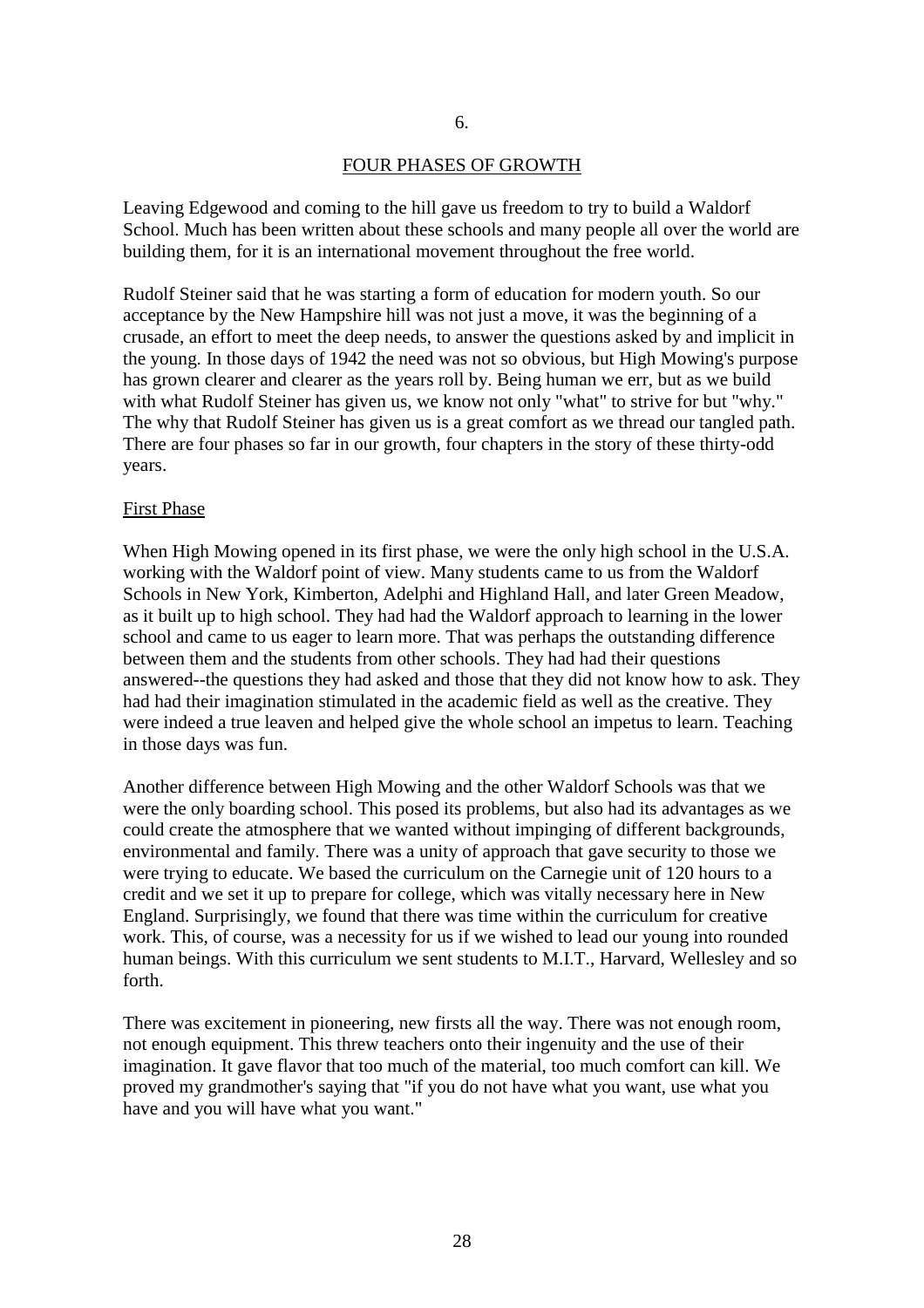6.

## FOUR PHASES OF GROWTH

Leaving Edgewood and coming to the hill gave us freedom to try to build a Waldorf School. Much has been written about these schools and many people all over the world are building them, for it is an international movement throughout the free world.

Rudolf Steiner said that he was starting a form of education for modern youth. So our acceptance by the New Hampshire hill was not just a move, it was the beginning of a crusade, an effort to meet the deep needs, to answer the questions asked by and implicit in the young. In those days of 1942 the need was not so obvious, but High Mowing's purpose has grown clearer and clearer as the years roll by. Being human we err, but as we build with what Rudolf Steiner has given us, we know not only "what" to strive for but "why." The why that Rudolf Steiner has given us is a great comfort as we thread our tangled path. There are four phases so far in our growth, four chapters in the story of these thirty-odd years.

### First Phase

When High Mowing opened in its first phase, we were the only high school in the U.S.A. working with the Waldorf point of view. Many students came to us from the Waldorf Schools in New York, Kimberton, Adelphi and Highland Hall, and later Green Meadow, as it built up to high school. They had had the Waldorf approach to learning in the lower school and came to us eager to learn more. That was perhaps the outstanding difference between them and the students from other schools. They had had their questions answered--the questions they had asked and those that they did not know how to ask. They had had their imagination stimulated in the academic field as well as the creative. They were indeed a true leaven and helped give the whole school an impetus to learn. Teaching in those days was fun.

Another difference between High Mowing and the other Waldorf Schools was that we were the only boarding school. This posed its problems, but also had its advantages as we could create the atmosphere that we wanted without impinging of different backgrounds, environmental and family. There was a unity of approach that gave security to those we were trying to educate. We based the curriculum on the Carnegie unit of 120 hours to a credit and we set it up to prepare for college, which was vitally necessary here in New England. Surprisingly, we found that there was time within the curriculum for creative work. This, of course, was a necessity for us if we wished to lead our young into rounded human beings. With this curriculum we sent students to M.I.T., Harvard, Wellesley and so forth.

There was excitement in pioneering, new firsts all the way. There was not enough room, not enough equipment. This threw teachers onto their ingenuity and the use of their imagination. It gave flavor that too much of the material, too much comfort can kill. We proved my grandmother's saying that "if you do not have what you want, use what you have and you will have what you want."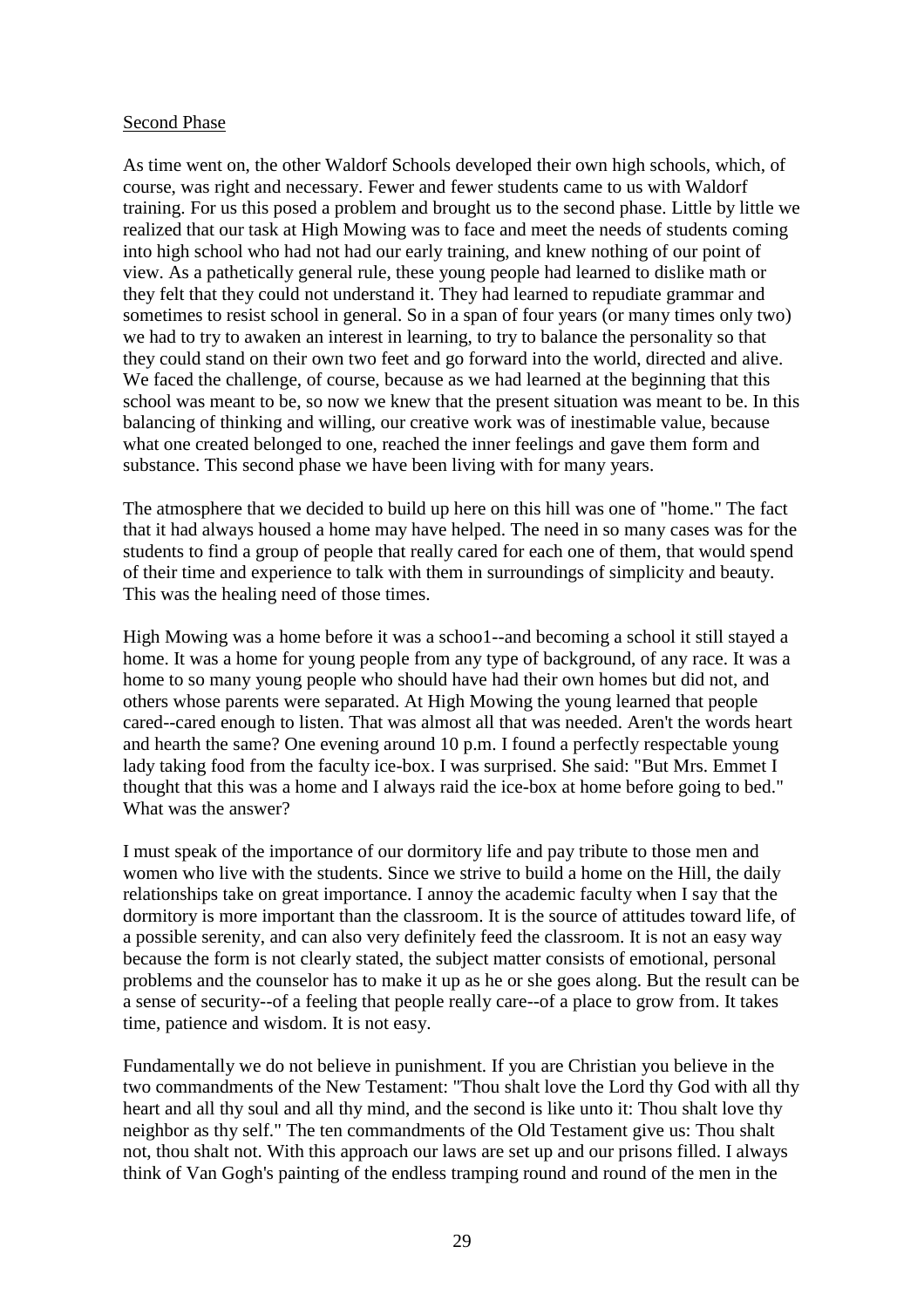Second Phase

As time went on, the other Waldorf Schools developed their own high schools, which, of course, was right and necessary. Fewer and fewer students came to us with Waldorf training. For us this posed a problem and brought us to the second phase. Little by little we realized that our task at High Mowing was to face and meet the needs of students coming into high school who had not had our early training, and knew nothing of our point of view. As a pathetically general rule, these young people had learned to dislike math or they felt that they could not understand it. They had learned to repudiate grammar and sometimes to resist school in general. So in a span of four years (or many times only two) we had to try to awaken an interest in learning, to try to balance the personality so that they could stand on their own two feet and go forward into the world, directed and alive. We faced the challenge, of course, because as we had learned at the beginning that this school was meant to be, so now we knew that the present situation was meant to be. In this balancing of thinking and willing, our creative work was of inestimable value, because what one created belonged to one, reached the inner feelings and gave them form and substance. This second phase we have been living with for many years.

The atmosphere that we decided to build up here on this hill was one of "home." The fact that it had always housed a home may have helped. The need in so many cases was for the students to find a group of people that really cared for each one of them, that would spend of their time and experience to talk with them in surroundings of simplicity and beauty. This was the healing need of those times.

High Mowing was a home before it was a schoo1--and becoming a school it still stayed a home. It was a home for young people from any type of background, of any race. It was a home to so many young people who should have had their own homes but did not, and others whose parents were separated. At High Mowing the young learned that people cared--cared enough to listen. That was almost all that was needed. Aren't the words heart and hearth the same? One evening around 10 p.m. I found a perfectly respectable young lady taking food from the faculty ice-box. I was surprised. She said: "But Mrs. Emmet I thought that this was a home and I always raid the ice-box at home before going to bed." What was the answer?

I must speak of the importance of our dormitory life and pay tribute to those men and women who live with the students. Since we strive to build a home on the Hill, the daily relationships take on great importance. I annoy the academic faculty when I say that the dormitory is more important than the classroom. It is the source of attitudes toward life, of a possible serenity, and can also very definitely feed the classroom. It is not an easy way because the form is not clearly stated, the subject matter consists of emotional, personal problems and the counselor has to make it up as he or she goes along. But the result can be a sense of security--of a feeling that people really care--of a place to grow from. It takes time, patience and wisdom. It is not easy.

Fundamentally we do not believe in punishment. If you are Christian you believe in the two commandments of the New Testament: "Thou shalt love the Lord thy God with all thy heart and all thy soul and all thy mind, and the second is like unto it: Thou shalt love thy neighbor as thy self." The ten commandments of the Old Testament give us: Thou shalt not, thou shalt not. With this approach our laws are set up and our prisons filled. I always think of Van Gogh's painting of the endless tramping round and round of the men in the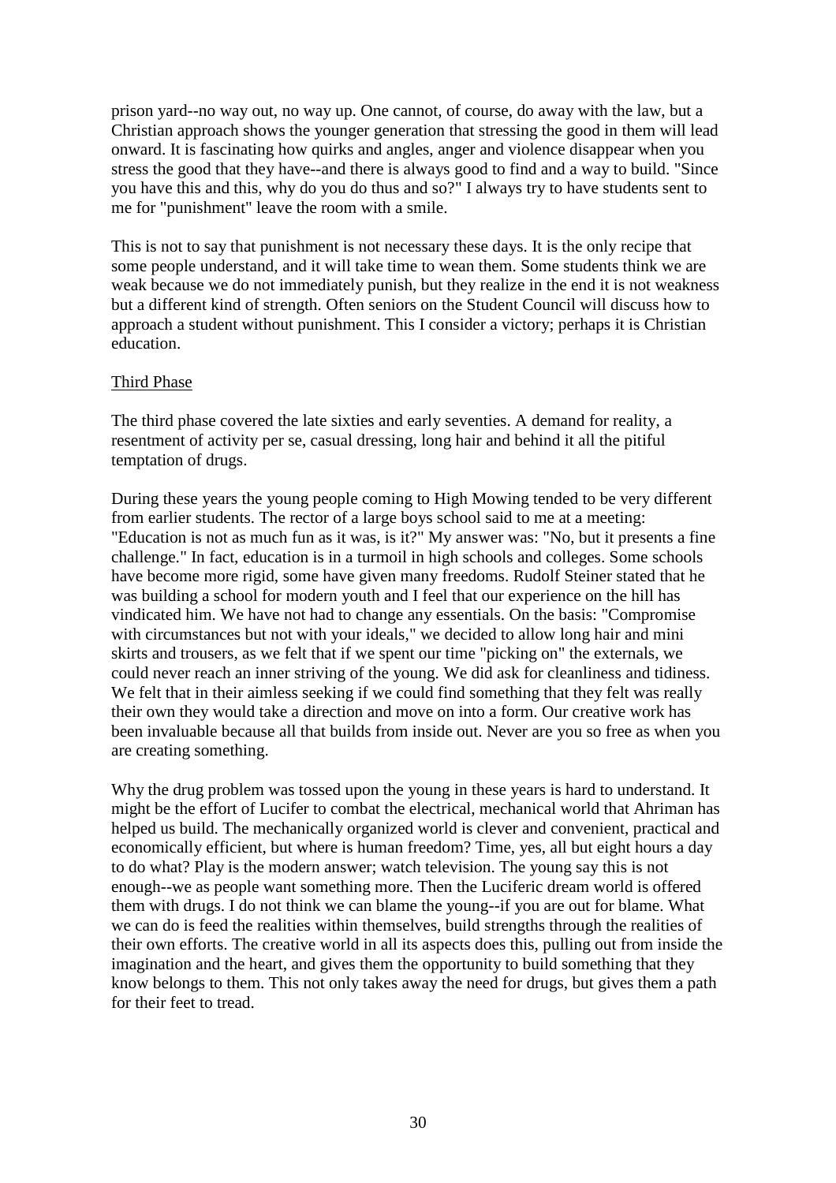prison yard--no way out, no way up. One cannot, of course, do away with the law, but a Christian approach shows the younger generation that stressing the good in them will lead onward. It is fascinating how quirks and angles, anger and violence disappear when you stress the good that they have--and there is always good to find and a way to build. "Since you have this and this, why do you do thus and so?" I always try to have students sent to me for "punishment" leave the room with a smile.

This is not to say that punishment is not necessary these days. It is the only recipe that some people understand, and it will take time to wean them. Some students think we are weak because we do not immediately punish, but they realize in the end it is not weakness but a different kind of strength. Often seniors on the Student Council will discuss how to approach a student without punishment. This I consider a victory; perhaps it is Christian education.

### Third Phase

The third phase covered the late sixties and early seventies. A demand for reality, a resentment of activity per se, casual dressing, long hair and behind it all the pitiful temptation of drugs.

During these years the young people coming to High Mowing tended to be very different from earlier students. The rector of a large boys school said to me at a meeting: "Education is not as much fun as it was, is it?" My answer was: "No, but it presents a fine challenge." In fact, education is in a turmoil in high schools and colleges. Some schools have become more rigid, some have given many freedoms. Rudolf Steiner stated that he was building a school for modern youth and I feel that our experience on the hill has vindicated him. We have not had to change any essentials. On the basis: "Compromise with circumstances but not with your ideals," we decided to allow long hair and mini skirts and trousers, as we felt that if we spent our time "picking on" the externals, we could never reach an inner striving of the young. We did ask for cleanliness and tidiness. We felt that in their aimless seeking if we could find something that they felt was really their own they would take a direction and move on into a form. Our creative work has been invaluable because all that builds from inside out. Never are you so free as when you are creating something.

Why the drug problem was tossed upon the young in these years is hard to understand. It might be the effort of Lucifer to combat the electrical, mechanical world that Ahriman has helped us build. The mechanically organized world is clever and convenient, practical and economically efficient, but where is human freedom? Time, yes, all but eight hours a day to do what? Play is the modern answer; watch television. The young say this is not enough--we as people want something more. Then the Luciferic dream world is offered them with drugs. I do not think we can blame the young--if you are out for blame. What we can do is feed the realities within themselves, build strengths through the realities of their own efforts. The creative world in all its aspects does this, pulling out from inside the imagination and the heart, and gives them the opportunity to build something that they know belongs to them. This not only takes away the need for drugs, but gives them a path for their feet to tread.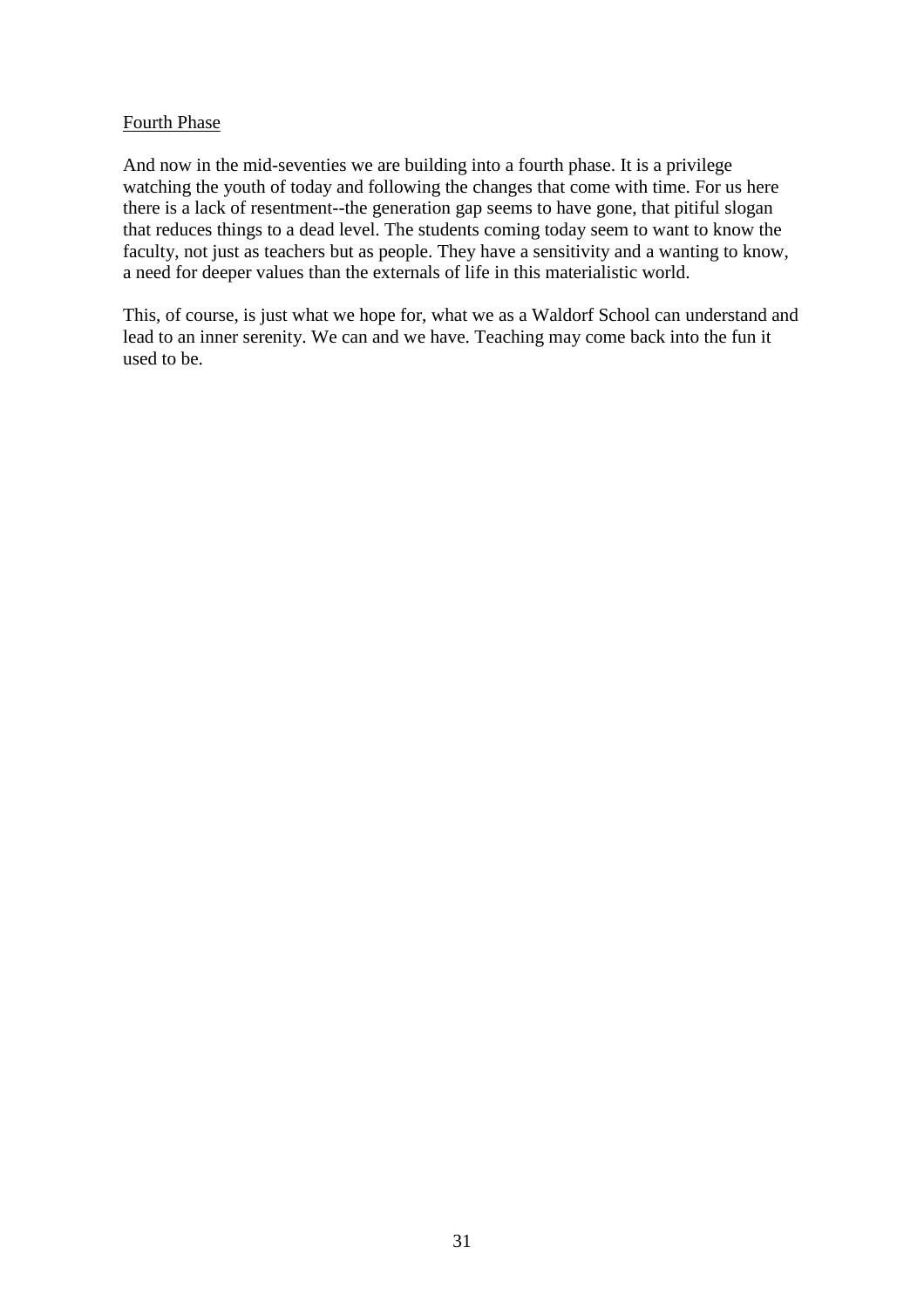## Fourth Phase

And now in the mid-seventies we are building into a fourth phase. It is a privilege watching the youth of today and following the changes that come with time. For us here there is a lack of resentment--the generation gap seems to have gone, that pitiful slogan that reduces things to a dead level. The students coming today seem to want to know the faculty, not just as teachers but as people. They have a sensitivity and a wanting to know, a need for deeper values than the externals of life in this materialistic world.

This, of course, is just what we hope for, what we as a Waldorf School can understand and lead to an inner serenity. We can and we have. Teaching may come back into the fun it used to be.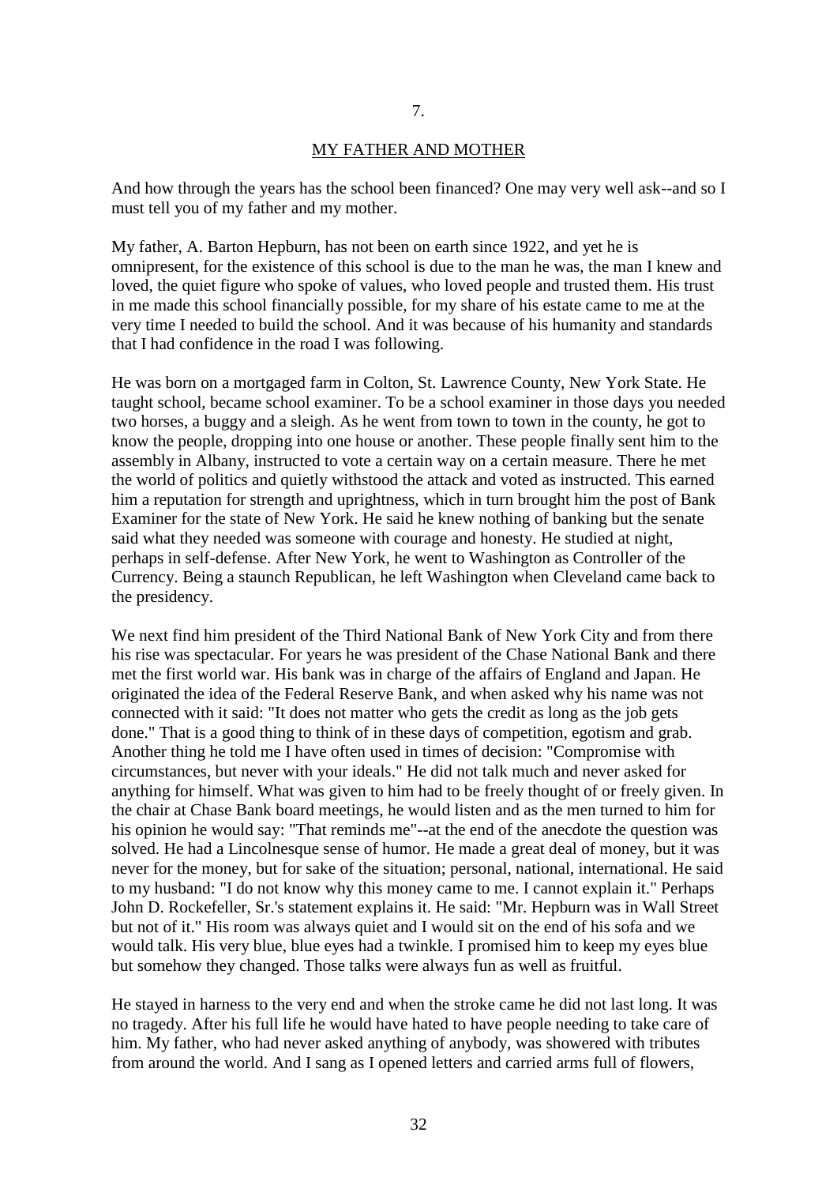7.

## MY FATHER AND MOTHER

And how through the years has the school been financed? One may very well ask--and so I must tell you of my father and my mother.

My father, A. Barton Hepburn, has not been on earth since 1922, and yet he is omnipresent, for the existence of this school is due to the man he was, the man I knew and loved, the quiet figure who spoke of values, who loved people and trusted them. His trust in me made this school financially possible, for my share of his estate came to me at the very time I needed to build the school. And it was because of his humanity and standards that I had confidence in the road I was following.

He was born on a mortgaged farm in Colton, St. Lawrence County, New York State. He taught school, became school examiner. To be a school examiner in those days you needed two horses, a buggy and a sleigh. As he went from town to town in the county, he got to know the people, dropping into one house or another. These people finally sent him to the assembly in Albany, instructed to vote a certain way on a certain measure. There he met the world of politics and quietly withstood the attack and voted as instructed. This earned him a reputation for strength and uprightness, which in turn brought him the post of Bank Examiner for the state of New York. He said he knew nothing of banking but the senate said what they needed was someone with courage and honesty. He studied at night, perhaps in self-defense. After New York, he went to Washington as Controller of the Currency. Being a staunch Republican, he left Washington when Cleveland came back to the presidency.

We next find him president of the Third National Bank of New York City and from there his rise was spectacular. For years he was president of the Chase National Bank and there met the first world war. His bank was in charge of the affairs of England and Japan. He originated the idea of the Federal Reserve Bank, and when asked why his name was not connected with it said: "It does not matter who gets the credit as long as the job gets done." That is a good thing to think of in these days of competition, egotism and grab. Another thing he told me I have often used in times of decision: "Compromise with circumstances, but never with your ideals." He did not talk much and never asked for anything for himself. What was given to him had to be freely thought of or freely given. In the chair at Chase Bank board meetings, he would listen and as the men turned to him for his opinion he would say: "That reminds me"--at the end of the anecdote the question was solved. He had a Lincolnesque sense of humor. He made a great deal of money, but it was never for the money, but for sake of the situation; personal, national, international. He said to my husband: "I do not know why this money came to me. I cannot explain it." Perhaps John D. Rockefeller, Sr.'s statement explains it. He said: "Mr. Hepburn was in Wall Street but not of it." His room was always quiet and I would sit on the end of his sofa and we would talk. His very blue, blue eyes had a twinkle. I promised him to keep my eyes blue but somehow they changed. Those talks were always fun as well as fruitful.

He stayed in harness to the very end and when the stroke came he did not last long. It was no tragedy. After his full life he would have hated to have people needing to take care of him. My father, who had never asked anything of anybody, was showered with tributes from around the world. And I sang as I opened letters and carried arms full of flowers,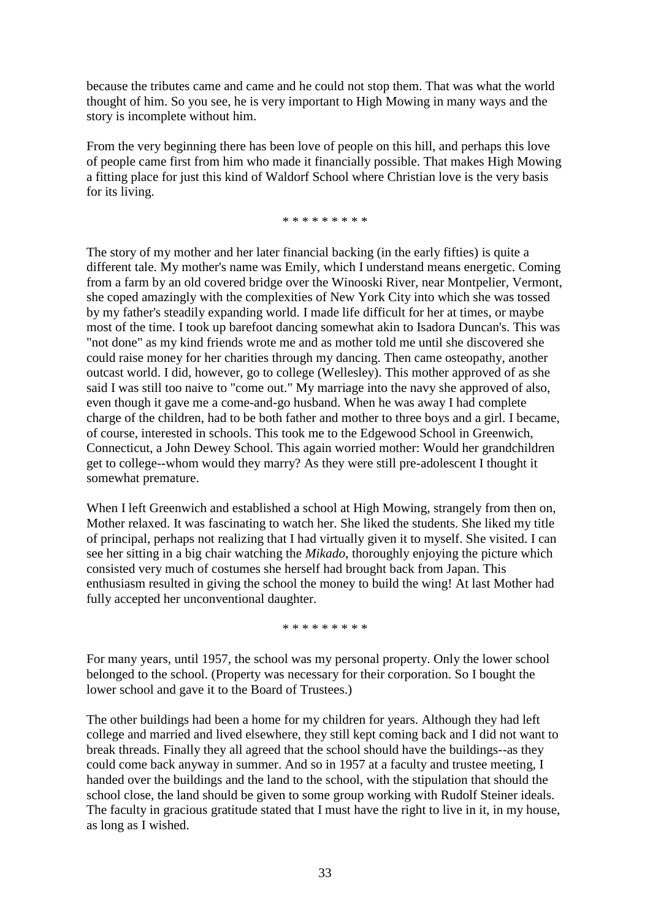because the tributes came and came and he could not stop them. That was what the world thought of him. So you see, he is very important to High Mowing in many ways and the story is incomplete without him.

From the very beginning there has been love of people on this hill, and perhaps this love of people came first from him who made it financially possible. That makes High Mowing a fitting place for just this kind of Waldorf School where Christian love is the very basis for its living.

\* \* \* \* \* \* \* \* \*

The story of my mother and her later financial backing (in the early fifties) is quite a different tale. My mother's name was Emily, which I understand means energetic. Coming from a farm by an old covered bridge over the Winooski River, near Montpelier, Vermont, she coped amazingly with the complexities of New York City into which she was tossed by my father's steadily expanding world. I made life difficult for her at times, or maybe most of the time. I took up barefoot dancing somewhat akin to Isadora Duncan's. This was "not done" as my kind friends wrote me and as mother told me until she discovered she could raise money for her charities through my dancing. Then came osteopathy, another outcast world. I did, however, go to college (Wellesley). This mother approved of as she said I was still too naive to "come out." My marriage into the navy she approved of also, even though it gave me a come-and-go husband. When he was away I had complete charge of the children, had to be both father and mother to three boys and a girl. I became, of course, interested in schools. This took me to the Edgewood School in Greenwich, Connecticut, a John Dewey School. This again worried mother: Would her grandchildren get to college--whom would they marry? As they were still pre-adolescent I thought it somewhat premature.

When I left Greenwich and established a school at High Mowing, strangely from then on, Mother relaxed. It was fascinating to watch her. She liked the students. She liked my title of principal, perhaps not realizing that I had virtually given it to myself. She visited. I can see her sitting in a big chair watching the *Mikado*, thoroughly enjoying the picture which consisted very much of costumes she herself had brought back from Japan. This enthusiasm resulted in giving the school the money to build the wing! At last Mother had fully accepted her unconventional daughter.

\* \* \* \* \* \* \* \* \*

For many years, until 1957, the school was my personal property. Only the lower school belonged to the school. (Property was necessary for their corporation. So I bought the lower school and gave it to the Board of Trustees.)

The other buildings had been a home for my children for years. Although they had left college and married and lived elsewhere, they still kept coming back and I did not want to break threads. Finally they all agreed that the school should have the buildings--as they could come back anyway in summer. And so in 1957 at a faculty and trustee meeting, I handed over the buildings and the land to the school, with the stipulation that should the school close, the land should be given to some group working with Rudolf Steiner ideals. The faculty in gracious gratitude stated that I must have the right to live in it, in my house, as long as I wished.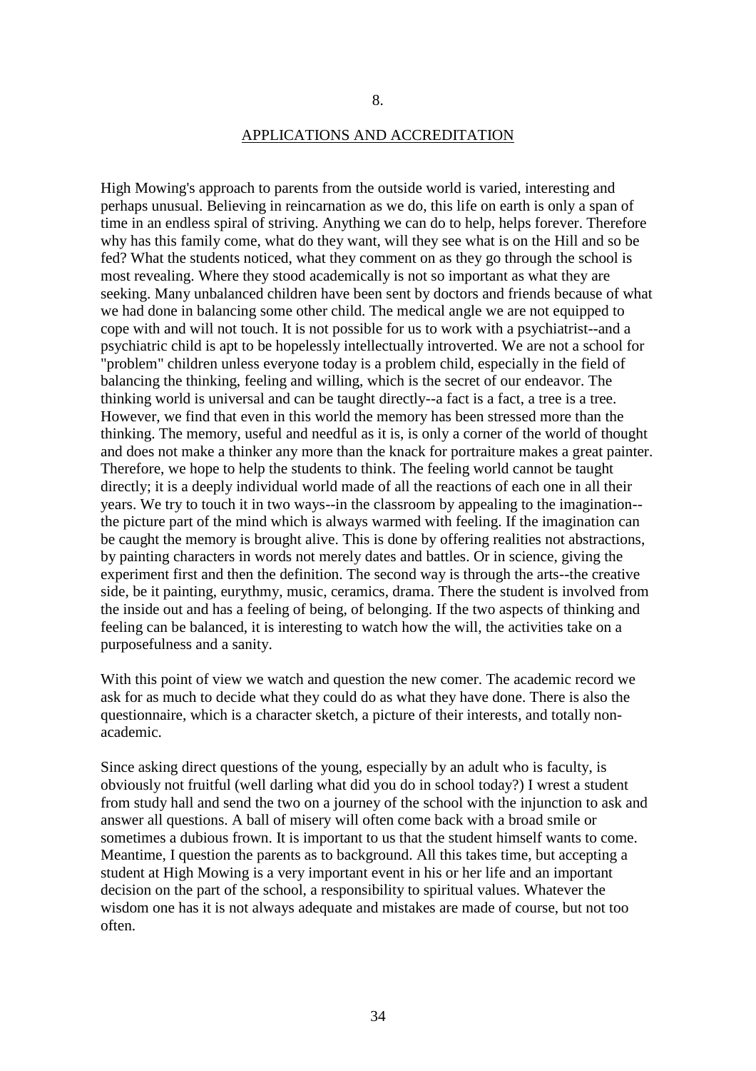## 8.

## APPLICATIONS AND ACCREDITATION

High Mowing's approach to parents from the outside world is varied, interesting and perhaps unusual. Believing in reincarnation as we do, this life on earth is only a span of time in an endless spiral of striving. Anything we can do to help, helps forever. Therefore why has this family come, what do they want, will they see what is on the Hill and so be fed? What the students noticed, what they comment on as they go through the school is most revealing. Where they stood academically is not so important as what they are seeking. Many unbalanced children have been sent by doctors and friends because of what we had done in balancing some other child. The medical angle we are not equipped to cope with and will not touch. It is not possible for us to work with a psychiatrist--and a psychiatric child is apt to be hopelessly intellectually introverted. We are not a school for "problem" children unless everyone today is a problem child, especially in the field of balancing the thinking, feeling and willing, which is the secret of our endeavor. The thinking world is universal and can be taught directly--a fact is a fact, a tree is a tree. However, we find that even in this world the memory has been stressed more than the thinking. The memory, useful and needful as it is, is only a corner of the world of thought and does not make a thinker any more than the knack for portraiture makes a great painter. Therefore, we hope to help the students to think. The feeling world cannot be taught directly; it is a deeply individual world made of all the reactions of each one in all their years. We try to touch it in two ways--in the classroom by appealing to the imagination--the picture part of the mind which is always warmed with feeling. If the imagination can be caught the memory is brought alive. This is done by offering realities not abstractions, by painting characters in words not merely dates and battles. Or in science, giving the experiment first and then the definition. The second way is through the arts--the creative side, be it painting, eurythmy, music, ceramics, drama. There the student is involved from the inside out and has a feeling of being, of belonging. If the two aspects of thinking and feeling can be balanced, it is interesting to watch how the will, the activities take on a purposefulness and a sanity.

With this point of view we watch and question the new comer. The academic record we ask for as much to decide what they could do as what they have done. There is also the questionnaire, which is a character sketch, a picture of their interests, and totally non-academic.

Since asking direct questions of the young, especially by an adult who is faculty, is obviously not fruitful (well darling what did you do in school today?) I wrest a student from study hall and send the two on a journey of the school with the injunction to ask and answer all questions. A ball of misery will often come back with a broad smile or sometimes a dubious frown. It is important to us that the student himself wants to come. Meantime, I question the parents as to background. All this takes time, but accepting a student at High Mowing is a very important event in his or her life and an important decision on the part of the school, a responsibility to spiritual values. Whatever the wisdom one has it is not always adequate and mistakes are made of course, but not too often.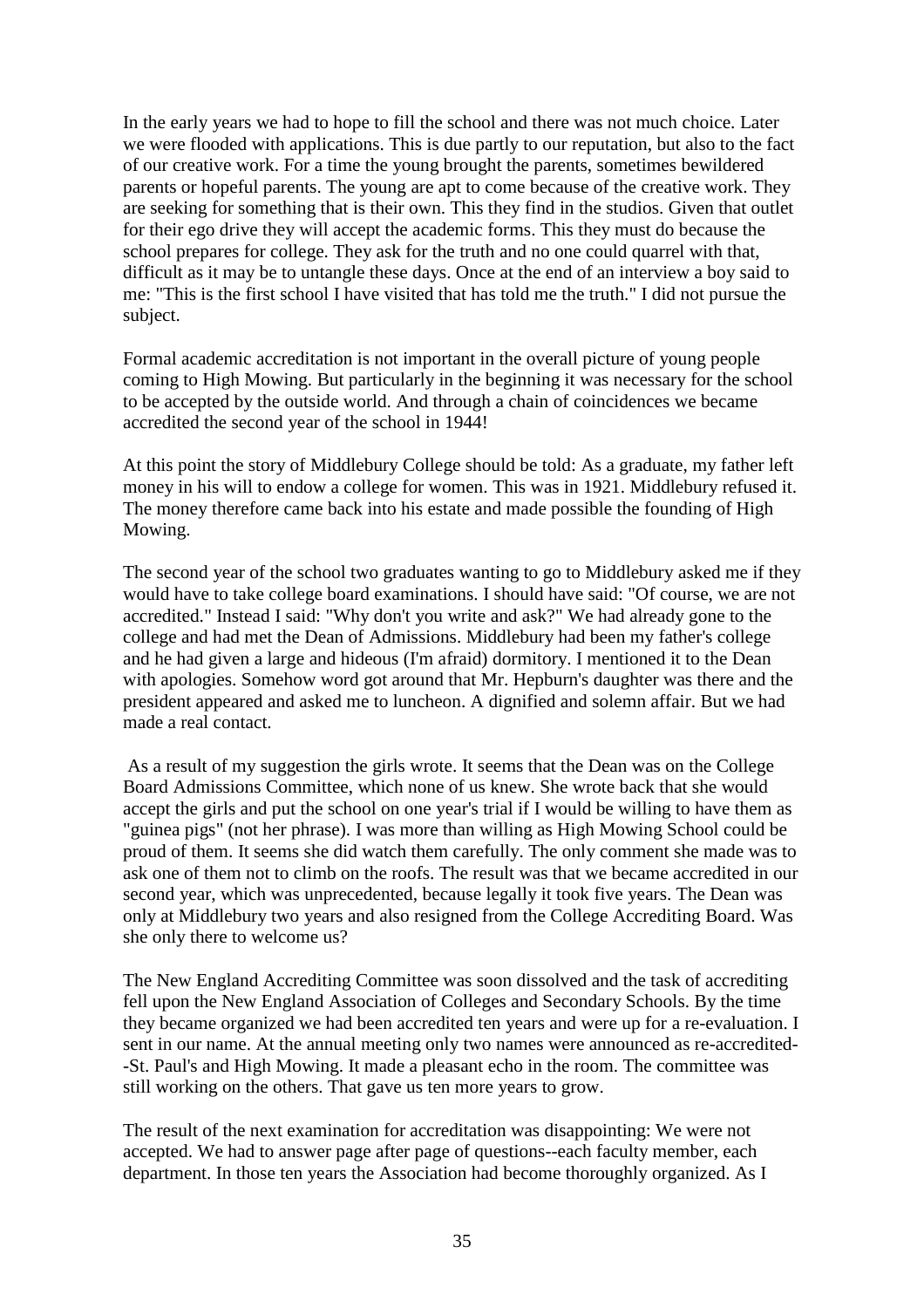In the early years we had to hope to fill the school and there was not much choice. Later we were flooded with applications. This is due partly to our reputation, but also to the fact of our creative work. For a time the young brought the parents, sometimes bewildered parents or hopeful parents. The young are apt to come because of the creative work. They are seeking for something that is their own. This they find in the studios. Given that outlet for their ego drive they will accept the academic forms. This they must do because the school prepares for college. They ask for the truth and no one could quarrel with that, difficult as it may be to untangle these days. Once at the end of an interview a boy said to me: "This is the first school I have visited that has told me the truth." I did not pursue the subject.

Formal academic accreditation is not important in the overall picture of young people coming to High Mowing. But particularly in the beginning it was necessary for the school to be accepted by the outside world. And through a chain of coincidences we became accredited the second year of the school in 1944!

At this point the story of Middlebury College should be told: As a graduate, my father left money in his will to endow a college for women. This was in 1921. Middlebury refused it. The money therefore came back into his estate and made possible the founding of High Mowing.

The second year of the school two graduates wanting to go to Middlebury asked me if they would have to take college board examinations. I should have said: "Of course, we are not accredited." Instead I said: "Why don't you write and ask?" We had already gone to the college and had met the Dean of Admissions. Middlebury had been my father's college and he had given a large and hideous (I'm afraid) dormitory. I mentioned it to the Dean with apologies. Somehow word got around that Mr. Hepburn's daughter was there and the president appeared and asked me to luncheon. A dignified and solemn affair. But we had made a real contact.

As a result of my suggestion the girls wrote. It seems that the Dean was on the College Board Admissions Committee, which none of us knew. She wrote back that she would accept the girls and put the school on one year's trial if I would be willing to have them as "guinea pigs" (not her phrase). I was more than willing as High Mowing School could be proud of them. It seems she did watch them carefully. The only comment she made was to ask one of them not to climb on the roofs. The result was that we became accredited in our second year, which was unprecedented, because legally it took five years. The Dean was only at Middlebury two years and also resigned from the College Accrediting Board. Was she only there to welcome us?

The New England Accrediting Committee was soon dissolved and the task of accrediting fell upon the New England Association of Colleges and Secondary Schools. By the time they became organized we had been accredited ten years and were up for a re-evaluation. I sent in our name. At the annual meeting only two names were announced as re-accredited--St. Paul's and High Mowing. It made a pleasant echo in the room. The committee was still working on the others. That gave us ten more years to grow.

The result of the next examination for accreditation was disappointing: We were not accepted. We had to answer page after page of questions--each faculty member, each department. In those ten years the Association had become thoroughly organized. As I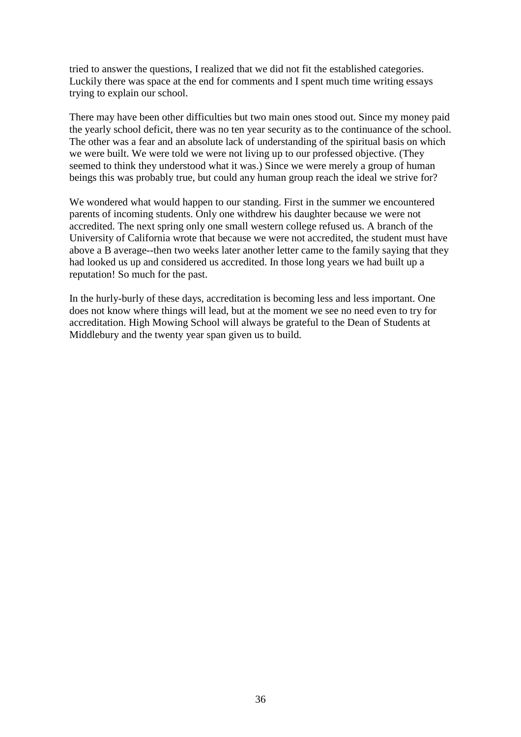tried to answer the questions, I realized that we did not fit the established categories. Luckily there was space at the end for comments and I spent much time writing essays trying to explain our school.

There may have been other difficulties but two main ones stood out. Since my money paid the yearly school deficit, there was no ten year security as to the continuance of the school. The other was a fear and an absolute lack of understanding of the spiritual basis on which we were built. We were told we were not living up to our professed objective. (They seemed to think they understood what it was.) Since we were merely a group of human beings this was probably true, but could any human group reach the ideal we strive for?

We wondered what would happen to our standing. First in the summer we encountered parents of incoming students. Only one withdrew his daughter because we were not accredited. The next spring only one small western college refused us. A branch of the University of California wrote that because we were not accredited, the student must have above a B average--then two weeks later another letter came to the family saying that they had looked us up and considered us accredited. In those long years we had built up a reputation! So much for the past.

In the hurly-burly of these days, accreditation is becoming less and less important. One does not know where things will lead, but at the moment we see no need even to try for accreditation. High Mowing School will always be grateful to the Dean of Students at Middlebury and the twenty year span given us to build.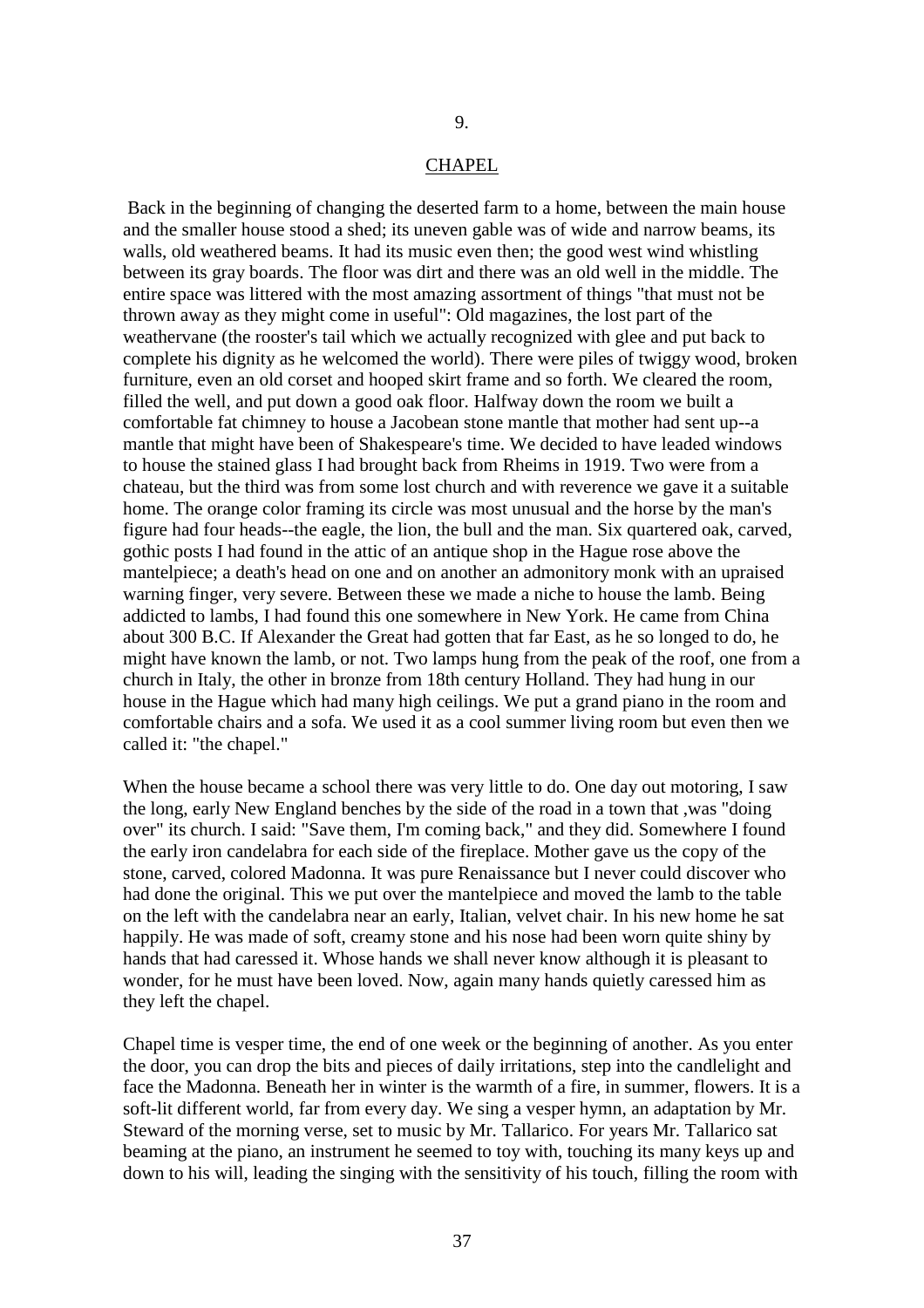9.

## CHAPEL

Back in the beginning of changing the deserted farm to a home, between the main house and the smaller house stood a shed; its uneven gable was of wide and narrow beams, its walls, old weathered beams. It had its music even then; the good west wind whistling between its gray boards. The floor was dirt and there was an old well in the middle. The entire space was littered with the most amazing assortment of things "that must not be thrown away as they might come in useful": Old magazines, the lost part of the weathervane (the rooster's tail which we actually recognized with glee and put back to complete his dignity as he welcomed the world). There were piles of twiggy wood, broken furniture, even an old corset and hooped skirt frame and so forth. We cleared the room, filled the well, and put down a good oak floor. Halfway down the room we built a comfortable fat chimney to house a Jacobean stone mantle that mother had sent up--a mantle that might have been of Shakespeare's time. We decided to have leaded windows to house the stained glass I had brought back from Rheims in 1919. Two were from a chateau, but the third was from some lost church and with reverence we gave it a suitable home. The orange color framing its circle was most unusual and the horse by the man's figure had four heads--the eagle, the lion, the bull and the man. Six quartered oak, carved, gothic posts I had found in the attic of an antique shop in the Hague rose above the mantelpiece; a death's head on one and on another an admonitory monk with an upraised warning finger, very severe. Between these we made a niche to house the lamb. Being addicted to lambs, I had found this one somewhere in New York. He came from China about 300 B.C. If Alexander the Great had gotten that far East, as he so longed to do, he might have known the lamb, or not. Two lamps hung from the peak of the roof, one from a church in Italy, the other in bronze from 18th century Holland. They had hung in our house in the Hague which had many high ceilings. We put a grand piano in the room and comfortable chairs and a sofa. We used it as a cool summer living room but even then we called it: "the chapel."

When the house became a school there was very little to do. One day out motoring, I saw the long, early New England benches by the side of the road in a town that ,was "doing over" its church. I said: "Save them, I'm coming back," and they did. Somewhere I found the early iron candelabra for each side of the fireplace. Mother gave us the copy of the stone, carved, colored Madonna. It was pure Renaissance but I never could discover who had done the original. This we put over the mantelpiece and moved the lamb to the table on the left with the candelabra near an early, Italian, velvet chair. In his new home he sat happily. He was made of soft, creamy stone and his nose had been worn quite shiny by hands that had caressed it. Whose hands we shall never know although it is pleasant to wonder, for he must have been loved. Now, again many hands quietly caressed him as they left the chapel.

Chapel time is vesper time, the end of one week or the beginning of another. As you enter the door, you can drop the bits and pieces of daily irritations, step into the candlelight and face the Madonna. Beneath her in winter is the warmth of a fire, in summer, flowers. It is a soft-lit different world, far from every day. We sing a vesper hymn, an adaptation by Mr. Steward of the morning verse, set to music by Mr. Tallarico. For years Mr. Tallarico sat beaming at the piano, an instrument he seemed to toy with, touching its many keys up and down to his will, leading the singing with the sensitivity of his touch, filling the room with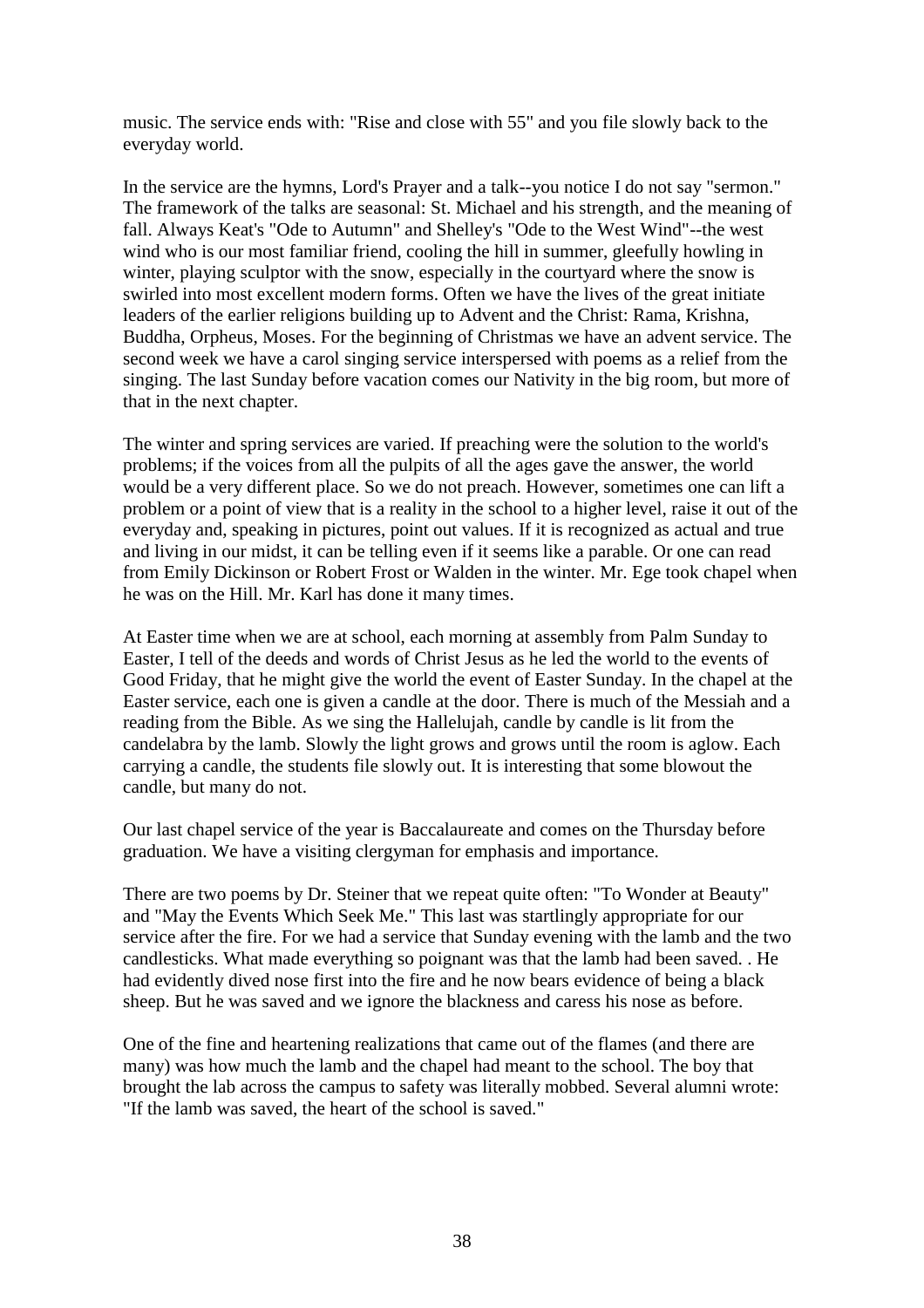music. The service ends with: "Rise and close with 55" and you file slowly back to the everyday world.

In the service are the hymns, Lord's Prayer and a talk--you notice I do not say "sermon." The framework of the talks are seasonal: St. Michael and his strength, and the meaning of fall. Always Keat's "Ode to Autumn" and Shelley's "Ode to the West Wind"--the west wind who is our most familiar friend, cooling the hill in summer, gleefully howling in winter, playing sculptor with the snow, especially in the courtyard where the snow is swirled into most excellent modern forms. Often we have the lives of the great initiate leaders of the earlier religions building up to Advent and the Christ: Rama, Krishna, Buddha, Orpheus, Moses. For the beginning of Christmas we have an advent service. The second week we have a carol singing service interspersed with poems as a relief from the singing. The last Sunday before vacation comes our Nativity in the big room, but more of that in the next chapter.

The winter and spring services are varied. If preaching were the solution to the world's problems; if the voices from all the pulpits of all the ages gave the answer, the world would be a very different place. So we do not preach. However, sometimes one can lift a problem or a point of view that is a reality in the school to a higher level, raise it out of the everyday and, speaking in pictures, point out values. If it is recognized as actual and true and living in our midst, it can be telling even if it seems like a parable. Or one can read from Emily Dickinson or Robert Frost or Walden in the winter. Mr. Ege took chapel when he was on the Hill. Mr. Karl has done it many times.

At Easter time when we are at school, each morning at assembly from Palm Sunday to Easter, I tell of the deeds and words of Christ Jesus as he led the world to the events of Good Friday, that he might give the world the event of Easter Sunday. In the chapel at the Easter service, each one is given a candle at the door. There is much of the Messiah and a reading from the Bible. As we sing the Hallelujah, candle by candle is lit from the candelabra by the lamb. Slowly the light grows and grows until the room is aglow. Each carrying a candle, the students file slowly out. It is interesting that some blowout the candle, but many do not.

Our last chapel service of the year is Baccalaureate and comes on the Thursday before graduation. We have a visiting clergyman for emphasis and importance.

There are two poems by Dr. Steiner that we repeat quite often: "To Wonder at Beauty" and "May the Events Which Seek Me." This last was startlingly appropriate for our service after the fire. For we had a service that Sunday evening with the lamb and the two candlesticks. What made everything so poignant was that the lamb had been saved. . He had evidently dived nose first into the fire and he now bears evidence of being a black sheep. But he was saved and we ignore the blackness and caress his nose as before.

One of the fine and heartening realizations that came out of the flames (and there are many) was how much the lamb and the chapel had meant to the school. The boy that brought the lab across the campus to safety was literally mobbed. Several alumni wrote: "If the lamb was saved, the heart of the school is saved."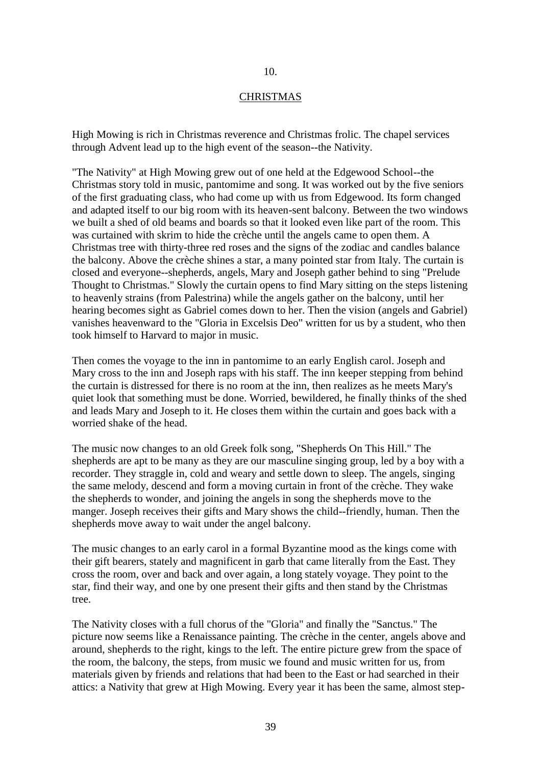10.

## CHRISTMAS

High Mowing is rich in Christmas reverence and Christmas frolic. The chapel services through Advent lead up to the high event of the season--the Nativity.

"The Nativity" at High Mowing grew out of one held at the Edgewood School--the Christmas story told in music, pantomime and song. It was worked out by the five seniors of the first graduating class, who had come up with us from Edgewood. Its form changed and adapted itself to our big room with its heaven-sent balcony. Between the two windows we built a shed of old beams and boards so that it looked even like part of the room. This was curtained with skrim to hide the crèche until the angels came to open them. A Christmas tree with thirty-three red roses and the signs of the zodiac and candles balance the balcony. Above the crèche shines a star, a many pointed star from Italy. The curtain is closed and everyone--shepherds, angels, Mary and Joseph gather behind to sing "Prelude Thought to Christmas." Slowly the curtain opens to find Mary sitting on the steps listening to heavenly strains (from Palestrina) while the angels gather on the balcony, until her hearing becomes sight as Gabriel comes down to her. Then the vision (angels and Gabriel) vanishes heavenward to the "Gloria in Excelsis Deo" written for us by a student, who then took himself to Harvard to major in music.

Then comes the voyage to the inn in pantomime to an early English carol. Joseph and Mary cross to the inn and Joseph raps with his staff. The inn keeper stepping from behind the curtain is distressed for there is no room at the inn, then realizes as he meets Mary's quiet look that something must be done. Worried, bewildered, he finally thinks of the shed and leads Mary and Joseph to it. He closes them within the curtain and goes back with a worried shake of the head.

The music now changes to an old Greek folk song, "Shepherds On This Hill." The shepherds are apt to be many as they are our masculine singing group, led by a boy with a recorder. They straggle in, cold and weary and settle down to sleep. The angels, singing the same melody, descend and form a moving curtain in front of the crèche. They wake the shepherds to wonder, and joining the angels in song the shepherds move to the manger. Joseph receives their gifts and Mary shows the child--friendly, human. Then the shepherds move away to wait under the angel balcony.

The music changes to an early carol in a formal Byzantine mood as the kings come with their gift bearers, stately and magnificent in garb that came literally from the East. They cross the room, over and back and over again, a long stately voyage. They point to the star, find their way, and one by one present their gifts and then stand by the Christmas tree.

The Nativity closes with a full chorus of the "Gloria" and finally the "Sanctus." The picture now seems like a Renaissance painting. The crèche in the center, angels above and around, shepherds to the right, kings to the left. The entire picture grew from the space of the room, the balcony, the steps, from music we found and music written for us, from materials given by friends and relations that had been to the East or had searched in their attics: a Nativity that grew at High Mowing. Every year it has been the same, almost step-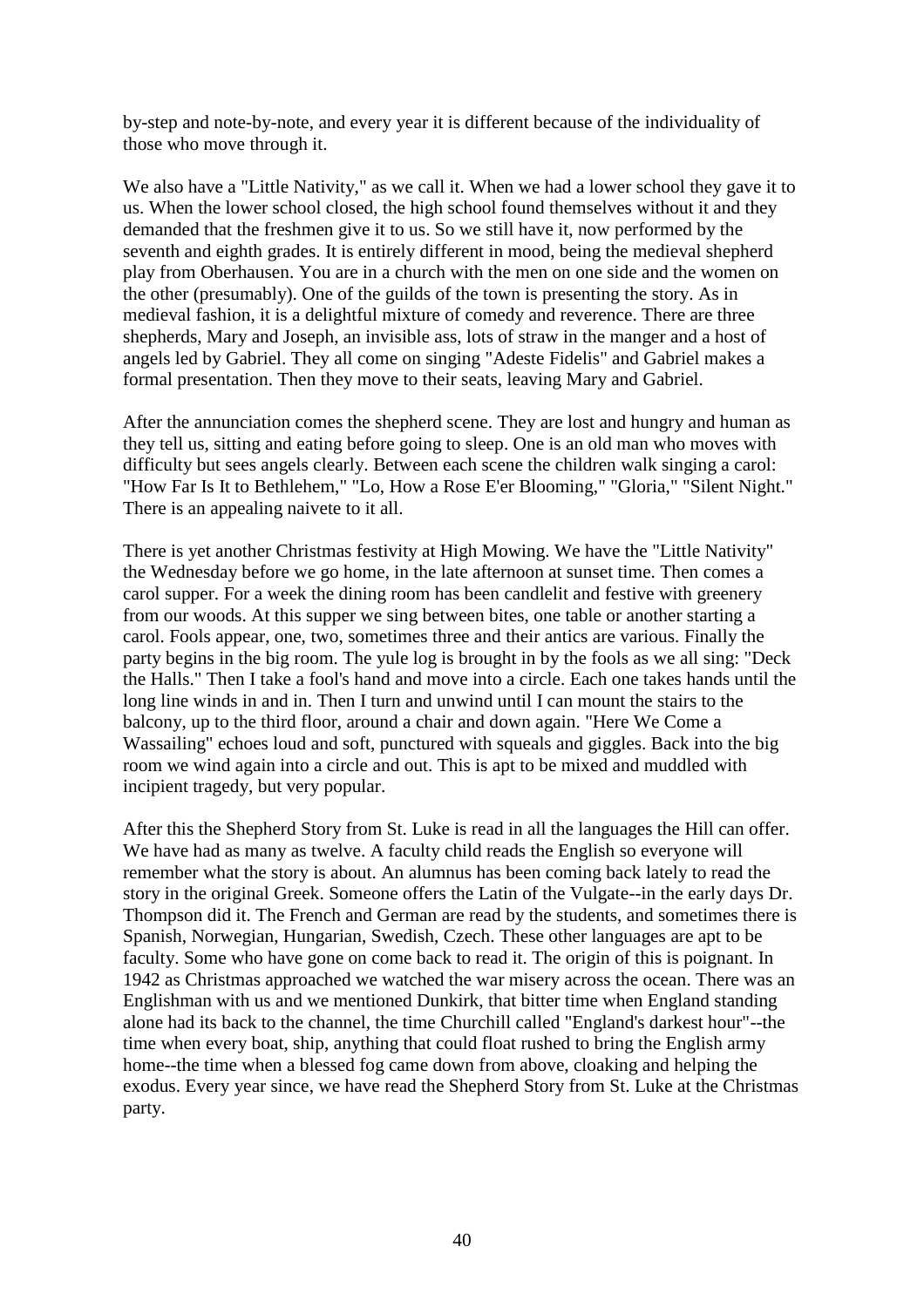by-step and note-by-note, and every year it is different because of the individuality of those who move through it.

We also have a "Little Nativity," as we call it. When we had a lower school they gave it to us. When the lower school closed, the high school found themselves without it and they demanded that the freshmen give it to us. So we still have it, now performed by the seventh and eighth grades. It is entirely different in mood, being the medieval shepherd play from Oberhausen. You are in a church with the men on one side and the women on the other (presumably). One of the guilds of the town is presenting the story. As in medieval fashion, it is a delightful mixture of comedy and reverence. There are three shepherds, Mary and Joseph, an invisible ass, lots of straw in the manger and a host of angels led by Gabriel. They all come on singing "Adeste Fidelis" and Gabriel makes a formal presentation. Then they move to their seats, leaving Mary and Gabriel.

After the annunciation comes the shepherd scene. They are lost and hungry and human as they tell us, sitting and eating before going to sleep. One is an old man who moves with difficulty but sees angels clearly. Between each scene the children walk singing a carol: "How Far Is It to Bethlehem," "Lo, How a Rose E'er Blooming," "Gloria," "Silent Night." There is an appealing naivete to it all.

There is yet another Christmas festivity at High Mowing. We have the "Little Nativity" the Wednesday before we go home, in the late afternoon at sunset time. Then comes a carol supper. For a week the dining room has been candlelit and festive with greenery from our woods. At this supper we sing between bites, one table or another starting a carol. Fools appear, one, two, sometimes three and their antics are various. Finally the party begins in the big room. The yule log is brought in by the fools as we all sing: "Deck the Halls." Then I take a fool's hand and move into a circle. Each one takes hands until the long line winds in and in. Then I turn and unwind until I can mount the stairs to the balcony, up to the third floor, around a chair and down again. "Here We Come a Wassailing" echoes loud and soft, punctured with squeals and giggles. Back into the big room we wind again into a circle and out. This is apt to be mixed and muddled with incipient tragedy, but very popular.

After this the Shepherd Story from St. Luke is read in all the languages the Hill can offer. We have had as many as twelve. A faculty child reads the English so everyone will remember what the story is about. An alumnus has been coming back lately to read the story in the original Greek. Someone offers the Latin of the Vulgate--in the early days Dr. Thompson did it. The French and German are read by the students, and sometimes there is Spanish, Norwegian, Hungarian, Swedish, Czech. These other languages are apt to be faculty. Some who have gone on come back to read it. The origin of this is poignant. In 1942 as Christmas approached we watched the war misery across the ocean. There was an Englishman with us and we mentioned Dunkirk, that bitter time when England standing alone had its back to the channel, the time Churchill called "England's darkest hour"--the time when every boat, ship, anything that could float rushed to bring the English army home--the time when a blessed fog came down from above, cloaking and helping the exodus. Every year since, we have read the Shepherd Story from St. Luke at the Christmas party.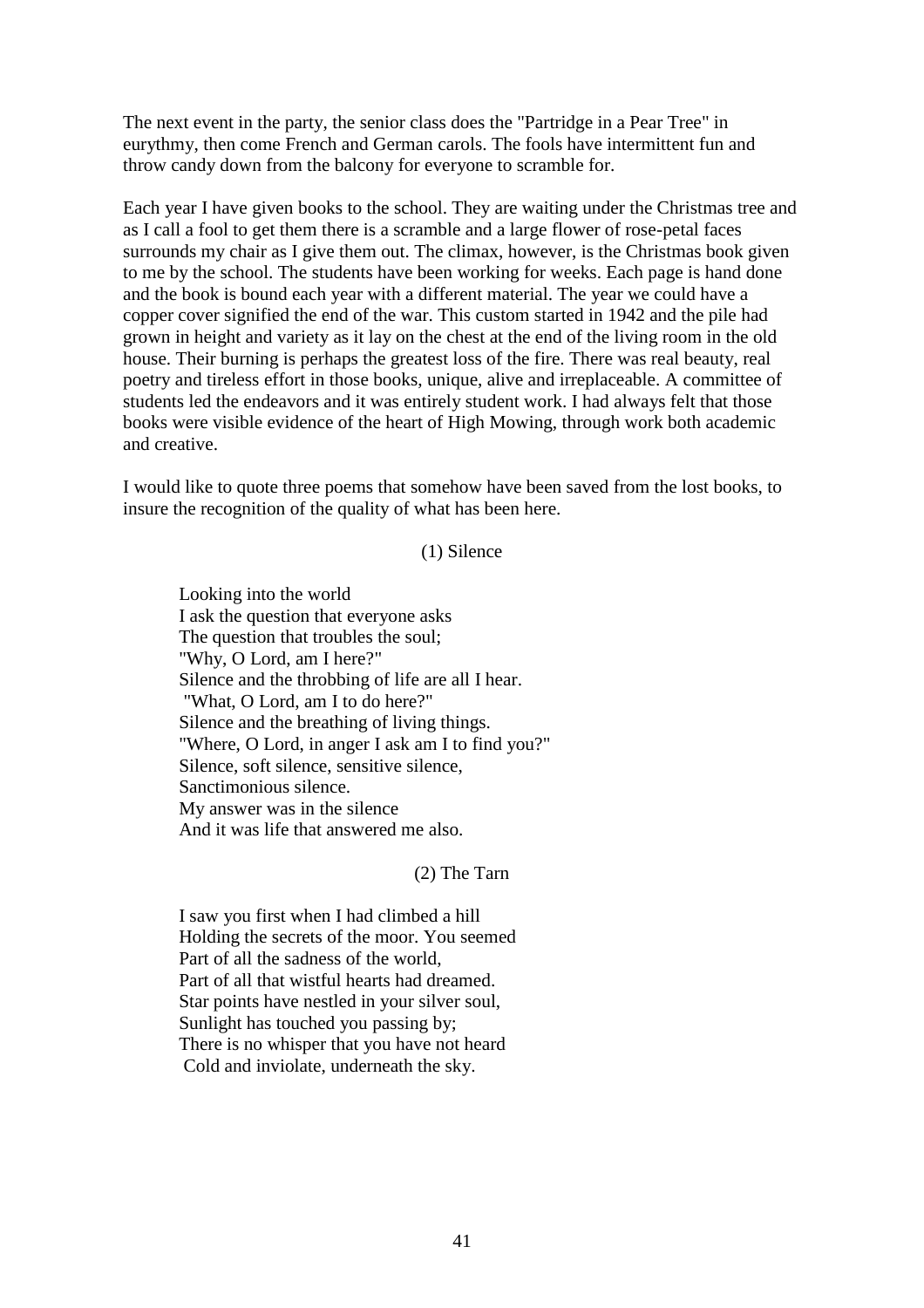The next event in the party, the senior class does the "Partridge in a Pear Tree" in eurythmy, then come French and German carols. The fools have intermittent fun and throw candy down from the balcony for everyone to scramble for.

Each year I have given books to the school. They are waiting under the Christmas tree and as I call a fool to get them there is a scramble and a large flower of rose-petal faces surrounds my chair as I give them out. The climax, however, is the Christmas book given to me by the school. The students have been working for weeks. Each page is hand done and the book is bound each year with a different material. The year we could have a copper cover signified the end of the war. This custom started in 1942 and the pile had grown in height and variety as it lay on the chest at the end of the living room in the old house. Their burning is perhaps the greatest loss of the fire. There was real beauty, real poetry and tireless effort in those books, unique, alive and irreplaceable. A committee of students led the endeavors and it was entirely student work. I had always felt that those books were visible evidence of the heart of High Mowing, through work both academic and creative.

I would like to quote three poems that somehow have been saved from the lost books, to insure the recognition of the quality of what has been here.

(1) Silence

Looking into the world  
I ask the question that everyone asks  
The question that troubles the soul;  
"Why, O Lord, am I here?"  
Silence and the throbbing of life are all I hear.  
"What, O Lord, am I to do here?"  
Silence and the breathing of living things.  
"Where, O Lord, in anger I ask am I to find you?"  
Silence, soft silence, sensitive silence,  
Sanctimonious silence.  
My answer was in the silence  
And it was life that answered me also.

(2) The Tarn

I saw you first when I had climbed a hill  
Holding the secrets of the moor. You seemed  
Part of all the sadness of the world,  
Part of all that wistful hearts had dreamed.  
Star points have nestled in your silver soul,  
Sunlight has touched you passing by;  
There is no whisper that you have not heard  
Cold and inviolate, underneath the sky.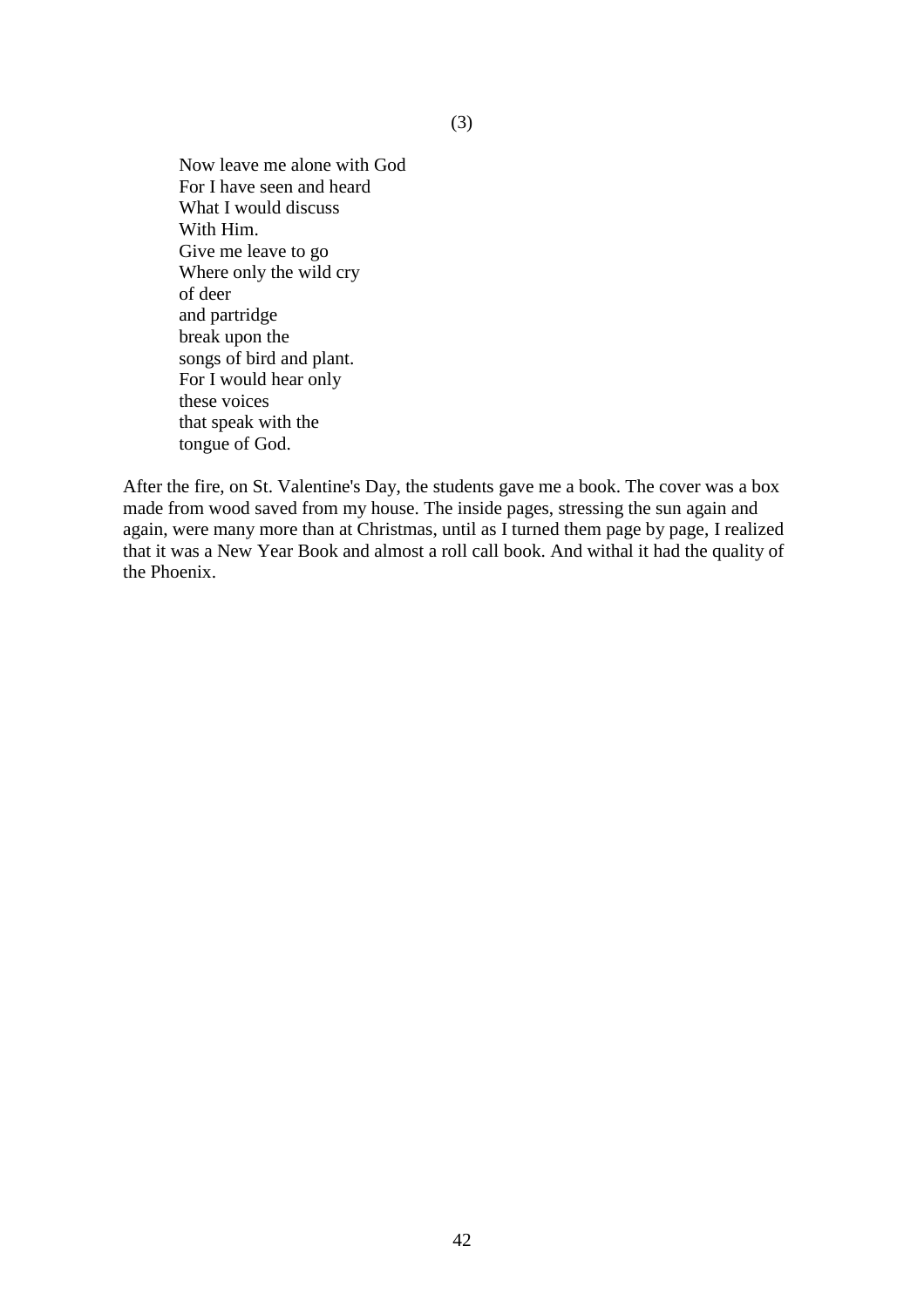(3)

Now leave me alone with God  
For I have seen and heard  
What I would discuss  
With Him.  
Give me leave to go  
Where only the wild cry  
of deer  
and partridge  
break upon the  
songs of bird and plant.  
For I would hear only  
these voices  
that speak with the  
tongue of God.

After the fire, on St. Valentine's Day, the students gave me a book. The cover was a box made from wood saved from my house. The inside pages, stressing the sun again and again, were many more than at Christmas, until as I turned them page by page, I realized that it was a New Year Book and almost a roll call book. And withal it had the quality of the Phoenix.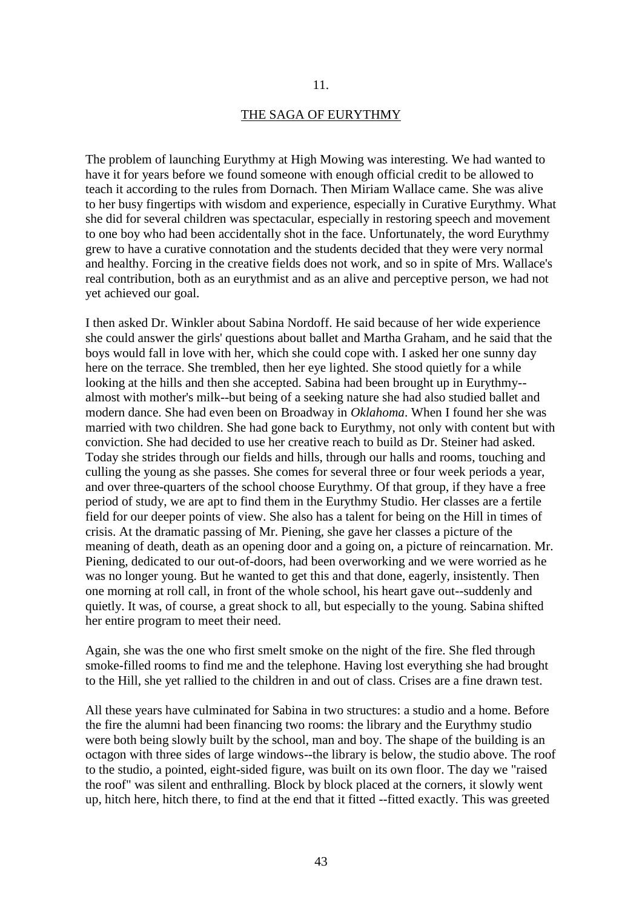11.

## THE SAGA OF EURYTHMY

The problem of launching Eurythmy at High Mowing was interesting. We had wanted to have it for years before we found someone with enough official credit to be allowed to teach it according to the rules from Dornach. Then Miriam Wallace came. She was alive to her busy fingertips with wisdom and experience, especially in Curative Eurythmy. What she did for several children was spectacular, especially in restoring speech and movement to one boy who had been accidentally shot in the face. Unfortunately, the word Eurythmy grew to have a curative connotation and the students decided that they were very normal and healthy. Forcing in the creative fields does not work, and so in spite of Mrs. Wallace's real contribution, both as an eurythmist and as an alive and perceptive person, we had not yet achieved our goal.

I then asked Dr. Winkler about Sabina Nordoff. He said because of her wide experience she could answer the girls' questions about ballet and Martha Graham, and he said that the boys would fall in love with her, which she could cope with. I asked her one sunny day here on the terrace. She trembled, then her eye lighted. She stood quietly for a while looking at the hills and then she accepted. Sabina had been brought up in Eurythmy--almost with mother's milk--but being of a seeking nature she had also studied ballet and modern dance. She had even been on Broadway in *Oklahoma*. When I found her she was married with two children. She had gone back to Eurythmy, not only with content but with conviction. She had decided to use her creative reach to build as Dr. Steiner had asked. Today she strides through our fields and hills, through our halls and rooms, touching and culling the young as she passes. She comes for several three or four week periods a year, and over three-quarters of the school choose Eurythmy. Of that group, if they have a free period of study, we are apt to find them in the Eurythmy Studio. Her classes are a fertile field for our deeper points of view. She also has a talent for being on the Hill in times of crisis. At the dramatic passing of Mr. Piening, she gave her classes a picture of the meaning of death, death as an opening door and a going on, a picture of reincarnation. Mr. Piening, dedicated to our out-of-doors, had been overworking and we were worried as he was no longer young. But he wanted to get this and that done, eagerly, insistently. Then one morning at roll call, in front of the whole school, his heart gave out--suddenly and quietly. It was, of course, a great shock to all, but especially to the young. Sabina shifted her entire program to meet their need.

Again, she was the one who first smelt smoke on the night of the fire. She fled through smoke-filled rooms to find me and the telephone. Having lost everything she had brought to the Hill, she yet rallied to the children in and out of class. Crises are a fine drawn test.

All these years have culminated for Sabina in two structures: a studio and a home. Before the fire the alumni had been financing two rooms: the library and the Eurythmy studio were both being slowly built by the school, man and boy. The shape of the building is an octagon with three sides of large windows--the library is below, the studio above. The roof to the studio, a pointed, eight-sided figure, was built on its own floor. The day we "raised the roof" was silent and enthralling. Block by block placed at the corners, it slowly went up, hitch here, hitch there, to find at the end that it fitted --fitted exactly. This was greeted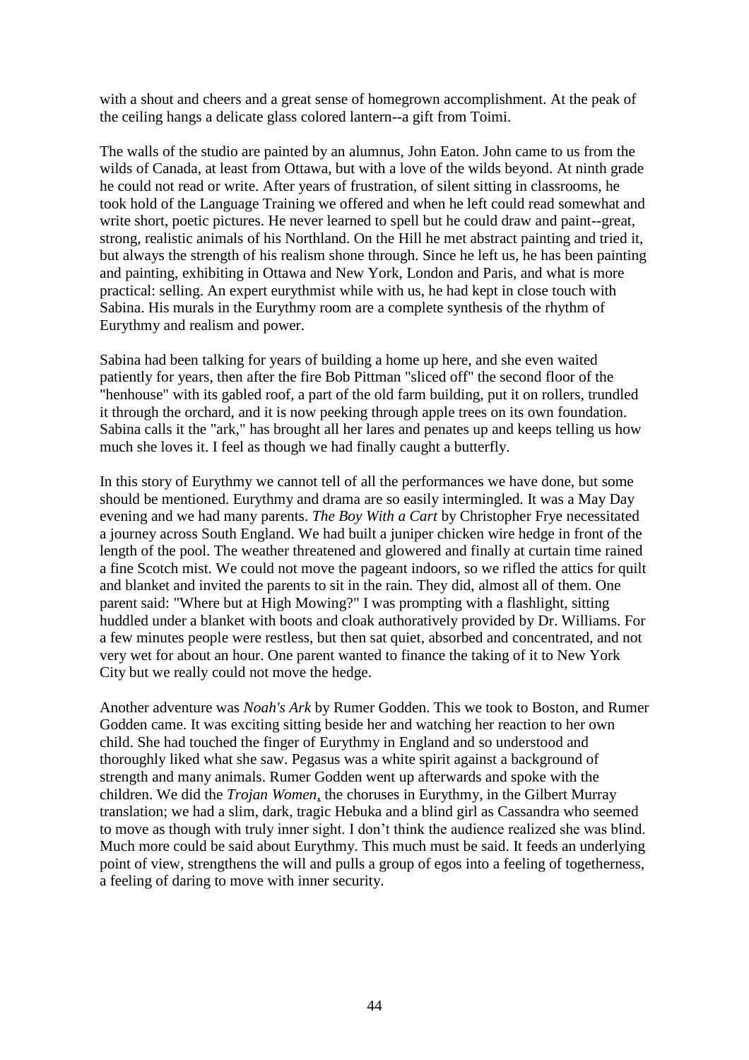with a shout and cheers and a great sense of homegrown accomplishment. At the peak of the ceiling hangs a delicate glass colored lantern--a gift from Toimi.

The walls of the studio are painted by an alumnus, John Eaton. John came to us from the wilds of Canada, at least from Ottawa, but with a love of the wilds beyond. At ninth grade he could not read or write. After years of frustration, of silent sitting in classrooms, he took hold of the Language Training we offered and when he left could read somewhat and write short, poetic pictures. He never learned to spell but he could draw and paint--great, strong, realistic animals of his Northland. On the Hill he met abstract painting and tried it, but always the strength of his realism shone through. Since he left us, he has been painting and painting, exhibiting in Ottawa and New York, London and Paris, and what is more practical: selling. An expert eurythmist while with us, he had kept in close touch with Sabina. His murals in the Eurythmy room are a complete synthesis of the rhythm of Eurythmy and realism and power.

Sabina had been talking for years of building a home up here, and she even waited patiently for years, then after the fire Bob Pittman "sliced off" the second floor of the "henhouse" with its gabled roof, a part of the old farm building, put it on rollers, trundled it through the orchard, and it is now peeking through apple trees on its own foundation. Sabina calls it the "ark," has brought all her lares and penates up and keeps telling us how much she loves it. I feel as though we had finally caught a butterfly.

In this story of Eurythmy we cannot tell of all the performances we have done, but some should be mentioned. Eurythmy and drama are so easily intermingled. It was a May Day evening and we had many parents. *The Boy With a Cart* by Christopher Frye necessitated a journey across South England. We had built a juniper chicken wire hedge in front of the length of the pool. The weather threatened and glowered and finally at curtain time rained a fine Scotch mist. We could not move the pageant indoors, so we rifled the attics for quilt and blanket and invited the parents to sit in the rain. They did, almost all of them. One parent said: "Where but at High Mowing?" I was prompting with a flashlight, sitting huddled under a blanket with boots and cloak authoratively provided by Dr. Williams. For a few minutes people were restless, but then sat quiet, absorbed and concentrated, and not very wet for about an hour. One parent wanted to finance the taking of it to New York City but we really could not move the hedge.

Another adventure was *Noah's Ark* by Rumer Godden. This we took to Boston, and Rumer Godden came. It was exciting sitting beside her and watching her reaction to her own child. She had touched the finger of Eurythmy in England and so understood and thoroughly liked what she saw. Pegasus was a white spirit against a background of strength and many animals. Rumer Godden went up afterwards and spoke with the children. We did the *Trojan Women*, the choruses in Eurythmy, in the Gilbert Murray translation; we had a slim, dark, tragic Hebuka and a blind girl as Cassandra who seemed to move as though with truly inner sight. I don't think the audience realized she was blind. Much more could be said about Eurythmy. This much must be said. It feeds an underlying point of view, strengthens the will and pulls a group of egos into a feeling of togetherness, a feeling of daring to move with inner security.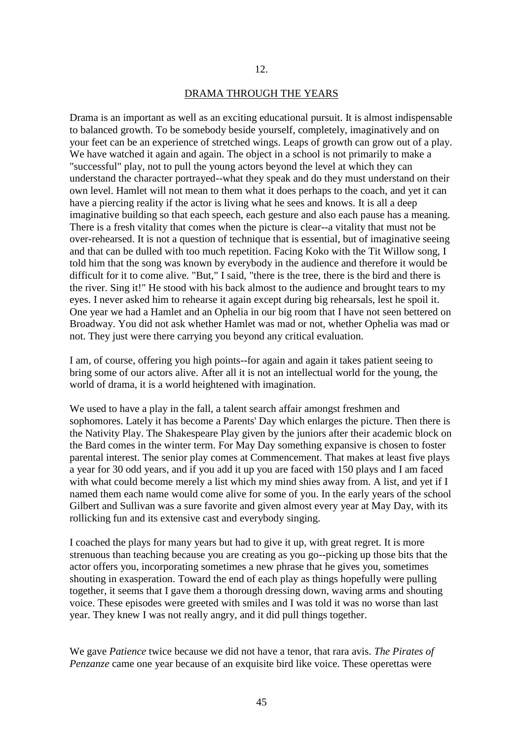12.

## DRAMA THROUGH THE YEARS

Drama is an important as well as an exciting educational pursuit. It is almost indispensable to balanced growth. To be somebody beside yourself, completely, imaginatively and on your feet can be an experience of stretched wings. Leaps of growth can grow out of a play. We have watched it again and again. The object in a school is not primarily to make a "successful" play, not to pull the young actors beyond the level at which they can understand the character portrayed--what they speak and do they must understand on their own level. Hamlet will not mean to them what it does perhaps to the coach, and yet it can have a piercing reality if the actor is living what he sees and knows. It is all a deep imaginative building so that each speech, each gesture and also each pause has a meaning. There is a fresh vitality that comes when the picture is clear--a vitality that must not be over-rehearsed. It is not a question of technique that is essential, but of imaginative seeing and that can be dulled with too much repetition. Facing Koko with the Tit Willow song, I told him that the song was known by everybody in the audience and therefore it would be difficult for it to come alive. "But," I said, "there is the tree, there is the bird and there is the river. Sing it!" He stood with his back almost to the audience and brought tears to my eyes. I never asked him to rehearse it again except during big rehearsals, lest he spoil it. One year we had a Hamlet and an Ophelia in our big room that I have not seen bettered on Broadway. You did not ask whether Hamlet was mad or not, whether Ophelia was mad or not. They just were there carrying you beyond any critical evaluation.

I am, of course, offering you high points--for again and again it takes patient seeing to bring some of our actors alive. After all it is not an intellectual world for the young, the world of drama, it is a world heightened with imagination.

We used to have a play in the fall, a talent search affair amongst freshmen and sophomores. Lately it has become a Parents' Day which enlarges the picture. Then there is the Nativity Play. The Shakespeare Play given by the juniors after their academic block on the Bard comes in the winter term. For May Day something expansive is chosen to foster parental interest. The senior play comes at Commencement. That makes at least five plays a year for 30 odd years, and if you add it up you are faced with 150 plays and I am faced with what could become merely a list which my mind shies away from. A list, and yet if I named them each name would come alive for some of you. In the early years of the school Gilbert and Sullivan was a sure favorite and given almost every year at May Day, with its rollicking fun and its extensive cast and everybody singing.

I coached the plays for many years but had to give it up, with great regret. It is more strenuous than teaching because you are creating as you go--picking up those bits that the actor offers you, incorporating sometimes a new phrase that he gives you, sometimes shouting in exasperation. Toward the end of each play as things hopefully were pulling together, it seems that I gave them a thorough dressing down, waving arms and shouting voice. These episodes were greeted with smiles and I was told it was no worse than last year. They knew I was not really angry, and it did pull things together.

We gave *Patience* twice because we did not have a tenor, that rara avis. *The Pirates of Penzanze* came one year because of an exquisite bird like voice. These operettas were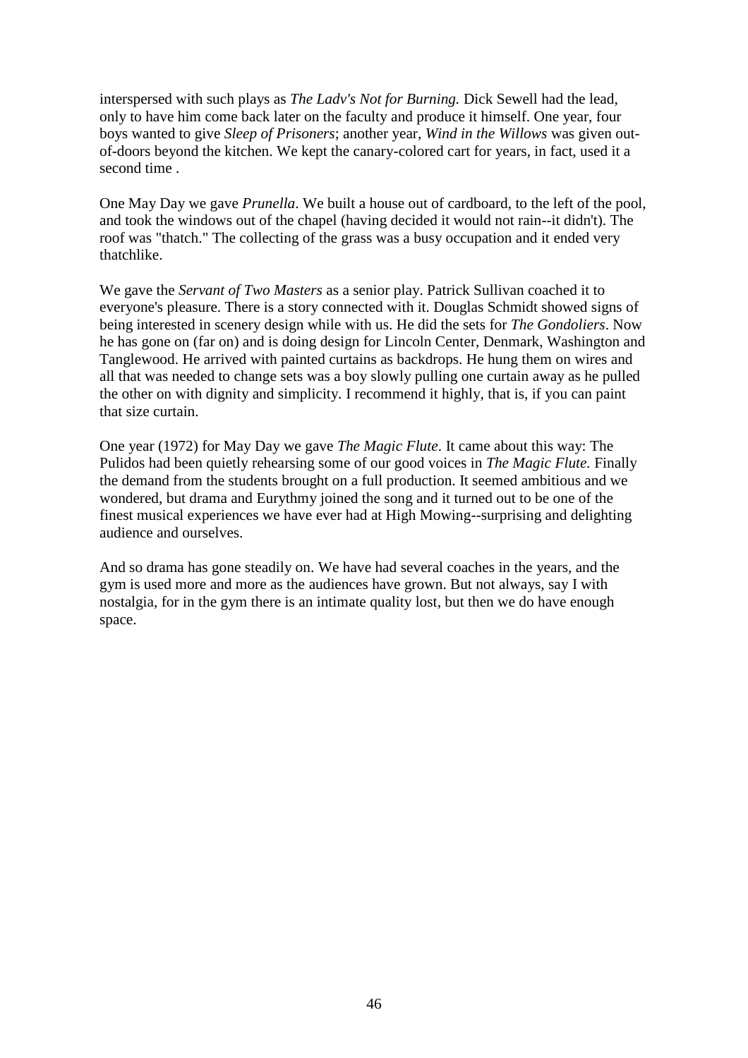interspersed with such plays as *The Ladv's Not for Burning.* Dick Sewell had the lead, only to have him come back later on the faculty and produce it himself. One year, four boys wanted to give *Sleep of Prisoners*; another year, *Wind in the Willows* was given out-of-doors beyond the kitchen. We kept the canary-colored cart for years, in fact, used it a second time .

One May Day we gave *Prunella*. We built a house out of cardboard, to the left of the pool, and took the windows out of the chapel (having decided it would not rain--it didn't). The roof was "thatch." The collecting of the grass was a busy occupation and it ended very thatchlike.

We gave the *Servant of Two Masters* as a senior play. Patrick Sullivan coached it to everyone's pleasure. There is a story connected with it. Douglas Schmidt showed signs of being interested in scenery design while with us. He did the sets for *The Gondoliers*. Now he has gone on (far on) and is doing design for Lincoln Center, Denmark, Washington and Tanglewood. He arrived with painted curtains as backdrops. He hung them on wires and all that was needed to change sets was a boy slowly pulling one curtain away as he pulled the other on with dignity and simplicity. I recommend it highly, that is, if you can paint that size curtain.

One year (1972) for May Day we gave *The Magic Flute*. It came about this way: The Pulidos had been quietly rehearsing some of our good voices in *The Magic Flute.* Finally the demand from the students brought on a full production. It seemed ambitious and we wondered, but drama and Eurythmy joined the song and it turned out to be one of the finest musical experiences we have ever had at High Mowing--surprising and delighting audience and ourselves.

And so drama has gone steadily on. We have had several coaches in the years, and the gym is used more and more as the audiences have grown. But not always, say I with nostalgia, for in the gym there is an intimate quality lost, but then we do have enough space.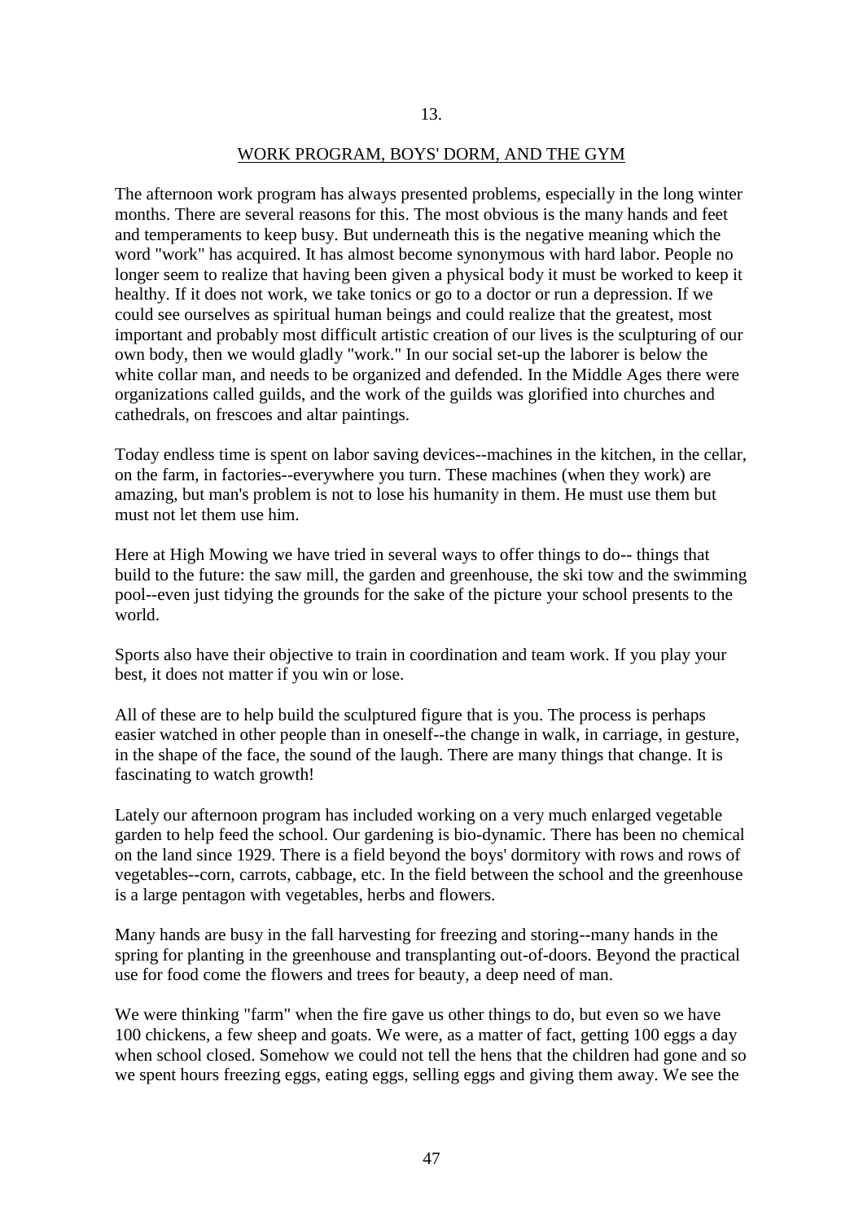13.

## WORK PROGRAM, BOYS' DORM, AND THE GYM

The afternoon work program has always presented problems, especially in the long winter months. There are several reasons for this. The most obvious is the many hands and feet and temperaments to keep busy. But underneath this is the negative meaning which the word "work" has acquired. It has almost become synonymous with hard labor. People no longer seem to realize that having been given a physical body it must be worked to keep it healthy. If it does not work, we take tonics or go to a doctor or run a depression. If we could see ourselves as spiritual human beings and could realize that the greatest, most important and probably most difficult artistic creation of our lives is the sculpturing of our own body, then we would gladly "work." In our social set-up the laborer is below the white collar man, and needs to be organized and defended. In the Middle Ages there were organizations called guilds, and the work of the guilds was glorified into churches and cathedrals, on frescoes and altar paintings.

Today endless time is spent on labor saving devices--machines in the kitchen, in the cellar, on the farm, in factories--everywhere you turn. These machines (when they work) are amazing, but man's problem is not to lose his humanity in them. He must use them but must not let them use him.

Here at High Mowing we have tried in several ways to offer things to do-- things that build to the future: the saw mill, the garden and greenhouse, the ski tow and the swimming pool--even just tidying the grounds for the sake of the picture your school presents to the world.

Sports also have their objective to train in coordination and team work. If you play your best, it does not matter if you win or lose.

All of these are to help build the sculptured figure that is you. The process is perhaps easier watched in other people than in oneself--the change in walk, in carriage, in gesture, in the shape of the face, the sound of the laugh. There are many things that change. It is fascinating to watch growth!

Lately our afternoon program has included working on a very much enlarged vegetable garden to help feed the school. Our gardening is bio-dynamic. There has been no chemical on the land since 1929. There is a field beyond the boys' dormitory with rows and rows of vegetables--corn, carrots, cabbage, etc. In the field between the school and the greenhouse is a large pentagon with vegetables, herbs and flowers.

Many hands are busy in the fall harvesting for freezing and storing--many hands in the spring for planting in the greenhouse and transplanting out-of-doors. Beyond the practical use for food come the flowers and trees for beauty, a deep need of man.

We were thinking "farm" when the fire gave us other things to do, but even so we have 100 chickens, a few sheep and goats. We were, as a matter of fact, getting 100 eggs a day when school closed. Somehow we could not tell the hens that the children had gone and so we spent hours freezing eggs, eating eggs, selling eggs and giving them away. We see the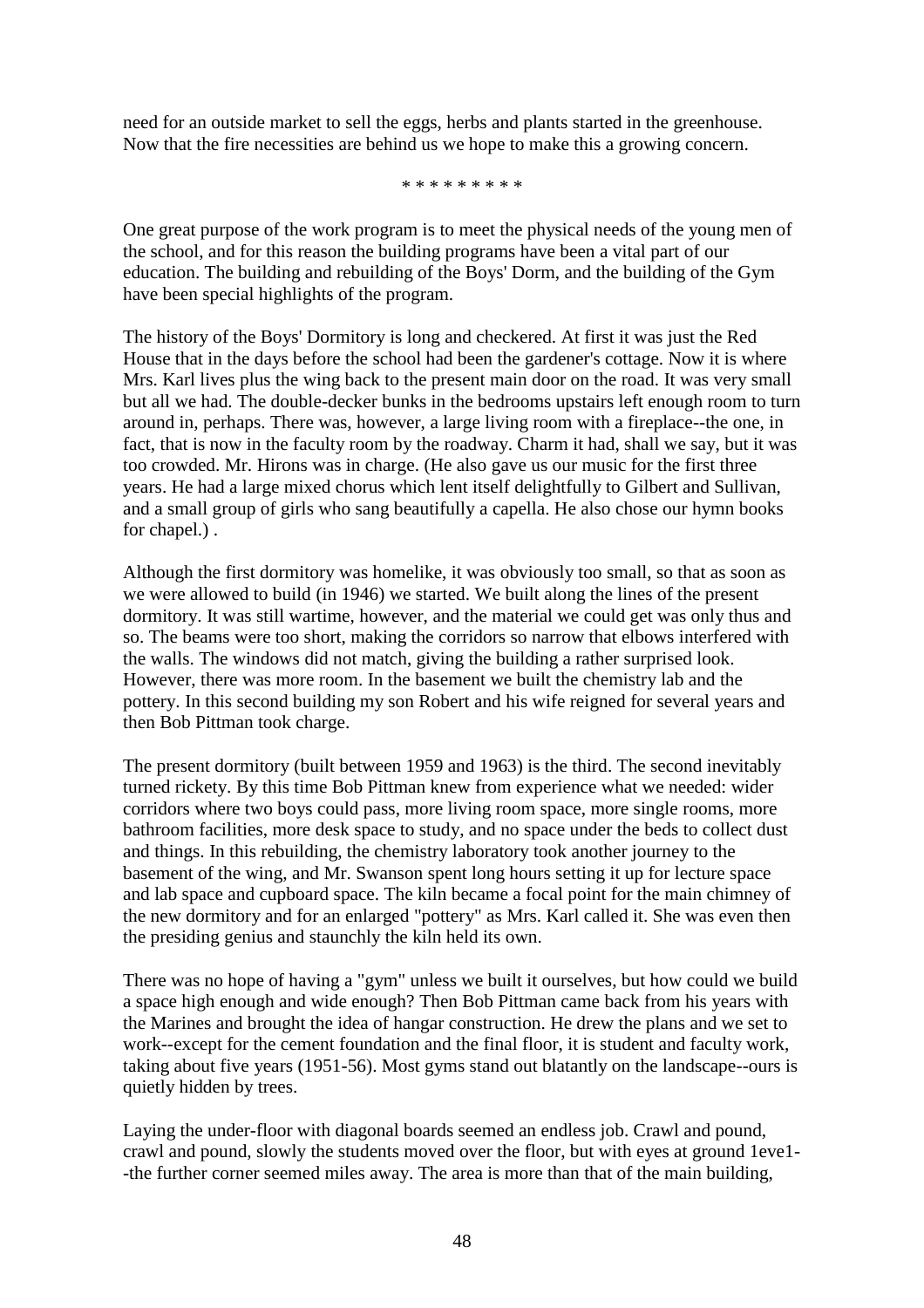need for an outside market to sell the eggs, herbs and plants started in the greenhouse. Now that the fire necessities are behind us we hope to make this a growing concern.

* * * * * * * * *

One great purpose of the work program is to meet the physical needs of the young men of the school, and for this reason the building programs have been a vital part of our education. The building and rebuilding of the Boys' Dorm, and the building of the Gym have been special highlights of the program.

The history of the Boys' Dormitory is long and checkered. At first it was just the Red House that in the days before the school had been the gardener's cottage. Now it is where Mrs. Karl lives plus the wing back to the present main door on the road. It was very small but all we had. The double-decker bunks in the bedrooms upstairs left enough room to turn around in, perhaps. There was, however, a large living room with a fireplace--the one, in fact, that is now in the faculty room by the roadway. Charm it had, shall we say, but it was too crowded. Mr. Hirons was in charge. (He also gave us our music for the first three years. He had a large mixed chorus which lent itself delightfully to Gilbert and Sullivan, and a small group of girls who sang beautifully a capella. He also chose our hymn books for chapel.) .

Although the first dormitory was homelike, it was obviously too small, so that as soon as we were allowed to build (in 1946) we started. We built along the lines of the present dormitory. It was still wartime, however, and the material we could get was only thus and so. The beams were too short, making the corridors so narrow that elbows interfered with the walls. The windows did not match, giving the building a rather surprised look. However, there was more room. In the basement we built the chemistry lab and the pottery. In this second building my son Robert and his wife reigned for several years and then Bob Pittman took charge.

The present dormitory (built between 1959 and 1963) is the third. The second inevitably turned rickety. By this time Bob Pittman knew from experience what we needed: wider corridors where two boys could pass, more living room space, more single rooms, more bathroom facilities, more desk space to study, and no space under the beds to collect dust and things. In this rebuilding, the chemistry laboratory took another journey to the basement of the wing, and Mr. Swanson spent long hours setting it up for lecture space and lab space and cupboard space. The kiln became a focal point for the main chimney of the new dormitory and for an enlarged "pottery" as Mrs. Karl called it. She was even then the presiding genius and staunchly the kiln held its own.

There was no hope of having a "gym" unless we built it ourselves, but how could we build a space high enough and wide enough? Then Bob Pittman came back from his years with the Marines and brought the idea of hangar construction. He drew the plans and we set to work--except for the cement foundation and the final floor, it is student and faculty work, taking about five years (1951-56). Most gyms stand out blatantly on the landscape--ours is quietly hidden by trees.

Laying the under-floor with diagonal boards seemed an endless job. Crawl and pound, crawl and pound, slowly the students moved over the floor, but with eyes at ground 1eve1--the further corner seemed miles away. The area is more than that of the main building,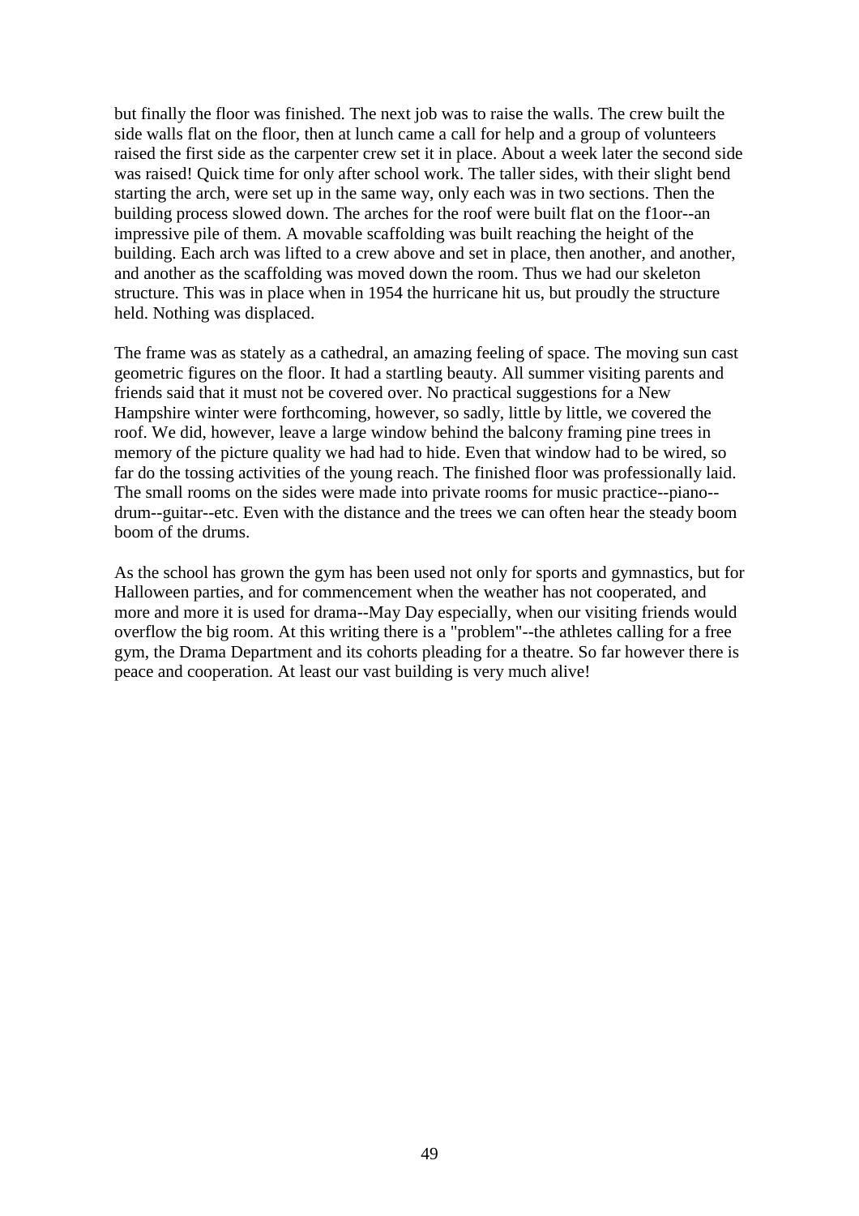but finally the floor was finished. The next job was to raise the walls. The crew built the side walls flat on the floor, then at lunch came a call for help and a group of volunteers raised the first side as the carpenter crew set it in place. About a week later the second side was raised! Quick time for only after school work. The taller sides, with their slight bend starting the arch, were set up in the same way, only each was in two sections. Then the building process slowed down. The arches for the roof were built flat on the f1oor--an impressive pile of them. A movable scaffolding was built reaching the height of the building. Each arch was lifted to a crew above and set in place, then another, and another, and another as the scaffolding was moved down the room. Thus we had our skeleton structure. This was in place when in 1954 the hurricane hit us, but proudly the structure held. Nothing was displaced.

The frame was as stately as a cathedral, an amazing feeling of space. The moving sun cast geometric figures on the floor. It had a startling beauty. All summer visiting parents and friends said that it must not be covered over. No practical suggestions for a New Hampshire winter were forthcoming, however, so sadly, little by little, we covered the roof. We did, however, leave a large window behind the balcony framing pine trees in memory of the picture quality we had had to hide. Even that window had to be wired, so far do the tossing activities of the young reach. The finished floor was professionally laid. The small rooms on the sides were made into private rooms for music practice--piano--drum--guitar--etc. Even with the distance and the trees we can often hear the steady boom boom of the drums.

As the school has grown the gym has been used not only for sports and gymnastics, but for Halloween parties, and for commencement when the weather has not cooperated, and more and more it is used for drama--May Day especially, when our visiting friends would overflow the big room. At this writing there is a "problem"--the athletes calling for a free gym, the Drama Department and its cohorts pleading for a theatre. So far however there is peace and cooperation. At least our vast building is very much alive!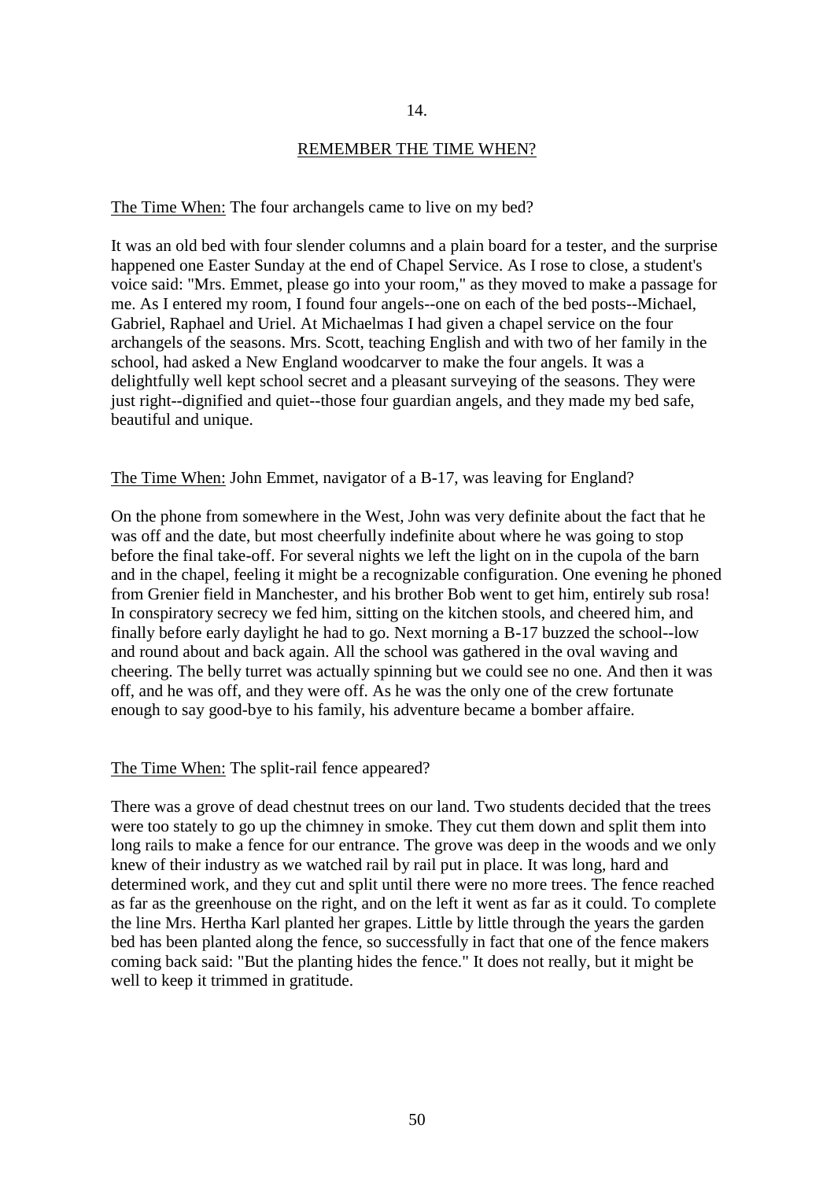## 14.

## REMEMBER THE TIME WHEN?

<u>The Time When:</u> The four archangels came to live on my bed?

It was an old bed with four slender columns and a plain board for a tester, and the surprise happened one Easter Sunday at the end of Chapel Service. As I rose to close, a student's voice said: "Mrs. Emmet, please go into your room," as they moved to make a passage for me. As I entered my room, I found four angels--one on each of the bed posts--Michael, Gabriel, Raphael and Uriel. At Michaelmas I had given a chapel service on the four archangels of the seasons. Mrs. Scott, teaching English and with two of her family in the school, had asked a New England woodcarver to make the four angels. It was a delightfully well kept school secret and a pleasant surveying of the seasons. They were just right--dignified and quiet--those four guardian angels, and they made my bed safe, beautiful and unique.

<u>The Time When:</u> John Emmet, navigator of a B-17, was leaving for England?

On the phone from somewhere in the West, John was very definite about the fact that he was off and the date, but most cheerfully indefinite about where he was going to stop before the final take-off. For several nights we left the light on in the cupola of the barn and in the chapel, feeling it might be a recognizable configuration. One evening he phoned from Grenier field in Manchester, and his brother Bob went to get him, entirely sub rosa! In conspiratory secrecy we fed him, sitting on the kitchen stools, and cheered him, and finally before early daylight he had to go. Next morning a B-17 buzzed the school--low and round about and back again. All the school was gathered in the oval waving and cheering. The belly turret was actually spinning but we could see no one. And then it was off, and he was off, and they were off. As he was the only one of the crew fortunate enough to say good-bye to his family, his adventure became a bomber affaire.

<u>The Time When:</u> The split-rail fence appeared?

There was a grove of dead chestnut trees on our land. Two students decided that the trees were too stately to go up the chimney in smoke. They cut them down and split them into long rails to make a fence for our entrance. The grove was deep in the woods and we only knew of their industry as we watched rail by rail put in place. It was long, hard and determined work, and they cut and split until there were no more trees. The fence reached as far as the greenhouse on the right, and on the left it went as far as it could. To complete the line Mrs. Hertha Karl planted her grapes. Little by little through the years the garden bed has been planted along the fence, so successfully in fact that one of the fence makers coming back said: "But the planting hides the fence." It does not really, but it might be well to keep it trimmed in gratitude.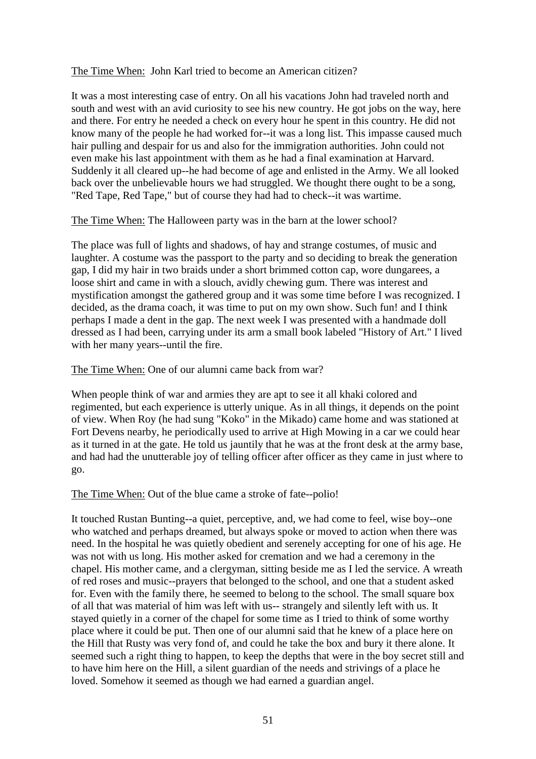The Time When: John Karl tried to become an American citizen?

It was a most interesting case of entry. On all his vacations John had traveled north and south and west with an avid curiosity to see his new country. He got jobs on the way, here and there. For entry he needed a check on every hour he spent in this country. He did not know many of the people he had worked for--it was a long list. This impasse caused much hair pulling and despair for us and also for the immigration authorities. John could not even make his last appointment with them as he had a final examination at Harvard. Suddenly it all cleared up--he had become of age and enlisted in the Army. We all looked back over the unbelievable hours we had struggled. We thought there ought to be a song, "Red Tape, Red Tape," but of course they had had to check--it was wartime.

The Time When: The Halloween party was in the barn at the lower school?

The place was full of lights and shadows, of hay and strange costumes, of music and laughter. A costume was the passport to the party and so deciding to break the generation gap, I did my hair in two braids under a short brimmed cotton cap, wore dungarees, a loose shirt and came in with a slouch, avidly chewing gum. There was interest and mystification amongst the gathered group and it was some time before I was recognized. I decided, as the drama coach, it was time to put on my own show. Such fun! and I think perhaps I made a dent in the gap. The next week I was presented with a handmade doll dressed as I had been, carrying under its arm a small book labeled "History of Art." I lived with her many years--until the fire.

The Time When: One of our alumni came back from war?

When people think of war and armies they are apt to see it all khaki colored and regimented, but each experience is utterly unique. As in all things, it depends on the point of view. When Roy (he had sung "Koko" in the Mikado) came home and was stationed at Fort Devens nearby, he periodically used to arrive at High Mowing in a car we could hear as it turned in at the gate. He told us jauntily that he was at the front desk at the army base, and had had the unutterable joy of telling officer after officer as they came in just where to go.

The Time When: Out of the blue came a stroke of fate--polio!

It touched Rustan Bunting--a quiet, perceptive, and, we had come to feel, wise boy--one who watched and perhaps dreamed, but always spoke or moved to action when there was need. In the hospital he was quietly obedient and serenely accepting for one of his age. He was not with us long. His mother asked for cremation and we had a ceremony in the chapel. His mother came, and a clergyman, sitting beside me as I led the service. A wreath of red roses and music--prayers that belonged to the school, and one that a student asked for. Even with the family there, he seemed to belong to the school. The small square box of all that was material of him was left with us-- strangely and silently left with us. It stayed quietly in a corner of the chapel for some time as I tried to think of some worthy place where it could be put. Then one of our alumni said that he knew of a place here on the Hill that Rusty was very fond of, and could he take the box and bury it there alone. It seemed such a right thing to happen, to keep the depths that were in the boy secret still and to have him here on the Hill, a silent guardian of the needs and strivings of a place he loved. Somehow it seemed as though we had earned a guardian angel.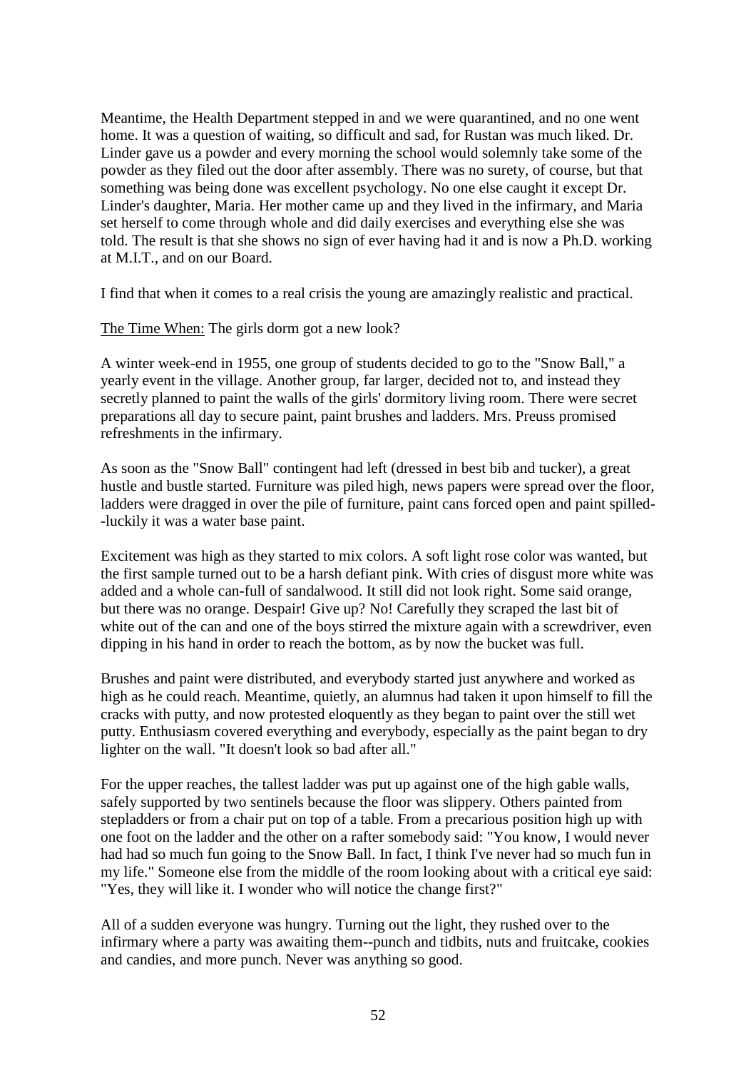Meantime, the Health Department stepped in and we were quarantined, and no one went home. It was a question of waiting, so difficult and sad, for Rustan was much liked. Dr. Linder gave us a powder and every morning the school would solemnly take some of the powder as they filed out the door after assembly. There was no surety, of course, but that something was being done was excellent psychology. No one else caught it except Dr. Linder's daughter, Maria. Her mother came up and they lived in the infirmary, and Maria set herself to come through whole and did daily exercises and everything else she was told. The result is that she shows no sign of ever having had it and is now a Ph.D. working at M.I.T., and on our Board.

I find that when it comes to a real crisis the young are amazingly realistic and practical.

<u>The Time When:</u> The girls dorm got a new look?

A winter week-end in 1955, one group of students decided to go to the "Snow Ball," a yearly event in the village. Another group, far larger, decided not to, and instead they secretly planned to paint the walls of the girls' dormitory living room. There were secret preparations all day to secure paint, paint brushes and ladders. Mrs. Preuss promised refreshments in the infirmary.

As soon as the "Snow Ball" contingent had left (dressed in best bib and tucker), a great hustle and bustle started. Furniture was piled high, news papers were spread over the floor, ladders were dragged in over the pile of furniture, paint cans forced open and paint spilled--luckily it was a water base paint.

Excitement was high as they started to mix colors. A soft light rose color was wanted, but the first sample turned out to be a harsh defiant pink. With cries of disgust more white was added and a whole can-full of sandalwood. It still did not look right. Some said orange, but there was no orange. Despair! Give up? No! Carefully they scraped the last bit of white out of the can and one of the boys stirred the mixture again with a screwdriver, even dipping in his hand in order to reach the bottom, as by now the bucket was full.

Brushes and paint were distributed, and everybody started just anywhere and worked as high as he could reach. Meantime, quietly, an alumnus had taken it upon himself to fill the cracks with putty, and now protested eloquently as they began to paint over the still wet putty. Enthusiasm covered everything and everybody, especially as the paint began to dry lighter on the wall. "It doesn't look so bad after all."

For the upper reaches, the tallest ladder was put up against one of the high gable walls, safely supported by two sentinels because the floor was slippery. Others painted from stepladders or from a chair put on top of a table. From a precarious position high up with one foot on the ladder and the other on a rafter somebody said: "You know, I would never had had so much fun going to the Snow Ball. In fact, I think I've never had so much fun in my life." Someone else from the middle of the room looking about with a critical eye said: "Yes, they will like it. I wonder who will notice the change first?"

All of a sudden everyone was hungry. Turning out the light, they rushed over to the infirmary where a party was awaiting them--punch and tidbits, nuts and fruitcake, cookies and candies, and more punch. Never was anything so good.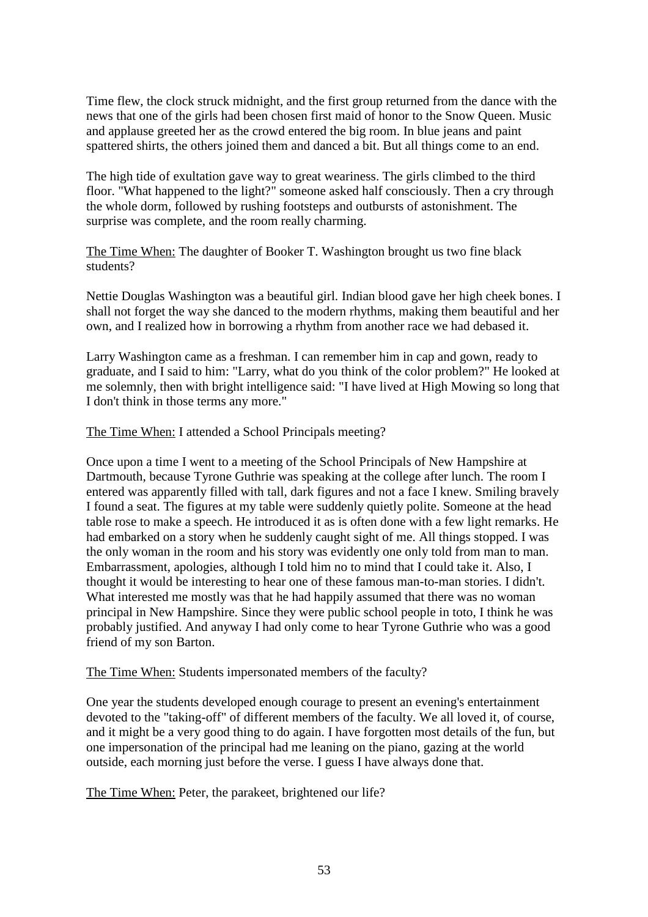Time flew, the clock struck midnight, and the first group returned from the dance with the news that one of the girls had been chosen first maid of honor to the Snow Queen. Music and applause greeted her as the crowd entered the big room. In blue jeans and paint spattered shirts, the others joined them and danced a bit. But all things come to an end.

The high tide of exultation gave way to great weariness. The girls climbed to the third floor. "What happened to the light?" someone asked half consciously. Then a cry through the whole dorm, followed by rushing footsteps and outbursts of astonishment. The surprise was complete, and the room really charming.

<u>The Time When:</u> The daughter of Booker T. Washington brought us two fine black students?

Nettie Douglas Washington was a beautiful girl. Indian blood gave her high cheek bones. I shall not forget the way she danced to the modern rhythms, making them beautiful and her own, and I realized how in borrowing a rhythm from another race we had debased it.

Larry Washington came as a freshman. I can remember him in cap and gown, ready to graduate, and I said to him: "Larry, what do you think of the color problem?" He looked at me solemnly, then with bright intelligence said: "I have lived at High Mowing so long that I don't think in those terms any more."

<u>The Time When:</u> I attended a School Principals meeting?

Once upon a time I went to a meeting of the School Principals of New Hampshire at Dartmouth, because Tyrone Guthrie was speaking at the college after lunch. The room I entered was apparently filled with tall, dark figures and not a face I knew. Smiling bravely I found a seat. The figures at my table were suddenly quietly polite. Someone at the head table rose to make a speech. He introduced it as is often done with a few light remarks. He had embarked on a story when he suddenly caught sight of me. All things stopped. I was the only woman in the room and his story was evidently one only told from man to man. Embarrassment, apologies, although I told him no to mind that I could take it. Also, I thought it would be interesting to hear one of these famous man-to-man stories. I didn't. What interested me mostly was that he had happily assumed that there was no woman principal in New Hampshire. Since they were public school people in toto, I think he was probably justified. And anyway I had only come to hear Tyrone Guthrie who was a good friend of my son Barton.

<u>The Time When:</u> Students impersonated members of the faculty?

One year the students developed enough courage to present an evening's entertainment devoted to the "taking-off" of different members of the faculty. We all loved it, of course, and it might be a very good thing to do again. I have forgotten most details of the fun, but one impersonation of the principal had me leaning on the piano, gazing at the world outside, each morning just before the verse. I guess I have always done that.

<u>The Time When:</u> Peter, the parakeet, brightened our life?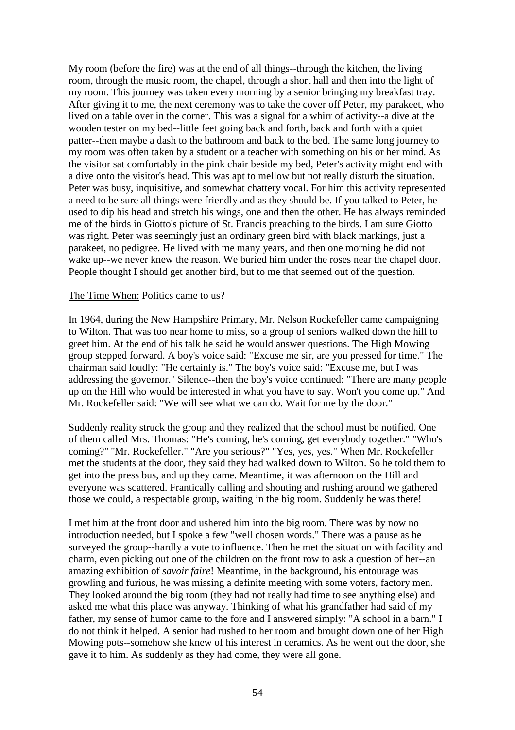My room (before the fire) was at the end of all things--through the kitchen, the living room, through the music room, the chapel, through a short hall and then into the light of my room. This journey was taken every morning by a senior bringing my breakfast tray. After giving it to me, the next ceremony was to take the cover off Peter, my parakeet, who lived on a table over in the corner. This was a signal for a whirr of activity--a dive at the wooden tester on my bed--little feet going back and forth, back and forth with a quiet patter--then maybe a dash to the bathroom and back to the bed. The same long journey to my room was often taken by a student or a teacher with something on his or her mind. As the visitor sat comfortably in the pink chair beside my bed, Peter's activity might end with a dive onto the visitor's head. This was apt to mellow but not really disturb the situation. Peter was busy, inquisitive, and somewhat chattery vocal. For him this activity represented a need to be sure all things were friendly and as they should be. If you talked to Peter, he used to dip his head and stretch his wings, one and then the other. He has always reminded me of the birds in Giotto's picture of St. Francis preaching to the birds. I am sure Giotto was right. Peter was seemingly just an ordinary green bird with black markings, just a parakeet, no pedigree. He lived with me many years, and then one morning he did not wake up--we never knew the reason. We buried him under the roses near the chapel door. People thought I should get another bird, but to me that seemed out of the question.

<u>The Time When:</u> Politics came to us?

In 1964, during the New Hampshire Primary, Mr. Nelson Rockefeller came campaigning to Wilton. That was too near home to miss, so a group of seniors walked down the hill to greet him. At the end of his talk he said he would answer questions. The High Mowing group stepped forward. A boy's voice said: "Excuse me sir, are you pressed for time." The chairman said loudly: "He certainly is." The boy's voice said: "Excuse me, but I was addressing the governor." Silence--then the boy's voice continued: "There are many people up on the Hill who would be interested in what you have to say. Won't you come up." And Mr. Rockefeller said: "We will see what we can do. Wait for me by the door."

Suddenly reality struck the group and they realized that the school must be notified. One of them called Mrs. Thomas: "He's coming, he's coming, get everybody together." "Who's coming?" "Mr. Rockefeller." "Are you serious?" "Yes, yes, yes." When Mr. Rockefeller met the students at the door, they said they had walked down to Wilton. So he told them to get into the press bus, and up they came. Meantime, it was afternoon on the Hill and everyone was scattered. Frantically calling and shouting and rushing around we gathered those we could, a respectable group, waiting in the big room. Suddenly he was there!

I met him at the front door and ushered him into the big room. There was by now no introduction needed, but I spoke a few "well chosen words." There was a pause as he surveyed the group--hardly a vote to influence. Then he met the situation with facility and charm, even picking out one of the children on the front row to ask a question of her--an amazing exhibition of *savoir faire*! Meantime, in the background, his entourage was growling and furious, he was missing a definite meeting with some voters, factory men. They looked around the big room (they had not really had time to see anything else) and asked me what this place was anyway. Thinking of what his grandfather had said of my father, my sense of humor came to the fore and I answered simply: "A school in a barn." I do not think it helped. A senior had rushed to her room and brought down one of her High Mowing pots--somehow she knew of his interest in ceramics. As he went out the door, she gave it to him. As suddenly as they had come, they were all gone.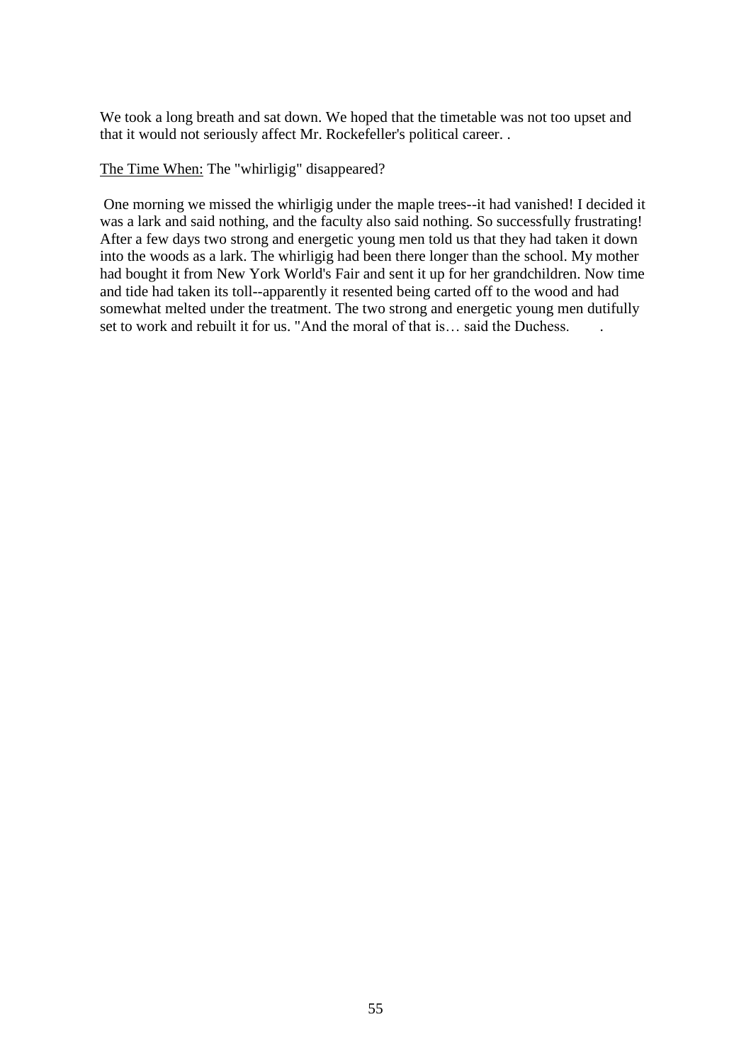We took a long breath and sat down. We hoped that the timetable was not too upset and that it would not seriously affect Mr. Rockefeller's political career. .

<u>The Time When:</u> The "whirligig" disappeared?

One morning we missed the whirligig under the maple trees--it had vanished! I decided it was a lark and said nothing, and the faculty also said nothing. So successfully frustrating! After a few days two strong and energetic young men told us that they had taken it down into the woods as a lark. The whirligig had been there longer than the school. My mother had bought it from New York World's Fair and sent it up for her grandchildren. Now time and tide had taken its toll--apparently it resented being carted off to the wood and had somewhat melted under the treatment. The two strong and energetic young men dutifully set to work and rebuilt it for us. "And the moral of that is… said the Duchess. .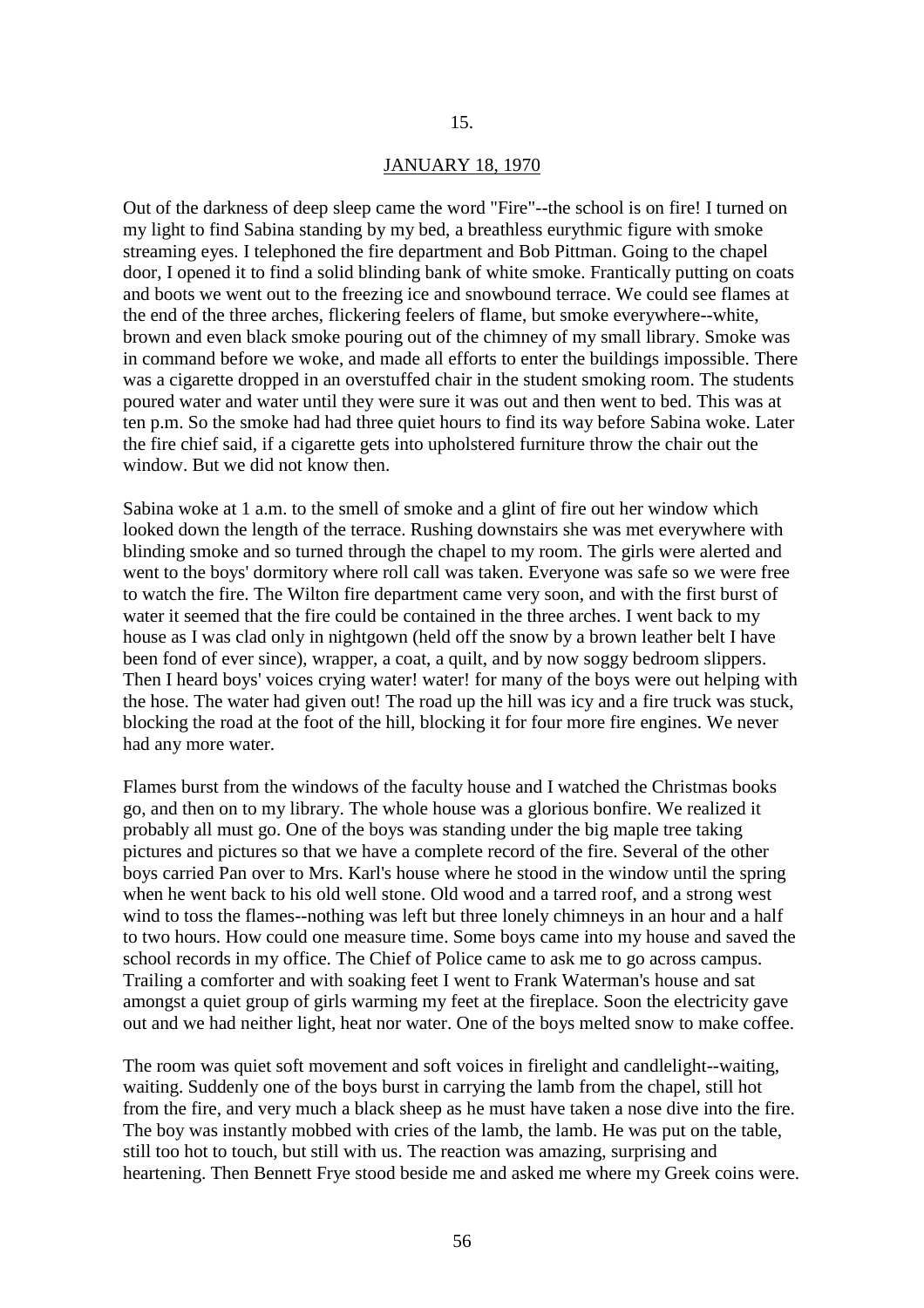15.

## JANUARY 18, 1970

Out of the darkness of deep sleep came the word "Fire"--the school is on fire! I turned on my light to find Sabina standing by my bed, a breathless eurythmic figure with smoke streaming eyes. I telephoned the fire department and Bob Pittman. Going to the chapel door, I opened it to find a solid blinding bank of white smoke. Frantically putting on coats and boots we went out to the freezing ice and snowbound terrace. We could see flames at the end of the three arches, flickering feelers of flame, but smoke everywhere--white, brown and even black smoke pouring out of the chimney of my small library. Smoke was in command before we woke, and made all efforts to enter the buildings impossible. There was a cigarette dropped in an overstuffed chair in the student smoking room. The students poured water and water until they were sure it was out and then went to bed. This was at ten p.m. So the smoke had had three quiet hours to find its way before Sabina woke. Later the fire chief said, if a cigarette gets into upholstered furniture throw the chair out the window. But we did not know then.

Sabina woke at 1 a.m. to the smell of smoke and a glint of fire out her window which looked down the length of the terrace. Rushing downstairs she was met everywhere with blinding smoke and so turned through the chapel to my room. The girls were alerted and went to the boys' dormitory where roll call was taken. Everyone was safe so we were free to watch the fire. The Wilton fire department came very soon, and with the first burst of water it seemed that the fire could be contained in the three arches. I went back to my house as I was clad only in nightgown (held off the snow by a brown leather belt I have been fond of ever since), wrapper, a coat, a quilt, and by now soggy bedroom slippers. Then I heard boys' voices crying water! water! for many of the boys were out helping with the hose. The water had given out! The road up the hill was icy and a fire truck was stuck, blocking the road at the foot of the hill, blocking it for four more fire engines. We never had any more water.

Flames burst from the windows of the faculty house and I watched the Christmas books go, and then on to my library. The whole house was a glorious bonfire. We realized it probably all must go. One of the boys was standing under the big maple tree taking pictures and pictures so that we have a complete record of the fire. Several of the other boys carried Pan over to Mrs. Karl's house where he stood in the window until the spring when he went back to his old well stone. Old wood and a tarred roof, and a strong west wind to toss the flames--nothing was left but three lonely chimneys in an hour and a half to two hours. How could one measure time. Some boys came into my house and saved the school records in my office. The Chief of Police came to ask me to go across campus. Trailing a comforter and with soaking feet I went to Frank Waterman's house and sat amongst a quiet group of girls warming my feet at the fireplace. Soon the electricity gave out and we had neither light, heat nor water. One of the boys melted snow to make coffee.

The room was quiet soft movement and soft voices in firelight and candlelight--waiting, waiting. Suddenly one of the boys burst in carrying the lamb from the chapel, still hot from the fire, and very much a black sheep as he must have taken a nose dive into the fire. The boy was instantly mobbed with cries of the lamb, the lamb. He was put on the table, still too hot to touch, but still with us. The reaction was amazing, surprising and heartening. Then Bennett Frye stood beside me and asked me where my Greek coins were.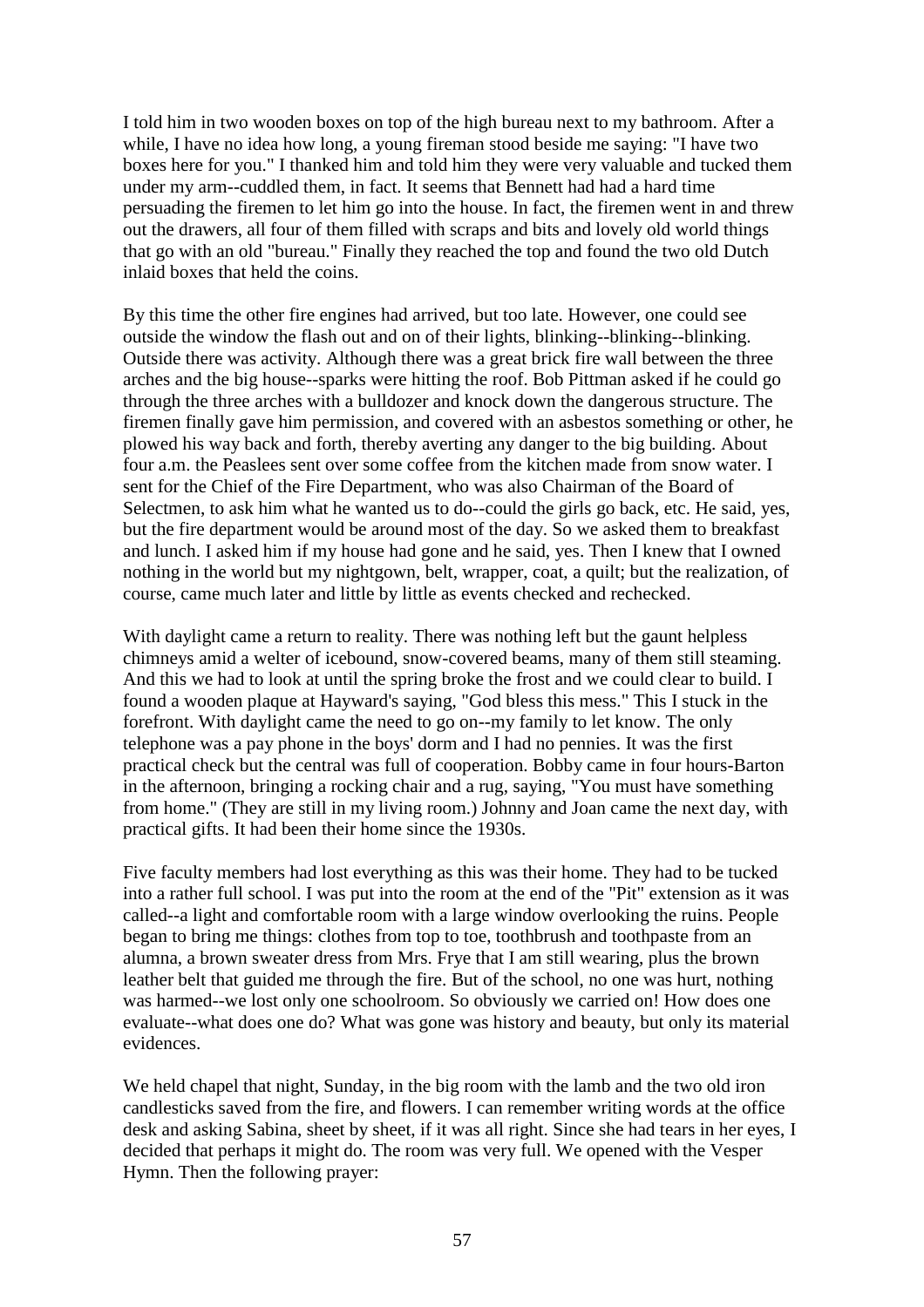I told him in two wooden boxes on top of the high bureau next to my bathroom. After a while, I have no idea how long, a young fireman stood beside me saying: "I have two boxes here for you." I thanked him and told him they were very valuable and tucked them under my arm--cuddled them, in fact. It seems that Bennett had had a hard time persuading the firemen to let him go into the house. In fact, the firemen went in and threw out the drawers, all four of them filled with scraps and bits and lovely old world things that go with an old "bureau." Finally they reached the top and found the two old Dutch inlaid boxes that held the coins.

By this time the other fire engines had arrived, but too late. However, one could see outside the window the flash out and on of their lights, blinking--blinking--blinking. Outside there was activity. Although there was a great brick fire wall between the three arches and the big house--sparks were hitting the roof. Bob Pittman asked if he could go through the three arches with a bulldozer and knock down the dangerous structure. The firemen finally gave him permission, and covered with an asbestos something or other, he plowed his way back and forth, thereby averting any danger to the big building. About four a.m. the Peaslees sent over some coffee from the kitchen made from snow water. I sent for the Chief of the Fire Department, who was also Chairman of the Board of Selectmen, to ask him what he wanted us to do--could the girls go back, etc. He said, yes, but the fire department would be around most of the day. So we asked them to breakfast and lunch. I asked him if my house had gone and he said, yes. Then I knew that I owned nothing in the world but my nightgown, belt, wrapper, coat, a quilt; but the realization, of course, came much later and little by little as events checked and rechecked.

With daylight came a return to reality. There was nothing left but the gaunt helpless chimneys amid a welter of icebound, snow-covered beams, many of them still steaming. And this we had to look at until the spring broke the frost and we could clear to build. I found a wooden plaque at Hayward's saying, "God bless this mess." This I stuck in the forefront. With daylight came the need to go on--my family to let know. The only telephone was a pay phone in the boys' dorm and I had no pennies. It was the first practical check but the central was full of cooperation. Bobby came in four hours-Barton in the afternoon, bringing a rocking chair and a rug, saying, "You must have something from home." (They are still in my living room.) Johnny and Joan came the next day, with practical gifts. It had been their home since the 1930s.

Five faculty members had lost everything as this was their home. They had to be tucked into a rather full school. I was put into the room at the end of the "Pit" extension as it was called--a light and comfortable room with a large window overlooking the ruins. People began to bring me things: clothes from top to toe, toothbrush and toothpaste from an alumna, a brown sweater dress from Mrs. Frye that I am still wearing, plus the brown leather belt that guided me through the fire. But of the school, no one was hurt, nothing was harmed--we lost only one schoolroom. So obviously we carried on! How does one evaluate--what does one do? What was gone was history and beauty, but only its material evidences.

We held chapel that night, Sunday, in the big room with the lamb and the two old iron candlesticks saved from the fire, and flowers. I can remember writing words at the office desk and asking Sabina, sheet by sheet, if it was all right. Since she had tears in her eyes, I decided that perhaps it might do. The room was very full. We opened with the Vesper Hymn. Then the following prayer: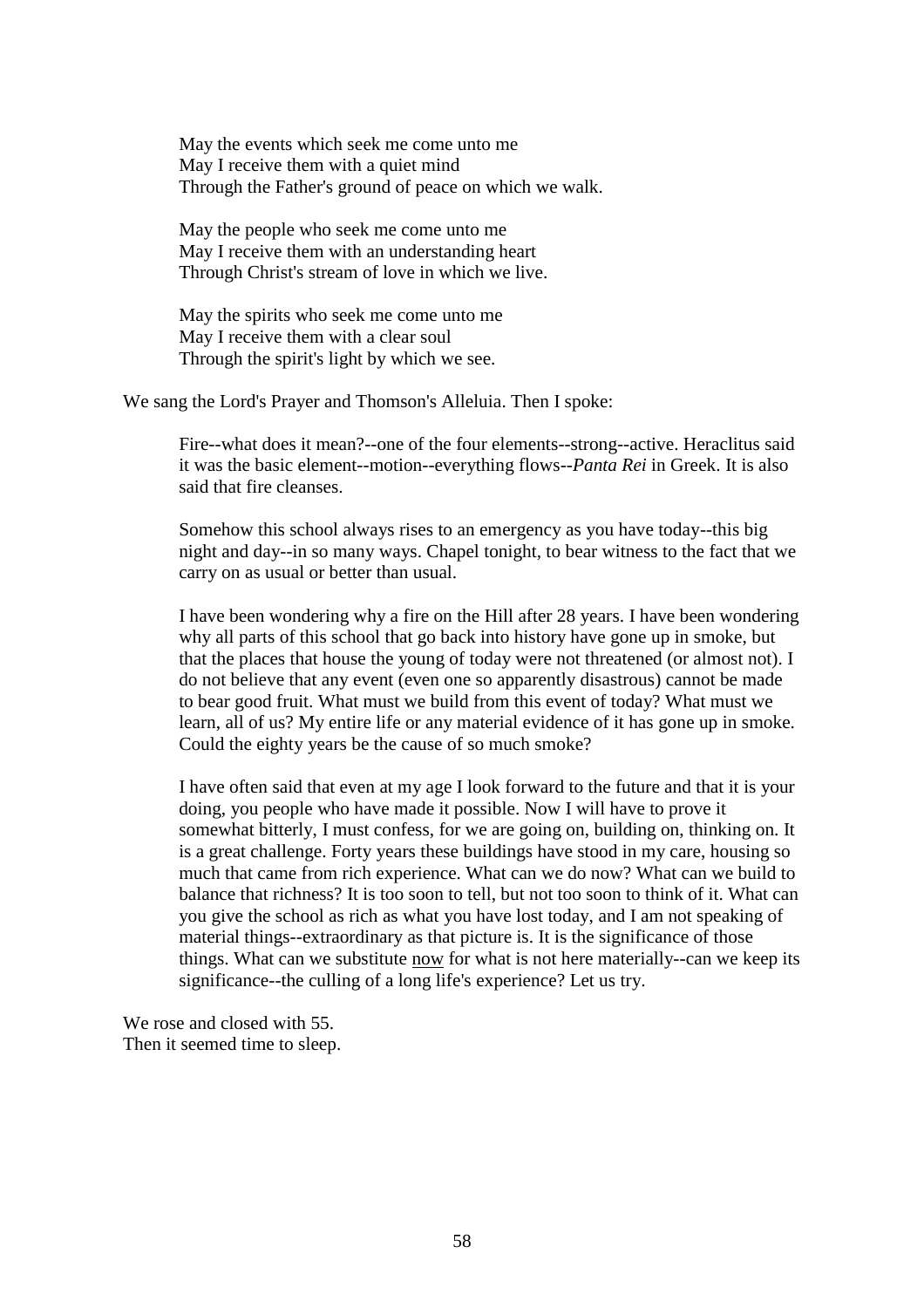> May the events which seek me come unto me
> May I receive them with a quiet mind
> Through the Father's ground of peace on which we walk.
>
> May the people who seek me come unto me
> May I receive them with an understanding heart
> Through Christ's stream of love in which we live.
>
> May the spirits who seek me come unto me
> May I receive them with a clear soul
> Through the spirit's light by which we see.

We sang the Lord's Prayer and Thomson's Alleluia. Then I spoke:

> Fire--what does it mean?--one of the four elements--strong--active. Heraclitus said it was the basic element--motion--everything flows--*Panta Rei* in Greek. It is also said that fire cleanses.
>
> Somehow this school always rises to an emergency as you have today--this big night and day--in so many ways. Chapel tonight, to bear witness to the fact that we carry on as usual or better than usual.
>
> I have been wondering why a fire on the Hill after 28 years. I have been wondering why all parts of this school that go back into history have gone up in smoke, but that the places that house the young of today were not threatened (or almost not). I do not believe that any event (even one so apparently disastrous) cannot be made to bear good fruit. What must we build from this event of today? What must we learn, all of us? My entire life or any material evidence of it has gone up in smoke. Could the eighty years be the cause of so much smoke?
>
> I have often said that even at my age I look forward to the future and that it is your doing, you people who have made it possible. Now I will have to prove it somewhat bitterly, I must confess, for we are going on, building on, thinking on. It is a great challenge. Forty years these buildings have stood in my care, housing so much that came from rich experience. What can we do now? What can we build to balance that richness? It is too soon to tell, but not too soon to think of it. What can you give the school as rich as what you have lost today, and I am not speaking of material things--extraordinary as that picture is. It is the significance of those things. What can we substitute <u>now</u> for what is not here materially--can we keep its significance--the culling of a long life's experience? Let us try.

We rose and closed with 55.
Then it seemed time to sleep.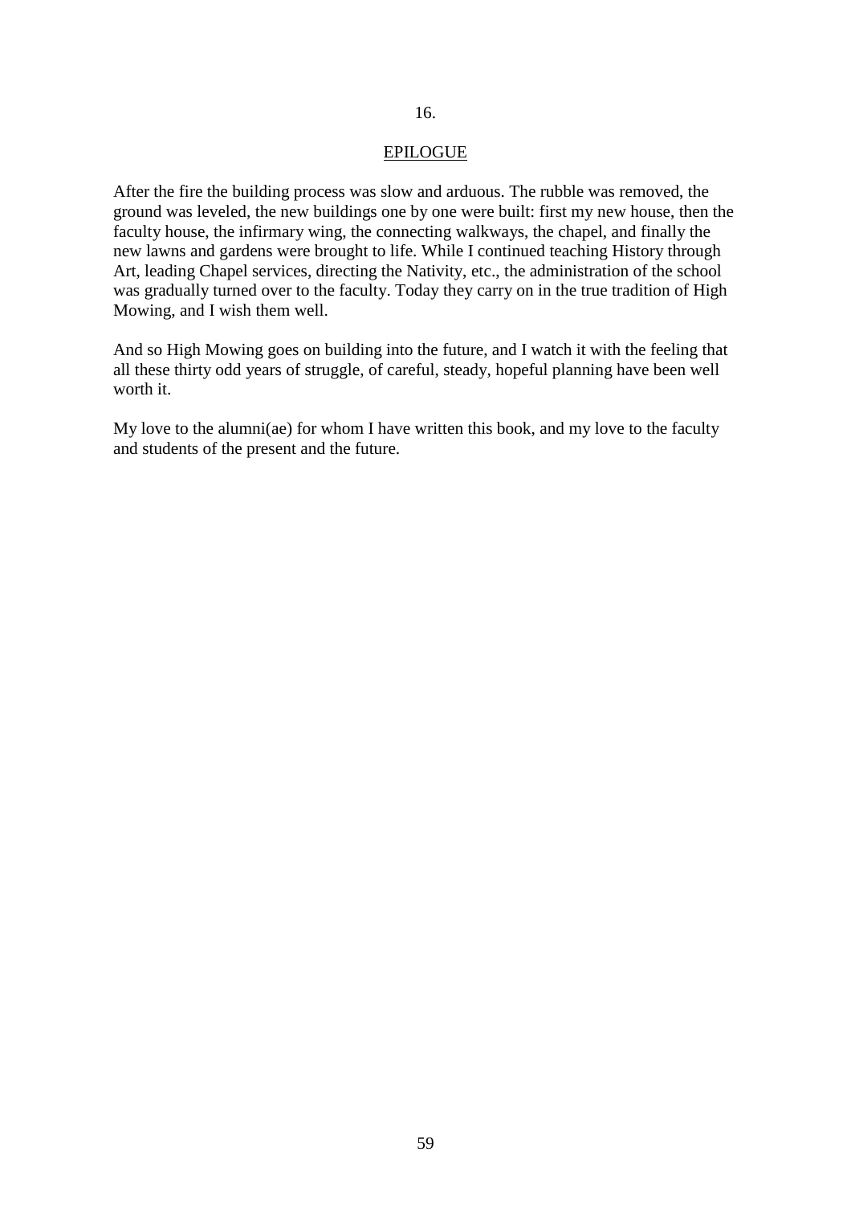16.

## EPILOGUE

After the fire the building process was slow and arduous. The rubble was removed, the ground was leveled, the new buildings one by one were built: first my new house, then the faculty house, the infirmary wing, the connecting walkways, the chapel, and finally the new lawns and gardens were brought to life. While I continued teaching History through Art, leading Chapel services, directing the Nativity, etc., the administration of the school was gradually turned over to the faculty. Today they carry on in the true tradition of High Mowing, and I wish them well.

And so High Mowing goes on building into the future, and I watch it with the feeling that all these thirty odd years of struggle, of careful, steady, hopeful planning have been well worth it.

My love to the alumni(ae) for whom I have written this book, and my love to the faculty and students of the present and the future.